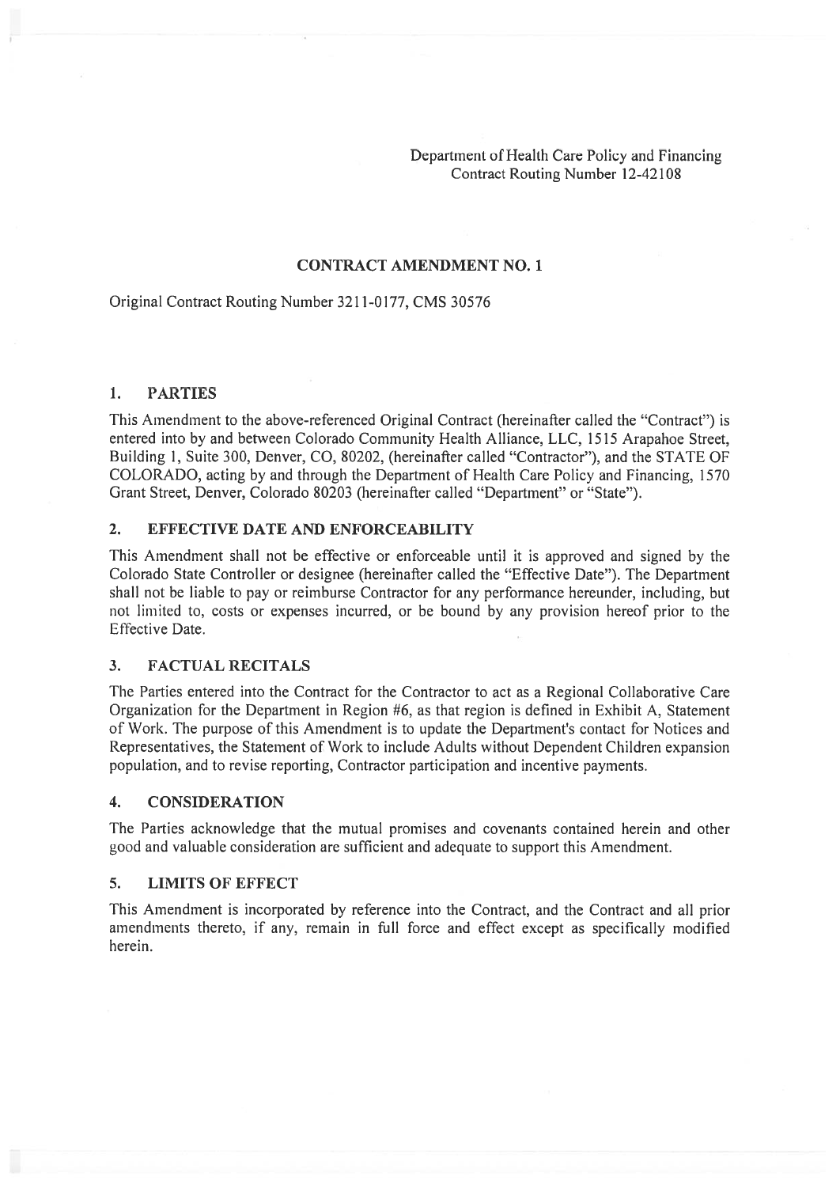Department of Health Care Policy and Financing
Contract Routing Number 12-42108

## CONTRACT AMENDMENT NO. 1

Original Contract Routing Number 3211-0177, CMS 30576

### 1. PARTIES

This Amendment to the above-referenced Original Contract (hereinafter called the "Contract") is entered into by and between Colorado Community Health Alliance, LLC, 1515 Arapahoe Street, Building 1, Suite 300, Denver, CO, 80202, (hereinafter called "Contractor"), and the STATE OF COLORADO, acting by and through the Department of Health Care Policy and Financing, 1570 Grant Street, Denver, Colorado 80203 (hereinafter called "Department" or "State").

### 2. EFFECTIVE DATE AND ENFORCEABILITY

This Amendment shall not be effective or enforceable until it is approved and signed by the Colorado State Controller or designee (hereinafter called the "Effective Date"). The Department shall not be liable to pay or reimburse Contractor for any performance hereunder, including, but not limited to, costs or expenses incurred, or be bound by any provision hereof prior to the Effective Date.

### 3. FACTUAL RECITALS

The Parties entered into the Contract for the Contractor to act as a Regional Collaborative Care Organization for the Department in Region #6, as that region is defined in Exhibit A, Statement of Work. The purpose of this Amendment is to update the Department's contact for Notices and Representatives, the Statement of Work to include Adults without Dependent Children expansion population, and to revise reporting, Contractor participation and incentive payments.

### 4. CONSIDERATION

The Parties acknowledge that the mutual promises and covenants contained herein and other good and valuable consideration are sufficient and adequate to support this Amendment.

### 5. LIMITS OF EFFECT

This Amendment is incorporated by reference into the Contract, and the Contract and all prior amendments thereto, if any, remain in full force and effect except as specifically modified herein.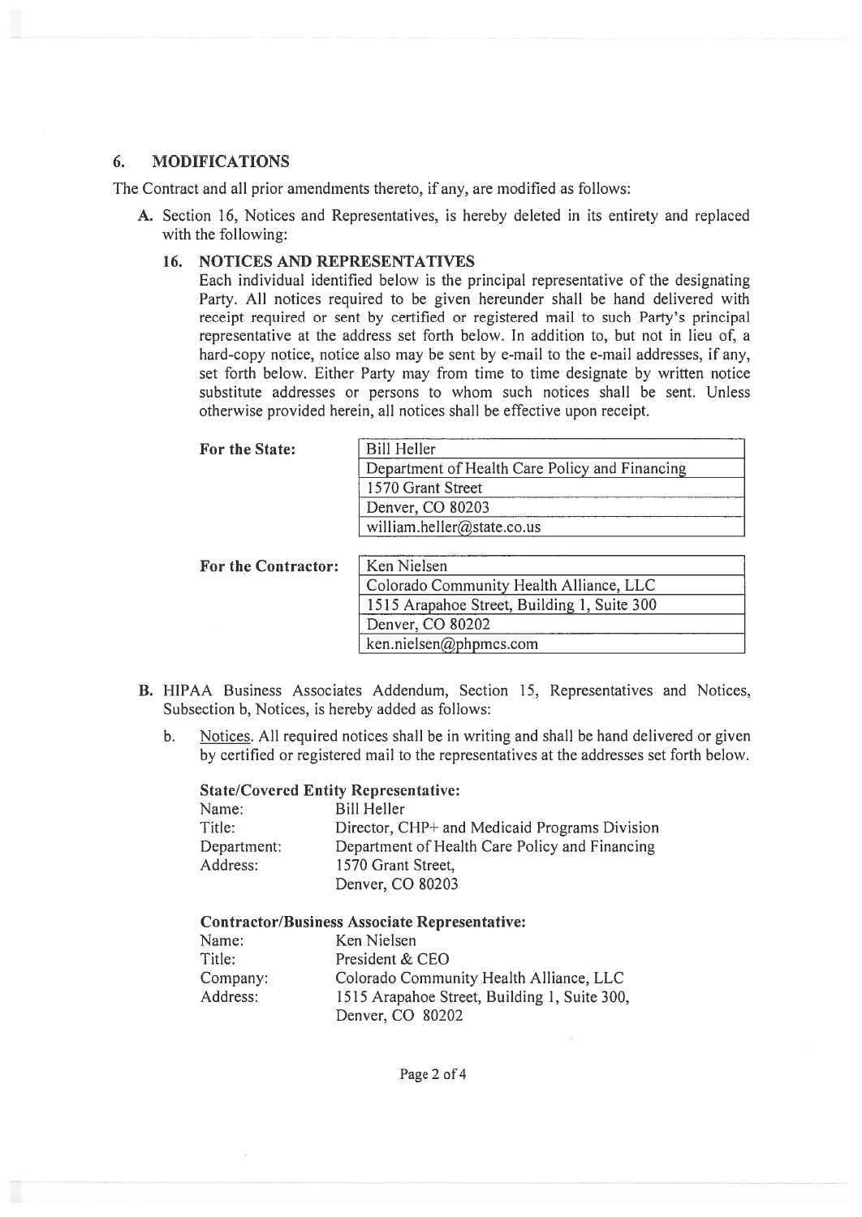## 6. MODIFICATIONS

The Contract and all prior amendments thereto, if any, are modified as follows:

**A.** Section 16, Notices and Representatives, is hereby deleted in its entirety and replaced with the following:

### 16. NOTICES AND REPRESENTATIVES

Each individual identified below is the principal representative of the designating Party. All notices required to be given hereunder shall be hand delivered with receipt required or sent by certified or registered mail to such Party's principal representative at the address set forth below. In addition to, but not in lieu of, a hard-copy notice, notice also may be sent by e-mail to the e-mail addresses, if any, set forth below. Either Party may from time to time designate by written notice substitute addresses or persons to whom such notices shall be sent. Unless otherwise provided herein, all notices shall be effective upon receipt.

| **For the State:** | Bill Heller |
|---|---|
| | Department of Health Care Policy and Financing |
| | 1570 Grant Street |
| | Denver, CO 80203 |
| | william.heller@state.co.us |

| **For the Contractor:** | Ken Nielsen |
|---|---|
| | Colorado Community Health Alliance, LLC |
| | 1515 Arapahoe Street, Building 1, Suite 300 |
| | Denver, CO 80202 |
| | ken.nielsen@phpmcs.com |

**B.** HIPAA Business Associates Addendum, Section 15, Representatives and Notices, Subsection b, Notices, is hereby added as follows:

b. Notices. All required notices shall be in writing and shall be hand delivered or given by certified or registered mail to the representatives at the addresses set forth below.

**State/Covered Entity Representative:**

Name: Bill Heller
Title: Director, CHP+ and Medicaid Programs Division
Department: Department of Health Care Policy and Financing
Address: 1570 Grant Street,
Denver, CO 80203

**Contractor/Business Associate Representative:**

Name: Ken Nielsen
Title: President & CEO
Company: Colorado Community Health Alliance, LLC
Address: 1515 Arapahoe Street, Building 1, Suite 300,
Denver, CO 80202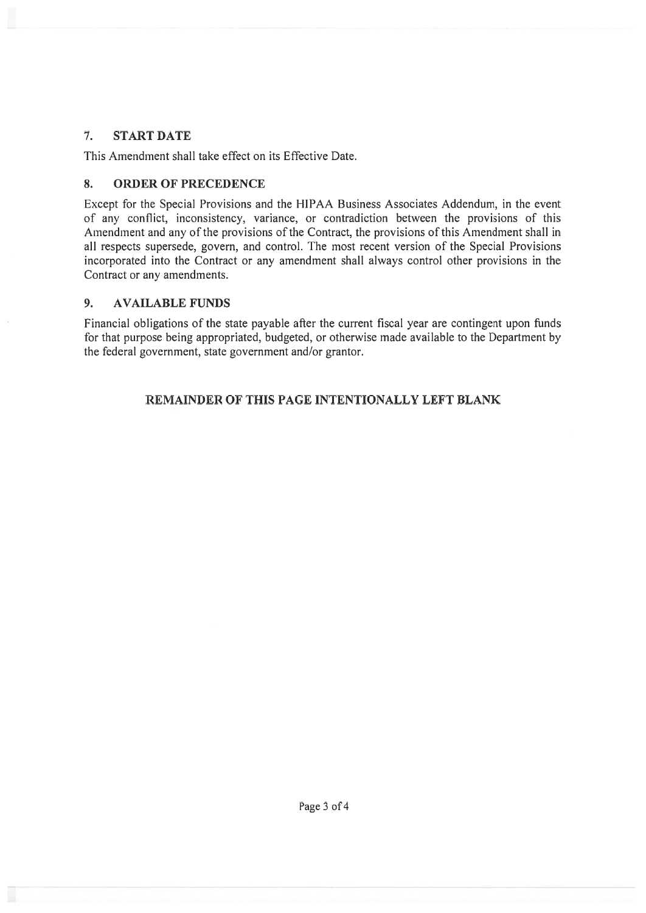## 7. START DATE

This Amendment shall take effect on its Effective Date.

## 8. ORDER OF PRECEDENCE

Except for the Special Provisions and the HIPAA Business Associates Addendum, in the event of any conflict, inconsistency, variance, or contradiction between the provisions of this Amendment and any of the provisions of the Contract, the provisions of this Amendment shall in all respects supersede, govern, and control. The most recent version of the Special Provisions incorporated into the Contract or any amendment shall always control other provisions in the Contract or any amendments.

## 9. AVAILABLE FUNDS

Financial obligations of the state payable after the current fiscal year are contingent upon funds for that purpose being appropriated, budgeted, or otherwise made available to the Department by the federal government, state government and/or grantor.

**REMAINDER OF THIS PAGE INTENTIONALLY LEFT BLANK**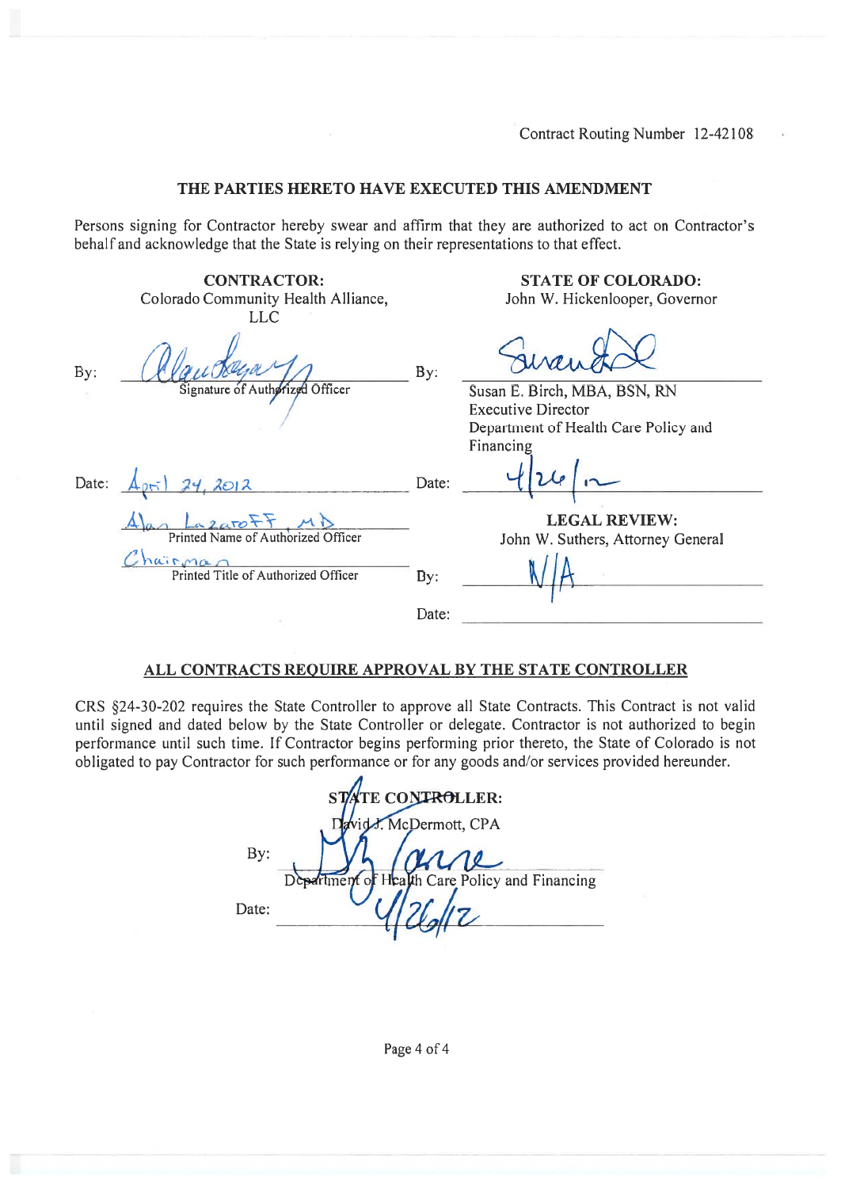Contract Routing Number 12-42108

**THE PARTIES HERETO HAVE EXECUTED THIS AMENDMENT**

Persons signing for Contractor hereby swear and affirm that they are authorized to act on Contractor's behalf and acknowledge that the State is relying on their representations to that effect.

| CONTRACTOR: Colorado Community Health Alliance, LLC | STATE OF COLORADO: John W. Hickenlooper, Governor |
|---|---|
| By: *[signature]* Signature of Authorized Officer | By: *[signature]* Susan E. Birch, MBA, BSN, RN, Executive Director, Department of Health Care Policy and Financing |
| Date: April 24, 2012 | Date: 4/26/12 |
| Alan Lazaroff, MD — Printed Name of Authorized Officer | **LEGAL REVIEW:** John W. Suthers, Attorney General |
| Chairman — Printed Title of Authorized Officer | By: N/A |
| | Date: |

**ALL CONTRACTS REQUIRE APPROVAL BY THE STATE CONTROLLER**

CRS §24-30-202 requires the State Controller to approve all State Contracts. This Contract is not valid until signed and dated below by the State Controller or delegate. Contractor is not authorized to begin performance until such time. If Contractor begins performing prior thereto, the State of Colorado is not obligated to pay Contractor for such performance or for any goods and/or services provided hereunder.

**STATE CONTROLLER:**
David J. McDermott, CPA

By: *[signature]*
Department of Health Care Policy and Financing

Date: 4/26/12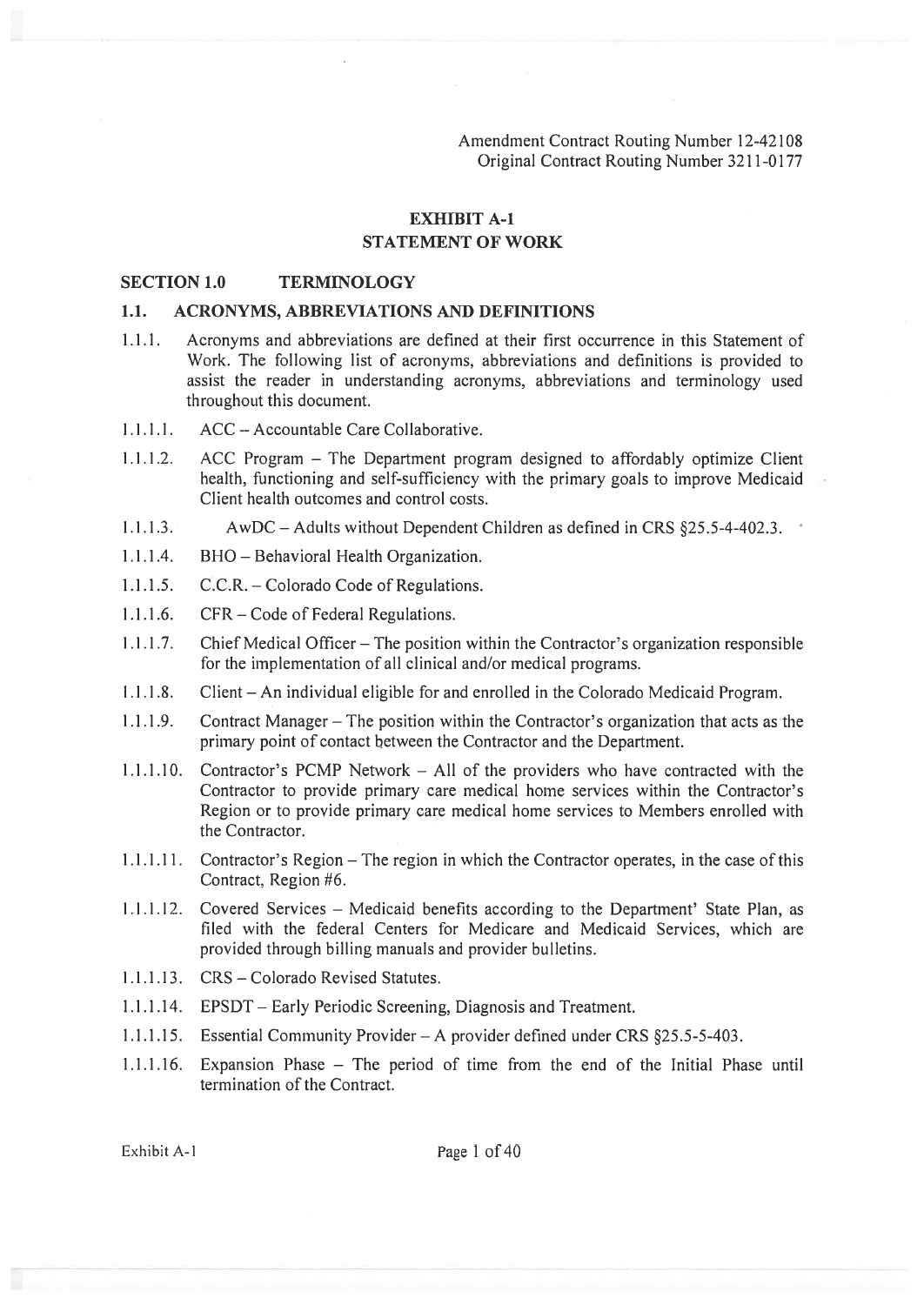Amendment Contract Routing Number 12-42108
Original Contract Routing Number 3211-0177

# EXHIBIT A-1
# STATEMENT OF WORK

## SECTION 1.0 TERMINOLOGY

### 1.1. ACRONYMS, ABBREVIATIONS AND DEFINITIONS

1.1.1. Acronyms and abbreviations are defined at their first occurrence in this Statement of Work. The following list of acronyms, abbreviations and definitions is provided to assist the reader in understanding acronyms, abbreviations and terminology used throughout this document.

1.1.1.1. ACC – Accountable Care Collaborative.

1.1.1.2. ACC Program – The Department program designed to affordably optimize Client health, functioning and self-sufficiency with the primary goals to improve Medicaid Client health outcomes and control costs.

1.1.1.3. AwDC – Adults without Dependent Children as defined in CRS §25.5-4-402.3.

1.1.1.4. BHO – Behavioral Health Organization.

1.1.1.5. C.C.R. – Colorado Code of Regulations.

1.1.1.6. CFR – Code of Federal Regulations.

1.1.1.7. Chief Medical Officer – The position within the Contractor's organization responsible for the implementation of all clinical and/or medical programs.

1.1.1.8. Client – An individual eligible for and enrolled in the Colorado Medicaid Program.

1.1.1.9. Contract Manager – The position within the Contractor's organization that acts as the primary point of contact between the Contractor and the Department.

1.1.1.10. Contractor's PCMP Network – All of the providers who have contracted with the Contractor to provide primary care medical home services within the Contractor's Region or to provide primary care medical home services to Members enrolled with the Contractor.

1.1.1.11. Contractor's Region – The region in which the Contractor operates, in the case of this Contract, Region #6.

1.1.1.12. Covered Services – Medicaid benefits according to the Department' State Plan, as filed with the federal Centers for Medicare and Medicaid Services, which are provided through billing manuals and provider bulletins.

1.1.1.13. CRS – Colorado Revised Statutes.

1.1.1.14. EPSDT – Early Periodic Screening, Diagnosis and Treatment.

1.1.1.15. Essential Community Provider – A provider defined under CRS §25.5-5-403.

1.1.1.16. Expansion Phase – The period of time from the end of the Initial Phase until termination of the Contract.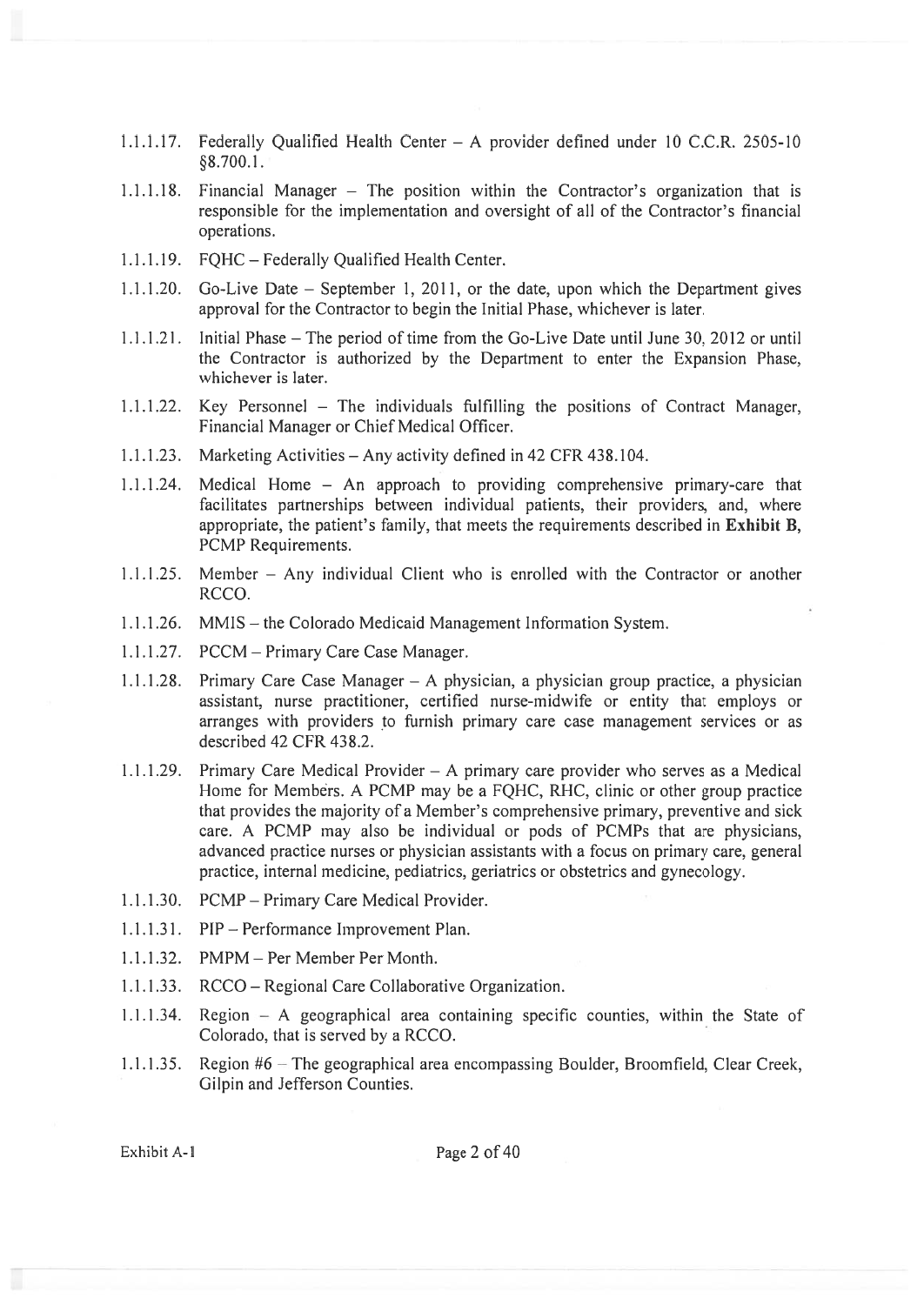1.1.1.17. Federally Qualified Health Center – A provider defined under 10 C.C.R. 2505-10 §8.700.1.

1.1.1.18. Financial Manager – The position within the Contractor's organization that is responsible for the implementation and oversight of all of the Contractor's financial operations.

1.1.1.19. FQHC – Federally Qualified Health Center.

1.1.1.20. Go-Live Date – September 1, 2011, or the date, upon which the Department gives approval for the Contractor to begin the Initial Phase, whichever is later.

1.1.1.21. Initial Phase – The period of time from the Go-Live Date until June 30, 2012 or until the Contractor is authorized by the Department to enter the Expansion Phase, whichever is later.

1.1.1.22. Key Personnel – The individuals fulfilling the positions of Contract Manager, Financial Manager or Chief Medical Officer.

1.1.1.23. Marketing Activities – Any activity defined in 42 CFR 438.104.

1.1.1.24. Medical Home – An approach to providing comprehensive primary-care that facilitates partnerships between individual patients, their providers, and, where appropriate, the patient's family, that meets the requirements described in **Exhibit B**, PCMP Requirements.

1.1.1.25. Member – Any individual Client who is enrolled with the Contractor or another RCCO.

1.1.1.26. MMIS – the Colorado Medicaid Management Information System.

1.1.1.27. PCCM – Primary Care Case Manager.

1.1.1.28. Primary Care Case Manager – A physician, a physician group practice, a physician assistant, nurse practitioner, certified nurse-midwife or entity that employs or arranges with providers to furnish primary care case management services or as described 42 CFR 438.2.

1.1.1.29. Primary Care Medical Provider – A primary care provider who serves as a Medical Home for Members. A PCMP may be a FQHC, RHC, clinic or other group practice that provides the majority of a Member's comprehensive primary, preventive and sick care. A PCMP may also be individual or pods of PCMPs that are physicians, advanced practice nurses or physician assistants with a focus on primary care, general practice, internal medicine, pediatrics, geriatrics or obstetrics and gynecology.

1.1.1.30. PCMP – Primary Care Medical Provider.

1.1.1.31. PIP – Performance Improvement Plan.

1.1.1.32. PMPM – Per Member Per Month.

1.1.1.33. RCCO – Regional Care Collaborative Organization.

1.1.1.34. Region – A geographical area containing specific counties, within the State of Colorado, that is served by a RCCO.

1.1.1.35. Region #6 – The geographical area encompassing Boulder, Broomfield, Clear Creek, Gilpin and Jefferson Counties.

Exhibit A-1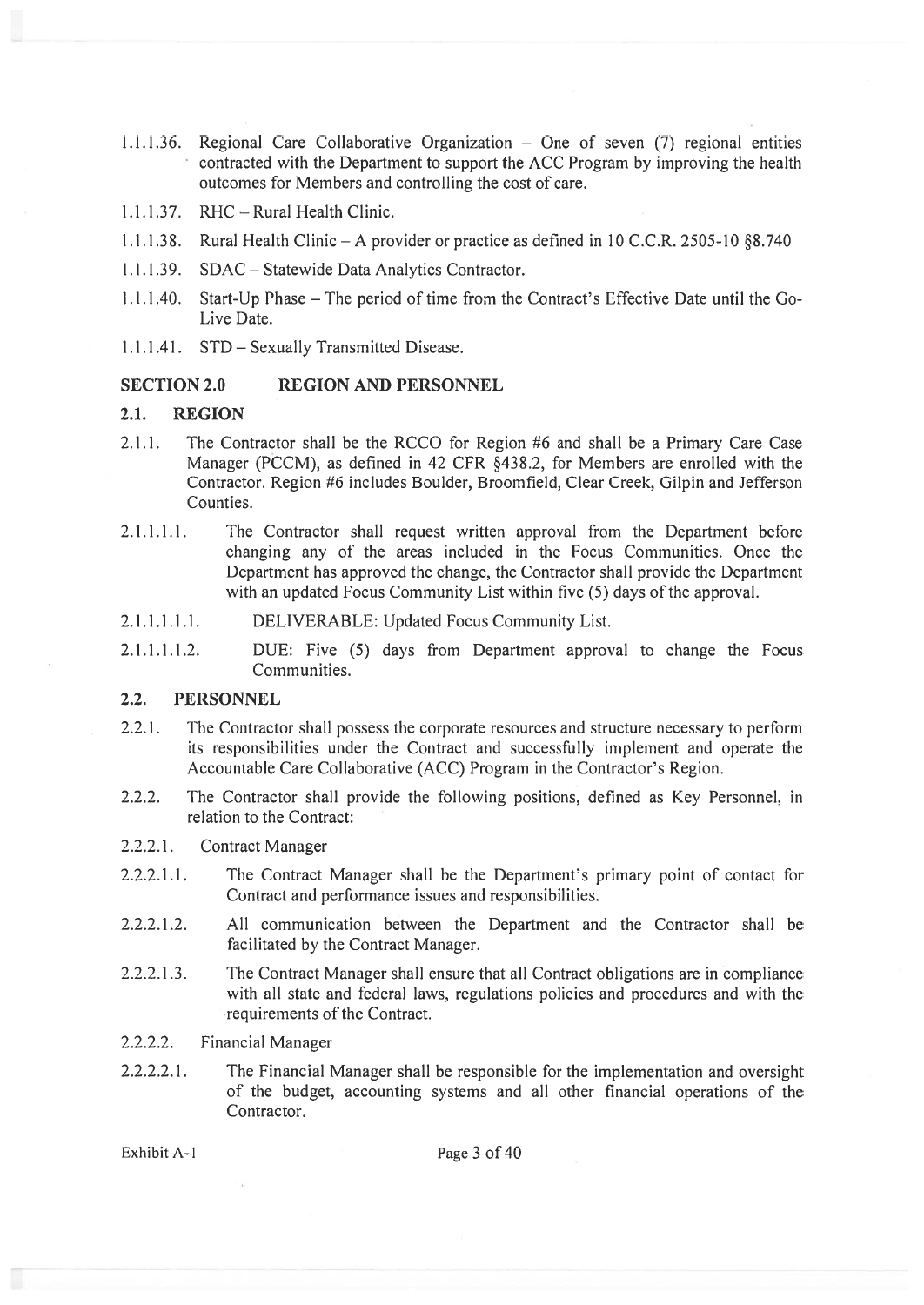1.1.1.36. Regional Care Collaborative Organization – One of seven (7) regional entities contracted with the Department to support the ACC Program by improving the health outcomes for Members and controlling the cost of care.

1.1.1.37. RHC – Rural Health Clinic.

1.1.1.38. Rural Health Clinic – A provider or practice as defined in 10 C.C.R. 2505-10 §8.740

1.1.1.39. SDAC – Statewide Data Analytics Contractor.

1.1.1.40. Start-Up Phase – The period of time from the Contract's Effective Date until the Go-Live Date.

1.1.1.41. STD – Sexually Transmitted Disease.

## SECTION 2.0 REGION AND PERSONNEL

### 2.1. REGION

2.1.1. The Contractor shall be the RCCO for Region #6 and shall be a Primary Care Case Manager (PCCM), as defined in 42 CFR §438.2, for Members are enrolled with the Contractor. Region #6 includes Boulder, Broomfield, Clear Creek, Gilpin and Jefferson Counties.

2.1.1.1.1. The Contractor shall request written approval from the Department before changing any of the areas included in the Focus Communities. Once the Department has approved the change, the Contractor shall provide the Department with an updated Focus Community List within five (5) days of the approval.

2.1.1.1.1.1. DELIVERABLE: Updated Focus Community List.

2.1.1.1.1.2. DUE: Five (5) days from Department approval to change the Focus Communities.

### 2.2. PERSONNEL

2.2.1. The Contractor shall possess the corporate resources and structure necessary to perform its responsibilities under the Contract and successfully implement and operate the Accountable Care Collaborative (ACC) Program in the Contractor's Region.

2.2.2. The Contractor shall provide the following positions, defined as Key Personnel, in relation to the Contract:

2.2.2.1. Contract Manager

2.2.2.1.1. The Contract Manager shall be the Department's primary point of contact for Contract and performance issues and responsibilities.

2.2.2.1.2. All communication between the Department and the Contractor shall be facilitated by the Contract Manager.

2.2.2.1.3. The Contract Manager shall ensure that all Contract obligations are in compliance with all state and federal laws, regulations policies and procedures and with the requirements of the Contract.

2.2.2.2. Financial Manager

2.2.2.2.1. The Financial Manager shall be responsible for the implementation and oversight of the budget, accounting systems and all other financial operations of the Contractor.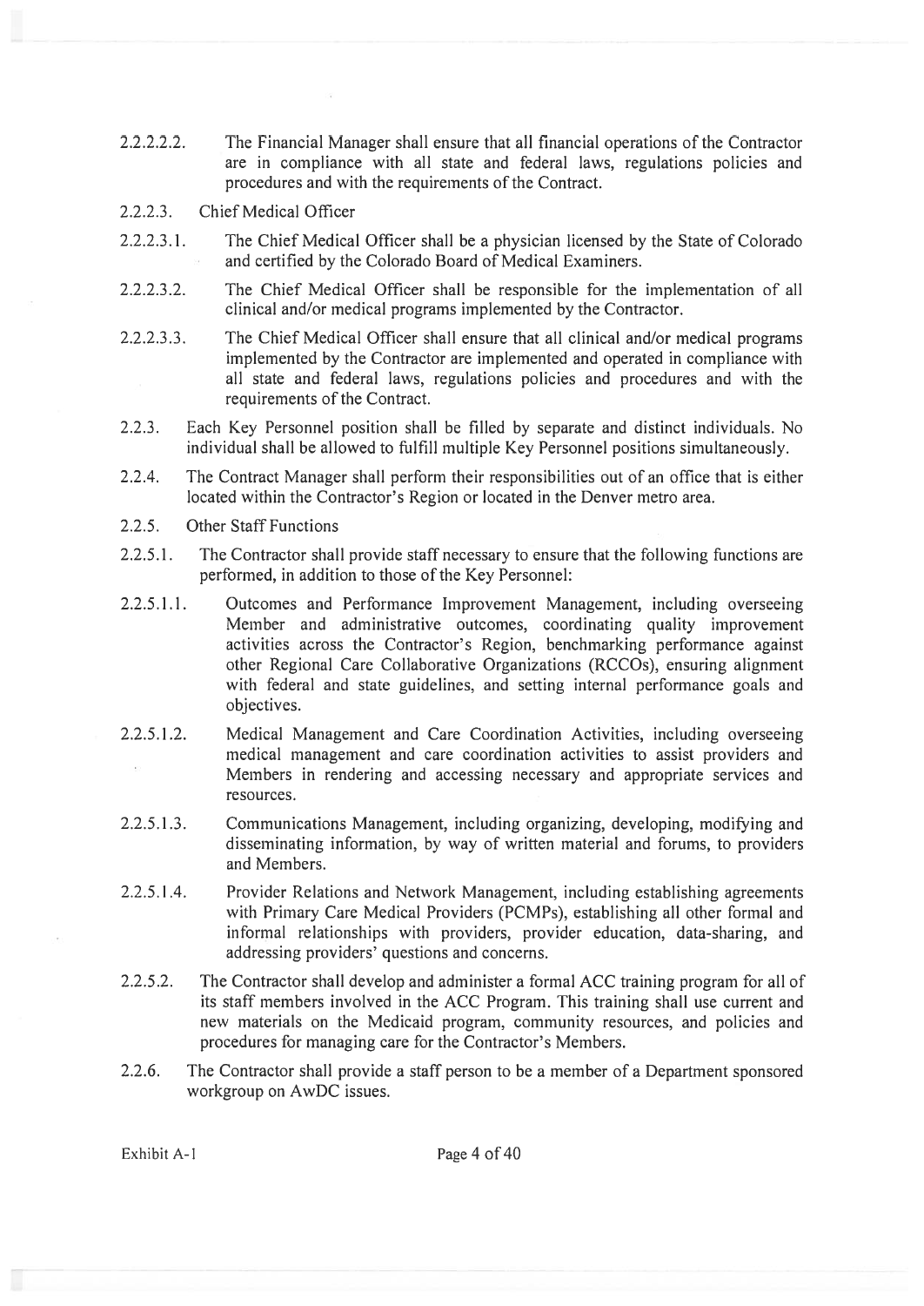2.2.2.2.2. The Financial Manager shall ensure that all financial operations of the Contractor are in compliance with all state and federal laws, regulations policies and procedures and with the requirements of the Contract.

2.2.2.3. Chief Medical Officer

2.2.2.3.1. The Chief Medical Officer shall be a physician licensed by the State of Colorado and certified by the Colorado Board of Medical Examiners.

2.2.2.3.2. The Chief Medical Officer shall be responsible for the implementation of all clinical and/or medical programs implemented by the Contractor.

2.2.2.3.3. The Chief Medical Officer shall ensure that all clinical and/or medical programs implemented by the Contractor are implemented and operated in compliance with all state and federal laws, regulations policies and procedures and with the requirements of the Contract.

2.2.3. Each Key Personnel position shall be filled by separate and distinct individuals. No individual shall be allowed to fulfill multiple Key Personnel positions simultaneously.

2.2.4. The Contract Manager shall perform their responsibilities out of an office that is either located within the Contractor's Region or located in the Denver metro area.

2.2.5. Other Staff Functions

2.2.5.1. The Contractor shall provide staff necessary to ensure that the following functions are performed, in addition to those of the Key Personnel:

2.2.5.1.1. Outcomes and Performance Improvement Management, including overseeing Member and administrative outcomes, coordinating quality improvement activities across the Contractor's Region, benchmarking performance against other Regional Care Collaborative Organizations (RCCOs), ensuring alignment with federal and state guidelines, and setting internal performance goals and objectives.

2.2.5.1.2. Medical Management and Care Coordination Activities, including overseeing medical management and care coordination activities to assist providers and Members in rendering and accessing necessary and appropriate services and resources.

2.2.5.1.3. Communications Management, including organizing, developing, modifying and disseminating information, by way of written material and forums, to providers and Members.

2.2.5.1.4. Provider Relations and Network Management, including establishing agreements with Primary Care Medical Providers (PCMPs), establishing all other formal and informal relationships with providers, provider education, data-sharing, and addressing providers' questions and concerns.

2.2.5.2. The Contractor shall develop and administer a formal ACC training program for all of its staff members involved in the ACC Program. This training shall use current and new materials on the Medicaid program, community resources, and policies and procedures for managing care for the Contractor's Members.

2.2.6. The Contractor shall provide a staff person to be a member of a Department sponsored workgroup on AwDC issues.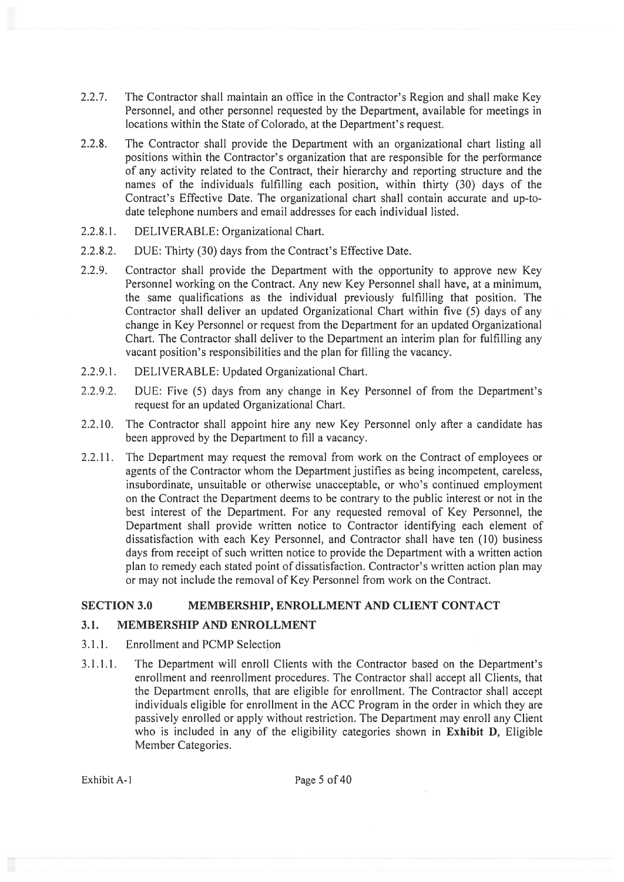2.2.7. The Contractor shall maintain an office in the Contractor's Region and shall make Key Personnel, and other personnel requested by the Department, available for meetings in locations within the State of Colorado, at the Department's request.

2.2.8. The Contractor shall provide the Department with an organizational chart listing all positions within the Contractor's organization that are responsible for the performance of any activity related to the Contract, their hierarchy and reporting structure and the names of the individuals fulfilling each position, within thirty (30) days of the Contract's Effective Date. The organizational chart shall contain accurate and up-to-date telephone numbers and email addresses for each individual listed.

2.2.8.1. DELIVERABLE: Organizational Chart.

2.2.8.2. DUE: Thirty (30) days from the Contract's Effective Date.

2.2.9. Contractor shall provide the Department with the opportunity to approve new Key Personnel working on the Contract. Any new Key Personnel shall have, at a minimum, the same qualifications as the individual previously fulfilling that position. The Contractor shall deliver an updated Organizational Chart within five (5) days of any change in Key Personnel or request from the Department for an updated Organizational Chart. The Contractor shall deliver to the Department an interim plan for fulfilling any vacant position's responsibilities and the plan for filling the vacancy.

2.2.9.1. DELIVERABLE: Updated Organizational Chart.

2.2.9.2. DUE: Five (5) days from any change in Key Personnel of from the Department's request for an updated Organizational Chart.

2.2.10. The Contractor shall appoint hire any new Key Personnel only after a candidate has been approved by the Department to fill a vacancy.

2.2.11. The Department may request the removal from work on the Contract of employees or agents of the Contractor whom the Department justifies as being incompetent, careless, insubordinate, unsuitable or otherwise unacceptable, or who's continued employment on the Contract the Department deems to be contrary to the public interest or not in the best interest of the Department. For any requested removal of Key Personnel, the Department shall provide written notice to Contractor identifying each element of dissatisfaction with each Key Personnel, and Contractor shall have ten (10) business days from receipt of such written notice to provide the Department with a written action plan to remedy each stated point of dissatisfaction. Contractor's written action plan may or may not include the removal of Key Personnel from work on the Contract.

## SECTION 3.0 MEMBERSHIP, ENROLLMENT AND CLIENT CONTACT

### 3.1. MEMBERSHIP AND ENROLLMENT

3.1.1. Enrollment and PCMP Selection

3.1.1.1. The Department will enroll Clients with the Contractor based on the Department's enrollment and reenrollment procedures. The Contractor shall accept all Clients, that the Department enrolls, that are eligible for enrollment. The Contractor shall accept individuals eligible for enrollment in the ACC Program in the order in which they are passively enrolled or apply without restriction. The Department may enroll any Client who is included in any of the eligibility categories shown in **Exhibit D**, Eligible Member Categories.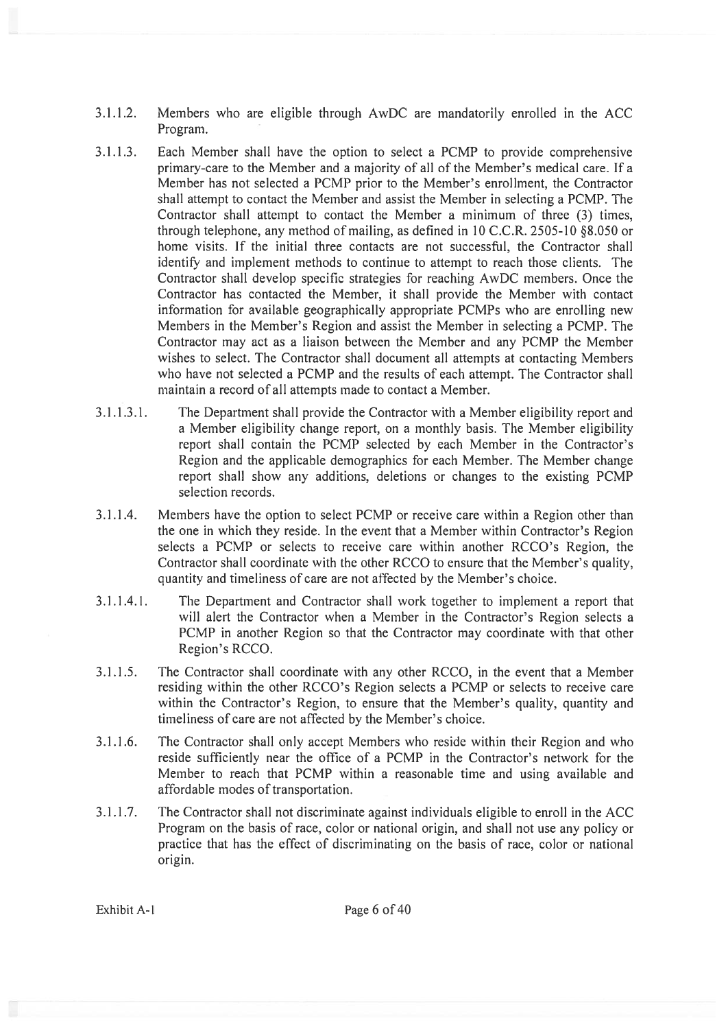3.1.1.2. Members who are eligible through AwDC are mandatorily enrolled in the ACC Program.

3.1.1.3. Each Member shall have the option to select a PCMP to provide comprehensive primary-care to the Member and a majority of all of the Member's medical care. If a Member has not selected a PCMP prior to the Member's enrollment, the Contractor shall attempt to contact the Member and assist the Member in selecting a PCMP. The Contractor shall attempt to contact the Member a minimum of three (3) times, through telephone, any method of mailing, as defined in 10 C.C.R. 2505-10 §8.050 or home visits. If the initial three contacts are not successful, the Contractor shall identify and implement methods to continue to attempt to reach those clients. The Contractor shall develop specific strategies for reaching AwDC members. Once the Contractor has contacted the Member, it shall provide the Member with contact information for available geographically appropriate PCMPs who are enrolling new Members in the Member's Region and assist the Member in selecting a PCMP. The Contractor may act as a liaison between the Member and any PCMP the Member wishes to select. The Contractor shall document all attempts at contacting Members who have not selected a PCMP and the results of each attempt. The Contractor shall maintain a record of all attempts made to contact a Member.

3.1.1.3.1. The Department shall provide the Contractor with a Member eligibility report and a Member eligibility change report, on a monthly basis. The Member eligibility report shall contain the PCMP selected by each Member in the Contractor's Region and the applicable demographics for each Member. The Member change report shall show any additions, deletions or changes to the existing PCMP selection records.

3.1.1.4. Members have the option to select PCMP or receive care within a Region other than the one in which they reside. In the event that a Member within Contractor's Region selects a PCMP or selects to receive care within another RCCO's Region, the Contractor shall coordinate with the other RCCO to ensure that the Member's quality, quantity and timeliness of care are not affected by the Member's choice.

3.1.1.4.1. The Department and Contractor shall work together to implement a report that will alert the Contractor when a Member in the Contractor's Region selects a PCMP in another Region so that the Contractor may coordinate with that other Region's RCCO.

3.1.1.5. The Contractor shall coordinate with any other RCCO, in the event that a Member residing within the other RCCO's Region selects a PCMP or selects to receive care within the Contractor's Region, to ensure that the Member's quality, quantity and timeliness of care are not affected by the Member's choice.

3.1.1.6. The Contractor shall only accept Members who reside within their Region and who reside sufficiently near the office of a PCMP in the Contractor's network for the Member to reach that PCMP within a reasonable time and using available and affordable modes of transportation.

3.1.1.7. The Contractor shall not discriminate against individuals eligible to enroll in the ACC Program on the basis of race, color or national origin, and shall not use any policy or practice that has the effect of discriminating on the basis of race, color or national origin.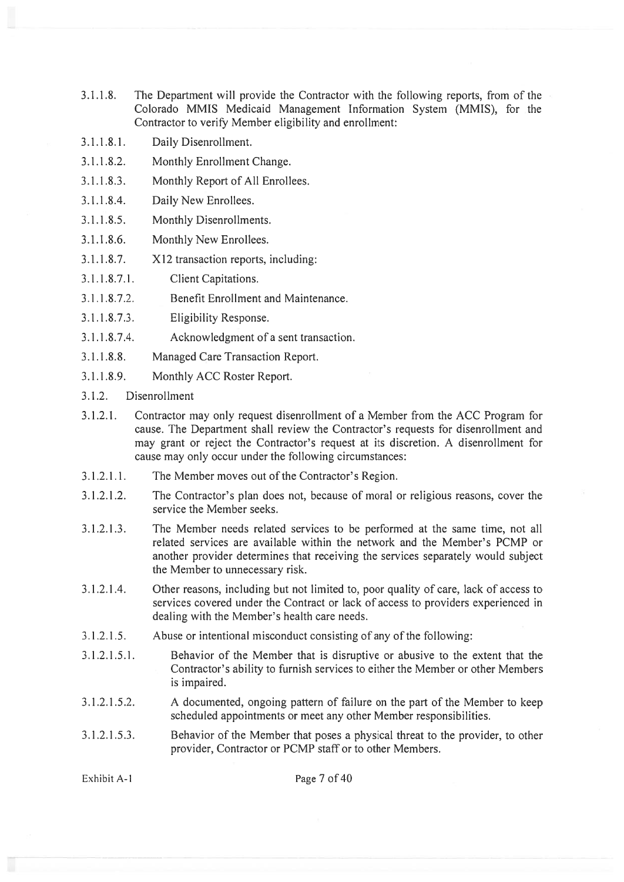3.1.1.8. The Department will provide the Contractor with the following reports, from of the Colorado MMIS Medicaid Management Information System (MMIS), for the Contractor to verify Member eligibility and enrollment:

3.1.1.8.1. Daily Disenrollment.

3.1.1.8.2. Monthly Enrollment Change.

3.1.1.8.3. Monthly Report of All Enrollees.

3.1.1.8.4. Daily New Enrollees.

3.1.1.8.5. Monthly Disenrollments.

3.1.1.8.6. Monthly New Enrollees.

3.1.1.8.7. X12 transaction reports, including:

3.1.1.8.7.1. Client Capitations.

3.1.1.8.7.2. Benefit Enrollment and Maintenance.

3.1.1.8.7.3. Eligibility Response.

3.1.1.8.7.4. Acknowledgment of a sent transaction.

3.1.1.8.8. Managed Care Transaction Report.

3.1.1.8.9. Monthly ACC Roster Report.

3.1.2. Disenrollment

3.1.2.1. Contractor may only request disenrollment of a Member from the ACC Program for cause. The Department shall review the Contractor's requests for disenrollment and may grant or reject the Contractor's request at its discretion. A disenrollment for cause may only occur under the following circumstances:

3.1.2.1.1. The Member moves out of the Contractor's Region.

3.1.2.1.2. The Contractor's plan does not, because of moral or religious reasons, cover the service the Member seeks.

3.1.2.1.3. The Member needs related services to be performed at the same time, not all related services are available within the network and the Member's PCMP or another provider determines that receiving the services separately would subject the Member to unnecessary risk.

3.1.2.1.4. Other reasons, including but not limited to, poor quality of care, lack of access to services covered under the Contract or lack of access to providers experienced in dealing with the Member's health care needs.

3.1.2.1.5. Abuse or intentional misconduct consisting of any of the following:

3.1.2.1.5.1. Behavior of the Member that is disruptive or abusive to the extent that the Contractor's ability to furnish services to either the Member or other Members is impaired.

3.1.2.1.5.2. A documented, ongoing pattern of failure on the part of the Member to keep scheduled appointments or meet any other Member responsibilities.

3.1.2.1.5.3. Behavior of the Member that poses a physical threat to the provider, to other provider, Contractor or PCMP staff or to other Members.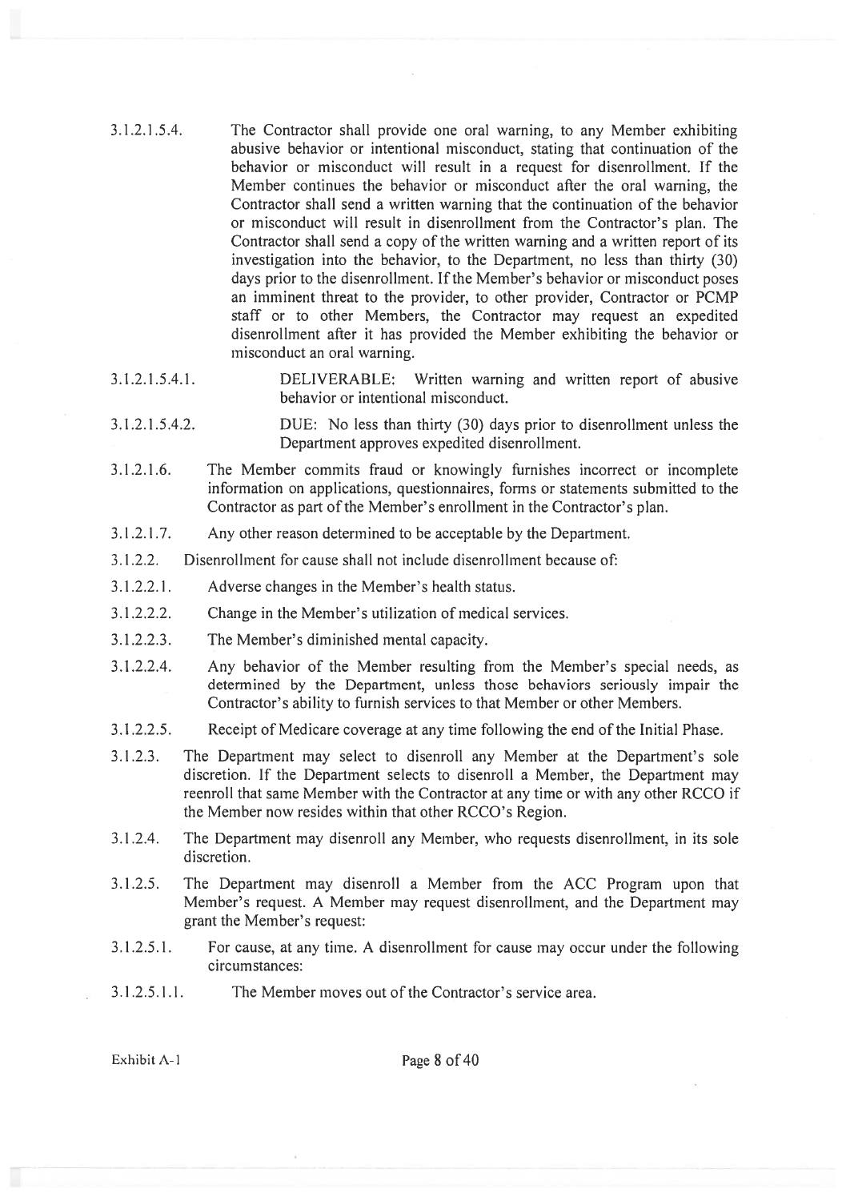3.1.2.1.5.4. The Contractor shall provide one oral warning, to any Member exhibiting abusive behavior or intentional misconduct, stating that continuation of the behavior or misconduct will result in a request for disenrollment. If the Member continues the behavior or misconduct after the oral warning, the Contractor shall send a written warning that the continuation of the behavior or misconduct will result in disenrollment from the Contractor's plan. The Contractor shall send a copy of the written warning and a written report of its investigation into the behavior, to the Department, no less than thirty (30) days prior to the disenrollment. If the Member's behavior or misconduct poses an imminent threat to the provider, to other provider, Contractor or PCMP staff or to other Members, the Contractor may request an expedited disenrollment after it has provided the Member exhibiting the behavior or misconduct an oral warning.

3.1.2.1.5.4.1. DELIVERABLE: Written warning and written report of abusive behavior or intentional misconduct.

3.1.2.1.5.4.2. DUE: No less than thirty (30) days prior to disenrollment unless the Department approves expedited disenrollment.

3.1.2.1.6. The Member commits fraud or knowingly furnishes incorrect or incomplete information on applications, questionnaires, forms or statements submitted to the Contractor as part of the Member's enrollment in the Contractor's plan.

3.1.2.1.7. Any other reason determined to be acceptable by the Department.

3.1.2.2. Disenrollment for cause shall not include disenrollment because of:

3.1.2.2.1. Adverse changes in the Member's health status.

3.1.2.2.2. Change in the Member's utilization of medical services.

3.1.2.2.3. The Member's diminished mental capacity.

3.1.2.2.4. Any behavior of the Member resulting from the Member's special needs, as determined by the Department, unless those behaviors seriously impair the Contractor's ability to furnish services to that Member or other Members.

3.1.2.2.5. Receipt of Medicare coverage at any time following the end of the Initial Phase.

3.1.2.3. The Department may select to disenroll any Member at the Department's sole discretion. If the Department selects to disenroll a Member, the Department may reenroll that same Member with the Contractor at any time or with any other RCCO if the Member now resides within that other RCCO's Region.

3.1.2.4. The Department may disenroll any Member, who requests disenrollment, in its sole discretion.

3.1.2.5. The Department may disenroll a Member from the ACC Program upon that Member's request. A Member may request disenrollment, and the Department may grant the Member's request:

3.1.2.5.1. For cause, at any time. A disenrollment for cause may occur under the following circumstances:

3.1.2.5.1.1. The Member moves out of the Contractor's service area.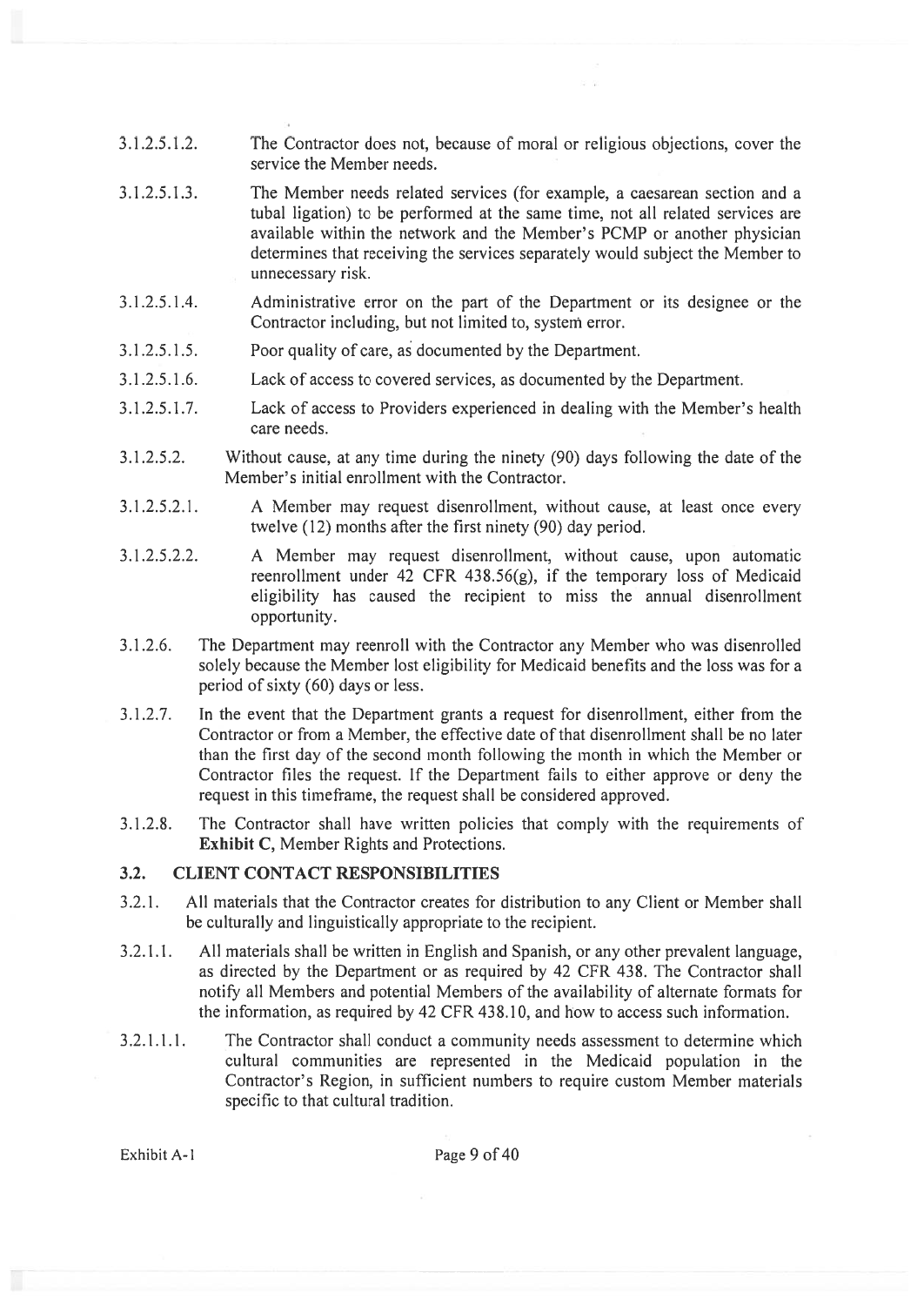3.1.2.5.1.2. The Contractor does not, because of moral or religious objections, cover the service the Member needs.

3.1.2.5.1.3. The Member needs related services (for example, a caesarean section and a tubal ligation) to be performed at the same time, not all related services are available within the network and the Member's PCMP or another physician determines that receiving the services separately would subject the Member to unnecessary risk.

3.1.2.5.1.4. Administrative error on the part of the Department or its designee or the Contractor including, but not limited to, system error.

3.1.2.5.1.5. Poor quality of care, as documented by the Department.

3.1.2.5.1.6. Lack of access to covered services, as documented by the Department.

3.1.2.5.1.7. Lack of access to Providers experienced in dealing with the Member's health care needs.

3.1.2.5.2. Without cause, at any time during the ninety (90) days following the date of the Member's initial enrollment with the Contractor.

3.1.2.5.2.1. A Member may request disenrollment, without cause, at least once every twelve (12) months after the first ninety (90) day period.

3.1.2.5.2.2. A Member may request disenrollment, without cause, upon automatic reenrollment under 42 CFR 438.56(g), if the temporary loss of Medicaid eligibility has caused the recipient to miss the annual disenrollment opportunity.

3.1.2.6. The Department may reenroll with the Contractor any Member who was disenrolled solely because the Member lost eligibility for Medicaid benefits and the loss was for a period of sixty (60) days or less.

3.1.2.7. In the event that the Department grants a request for disenrollment, either from the Contractor or from a Member, the effective date of that disenrollment shall be no later than the first day of the second month following the month in which the Member or Contractor files the request. If the Department fails to either approve or deny the request in this timeframe, the request shall be considered approved.

3.1.2.8. The Contractor shall have written policies that comply with the requirements of **Exhibit C**, Member Rights and Protections.

## 3.2. CLIENT CONTACT RESPONSIBILITIES

3.2.1. All materials that the Contractor creates for distribution to any Client or Member shall be culturally and linguistically appropriate to the recipient.

3.2.1.1. All materials shall be written in English and Spanish, or any other prevalent language, as directed by the Department or as required by 42 CFR 438. The Contractor shall notify all Members and potential Members of the availability of alternate formats for the information, as required by 42 CFR 438.10, and how to access such information.

3.2.1.1.1. The Contractor shall conduct a community needs assessment to determine which cultural communities are represented in the Medicaid population in the Contractor's Region, in sufficient numbers to require custom Member materials specific to that cultural tradition.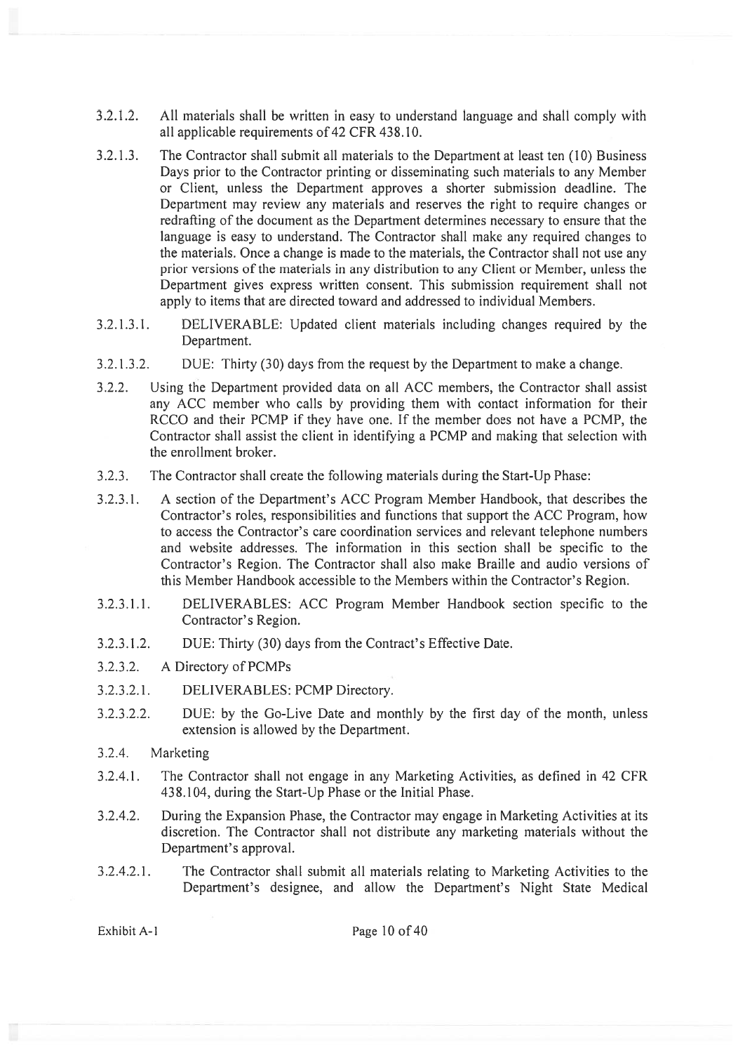3.2.1.2. All materials shall be written in easy to understand language and shall comply with all applicable requirements of 42 CFR 438.10.

3.2.1.3. The Contractor shall submit all materials to the Department at least ten (10) Business Days prior to the Contractor printing or disseminating such materials to any Member or Client, unless the Department approves a shorter submission deadline. The Department may review any materials and reserves the right to require changes or redrafting of the document as the Department determines necessary to ensure that the language is easy to understand. The Contractor shall make any required changes to the materials. Once a change is made to the materials, the Contractor shall not use any prior versions of the materials in any distribution to any Client or Member, unless the Department gives express written consent. This submission requirement shall not apply to items that are directed toward and addressed to individual Members.

3.2.1.3.1. DELIVERABLE: Updated client materials including changes required by the Department.

3.2.1.3.2. DUE: Thirty (30) days from the request by the Department to make a change.

3.2.2. Using the Department provided data on all ACC members, the Contractor shall assist any ACC member who calls by providing them with contact information for their RCCO and their PCMP if they have one. If the member does not have a PCMP, the Contractor shall assist the client in identifying a PCMP and making that selection with the enrollment broker.

3.2.3. The Contractor shall create the following materials during the Start-Up Phase:

3.2.3.1. A section of the Department's ACC Program Member Handbook, that describes the Contractor's roles, responsibilities and functions that support the ACC Program, how to access the Contractor's care coordination services and relevant telephone numbers and website addresses. The information in this section shall be specific to the Contractor's Region. The Contractor shall also make Braille and audio versions of this Member Handbook accessible to the Members within the Contractor's Region.

3.2.3.1.1. DELIVERABLES: ACC Program Member Handbook section specific to the Contractor's Region.

3.2.3.1.2. DUE: Thirty (30) days from the Contract's Effective Date.

3.2.3.2. A Directory of PCMPs

3.2.3.2.1. DELIVERABLES: PCMP Directory.

3.2.3.2.2. DUE: by the Go-Live Date and monthly by the first day of the month, unless extension is allowed by the Department.

3.2.4. Marketing

3.2.4.1. The Contractor shall not engage in any Marketing Activities, as defined in 42 CFR 438.104, during the Start-Up Phase or the Initial Phase.

3.2.4.2. During the Expansion Phase, the Contractor may engage in Marketing Activities at its discretion. The Contractor shall not distribute any marketing materials without the Department's approval.

3.2.4.2.1. The Contractor shall submit all materials relating to Marketing Activities to the Department's designee, and allow the Department's Night State Medical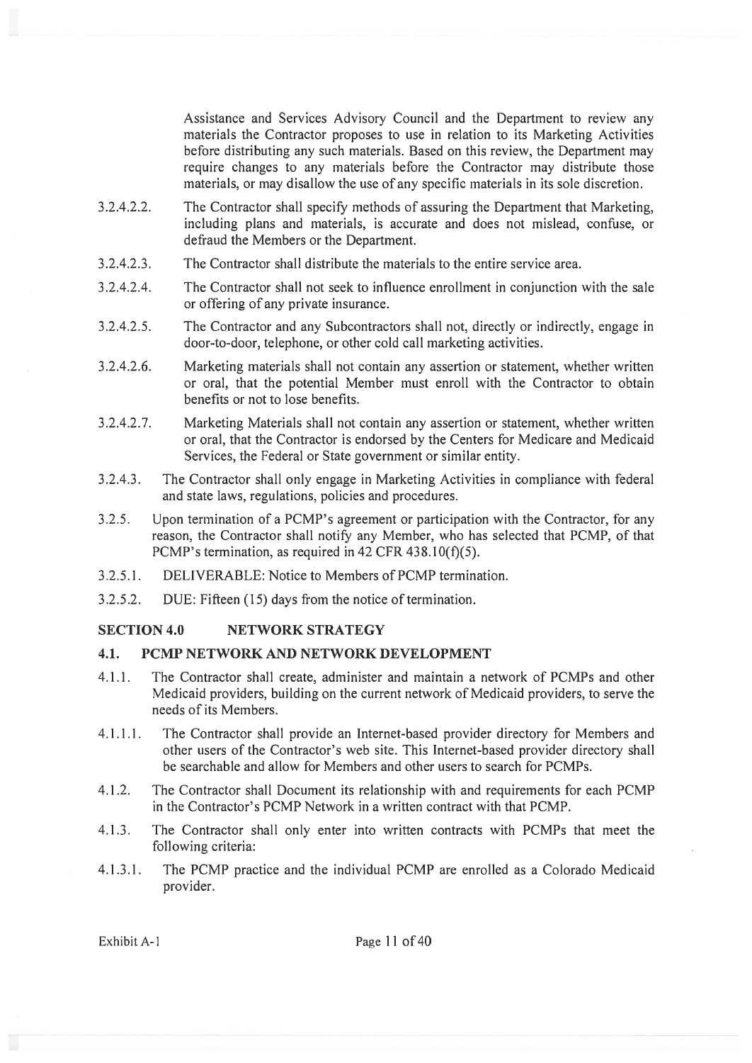Assistance and Services Advisory Council and the Department to review any materials the Contractor proposes to use in relation to its Marketing Activities before distributing any such materials. Based on this review, the Department may require changes to any materials before the Contractor may distribute those materials, or may disallow the use of any specific materials in its sole discretion.

3.2.4.2.2. The Contractor shall specify methods of assuring the Department that Marketing, including plans and materials, is accurate and does not mislead, confuse, or defraud the Members or the Department.

3.2.4.2.3. The Contractor shall distribute the materials to the entire service area.

3.2.4.2.4. The Contractor shall not seek to influence enrollment in conjunction with the sale or offering of any private insurance.

3.2.4.2.5. The Contractor and any Subcontractors shall not, directly or indirectly, engage in door-to-door, telephone, or other cold call marketing activities.

3.2.4.2.6. Marketing materials shall not contain any assertion or statement, whether written or oral, that the potential Member must enroll with the Contractor to obtain benefits or not to lose benefits.

3.2.4.2.7. Marketing Materials shall not contain any assertion or statement, whether written or oral, that the Contractor is endorsed by the Centers for Medicare and Medicaid Services, the Federal or State government or similar entity.

3.2.4.3. The Contractor shall only engage in Marketing Activities in compliance with federal and state laws, regulations, policies and procedures.

3.2.5. Upon termination of a PCMP's agreement or participation with the Contractor, for any reason, the Contractor shall notify any Member, who has selected that PCMP, of that PCMP's termination, as required in 42 CFR 438.10(f)(5).

3.2.5.1. DELIVERABLE: Notice to Members of PCMP termination.

3.2.5.2. DUE: Fifteen (15) days from the notice of termination.

## SECTION 4.0 NETWORK STRATEGY

### 4.1. PCMP NETWORK AND NETWORK DEVELOPMENT

4.1.1. The Contractor shall create, administer and maintain a network of PCMPs and other Medicaid providers, building on the current network of Medicaid providers, to serve the needs of its Members.

4.1.1.1. The Contractor shall provide an Internet-based provider directory for Members and other users of the Contractor's web site. This Internet-based provider directory shall be searchable and allow for Members and other users to search for PCMPs.

4.1.2. The Contractor shall Document its relationship with and requirements for each PCMP in the Contractor's PCMP Network in a written contract with that PCMP.

4.1.3. The Contractor shall only enter into written contracts with PCMPs that meet the following criteria:

4.1.3.1. The PCMP practice and the individual PCMP are enrolled as a Colorado Medicaid provider.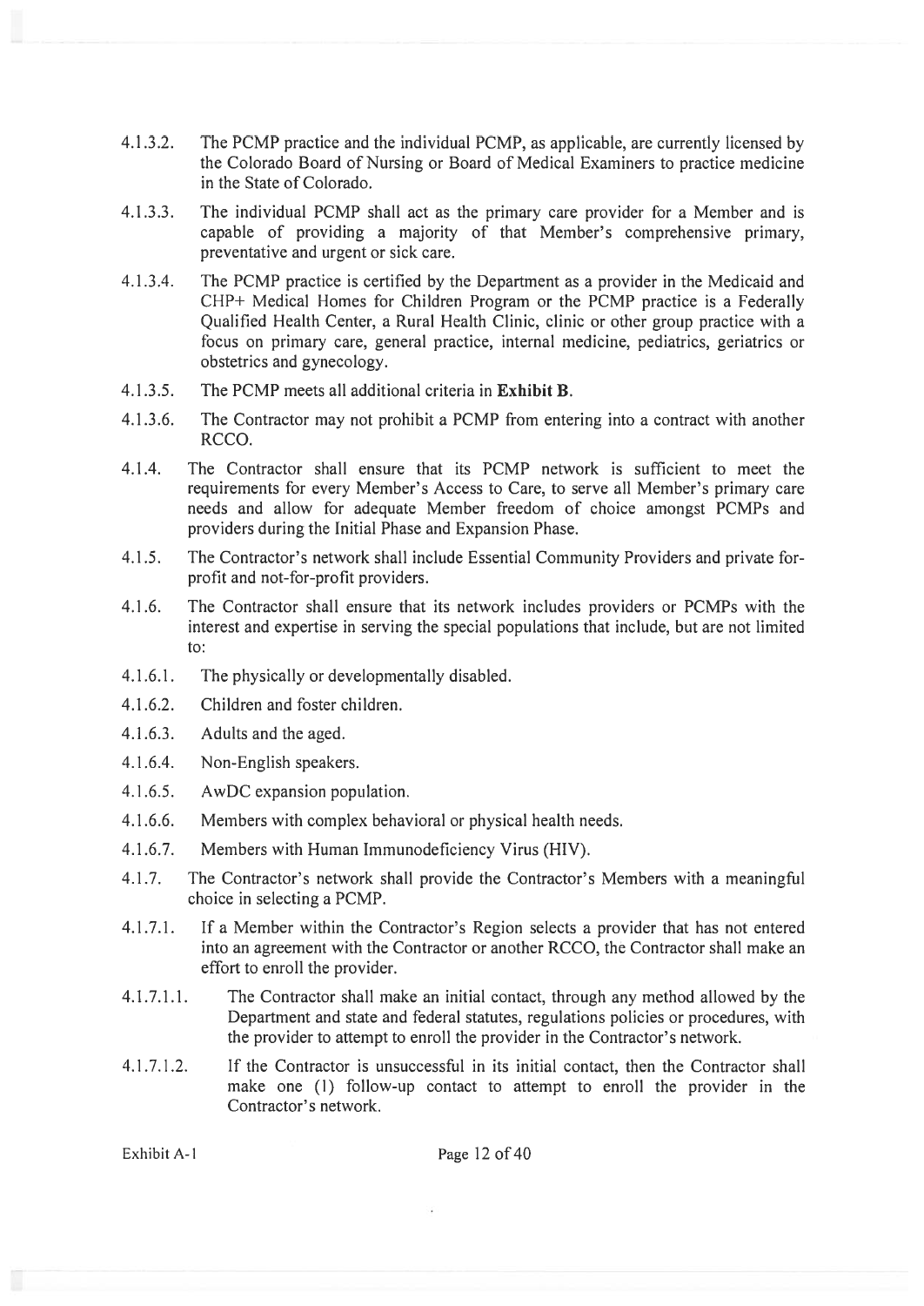4.1.3.2. The PCMP practice and the individual PCMP, as applicable, are currently licensed by the Colorado Board of Nursing or Board of Medical Examiners to practice medicine in the State of Colorado.

4.1.3.3. The individual PCMP shall act as the primary care provider for a Member and is capable of providing a majority of that Member's comprehensive primary, preventative and urgent or sick care.

4.1.3.4. The PCMP practice is certified by the Department as a provider in the Medicaid and CHP+ Medical Homes for Children Program or the PCMP practice is a Federally Qualified Health Center, a Rural Health Clinic, clinic or other group practice with a focus on primary care, general practice, internal medicine, pediatrics, geriatrics or obstetrics and gynecology.

4.1.3.5. The PCMP meets all additional criteria in **Exhibit B**.

4.1.3.6. The Contractor may not prohibit a PCMP from entering into a contract with another RCCO.

4.1.4. The Contractor shall ensure that its PCMP network is sufficient to meet the requirements for every Member's Access to Care, to serve all Member's primary care needs and allow for adequate Member freedom of choice amongst PCMPs and providers during the Initial Phase and Expansion Phase.

4.1.5. The Contractor's network shall include Essential Community Providers and private for-profit and not-for-profit providers.

4.1.6. The Contractor shall ensure that its network includes providers or PCMPs with the interest and expertise in serving the special populations that include, but are not limited to:

4.1.6.1. The physically or developmentally disabled.

4.1.6.2. Children and foster children.

4.1.6.3. Adults and the aged.

4.1.6.4. Non-English speakers.

4.1.6.5. AwDC expansion population.

4.1.6.6. Members with complex behavioral or physical health needs.

4.1.6.7. Members with Human Immunodeficiency Virus (HIV).

4.1.7. The Contractor's network shall provide the Contractor's Members with a meaningful choice in selecting a PCMP.

4.1.7.1. If a Member within the Contractor's Region selects a provider that has not entered into an agreement with the Contractor or another RCCO, the Contractor shall make an effort to enroll the provider.

4.1.7.1.1. The Contractor shall make an initial contact, through any method allowed by the Department and state and federal statutes, regulations policies or procedures, with the provider to attempt to enroll the provider in the Contractor's network.

4.1.7.1.2. If the Contractor is unsuccessful in its initial contact, then the Contractor shall make one (1) follow-up contact to attempt to enroll the provider in the Contractor's network.

Exhibit A-1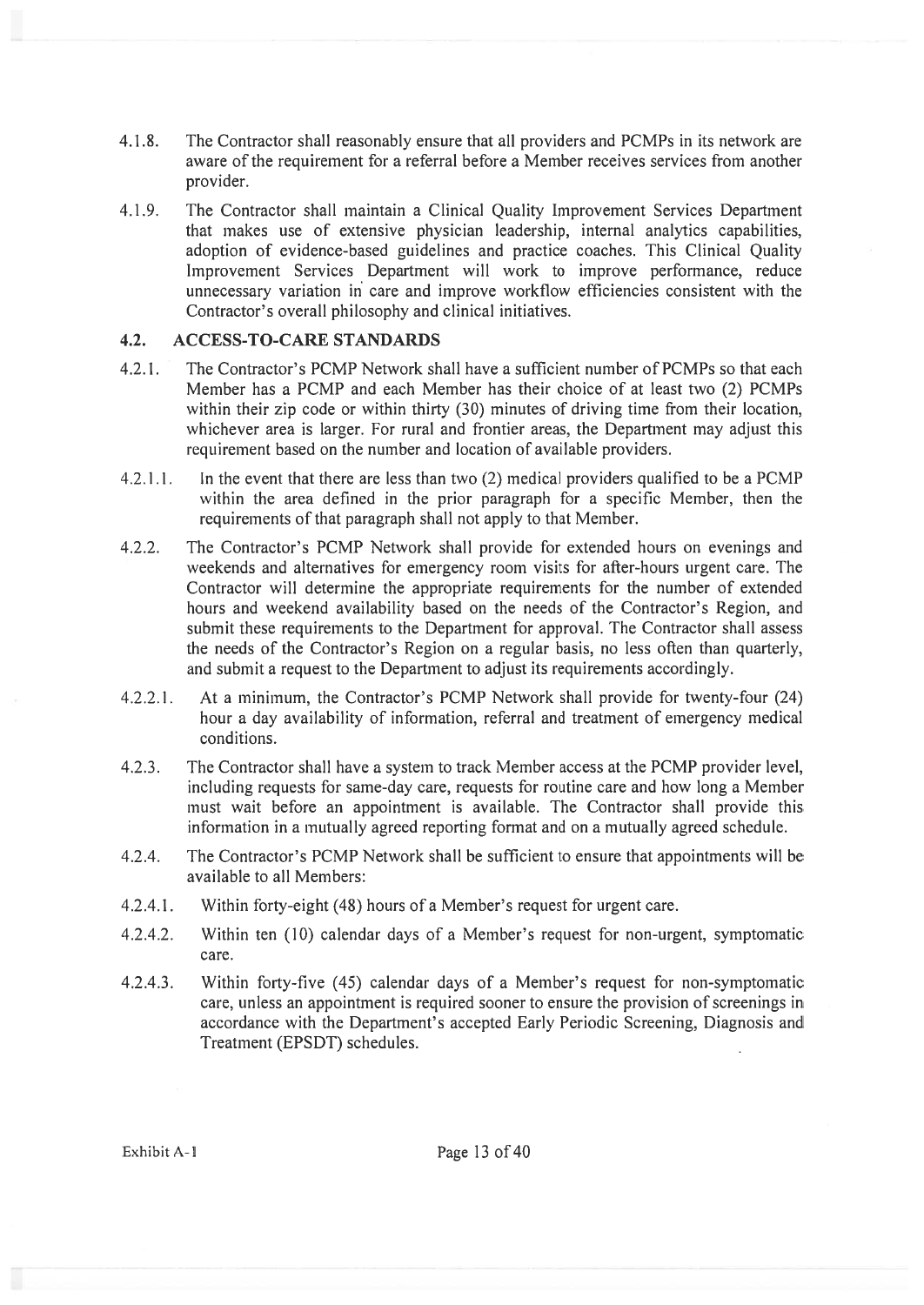4.1.8. The Contractor shall reasonably ensure that all providers and PCMPs in its network are aware of the requirement for a referral before a Member receives services from another provider.

4.1.9. The Contractor shall maintain a Clinical Quality Improvement Services Department that makes use of extensive physician leadership, internal analytics capabilities, adoption of evidence-based guidelines and practice coaches. This Clinical Quality Improvement Services Department will work to improve performance, reduce unnecessary variation in care and improve workflow efficiencies consistent with the Contractor's overall philosophy and clinical initiatives.

## 4.2. ACCESS-TO-CARE STANDARDS

4.2.1. The Contractor's PCMP Network shall have a sufficient number of PCMPs so that each Member has a PCMP and each Member has their choice of at least two (2) PCMPs within their zip code or within thirty (30) minutes of driving time from their location, whichever area is larger. For rural and frontier areas, the Department may adjust this requirement based on the number and location of available providers.

4.2.1.1. In the event that there are less than two (2) medical providers qualified to be a PCMP within the area defined in the prior paragraph for a specific Member, then the requirements of that paragraph shall not apply to that Member.

4.2.2. The Contractor's PCMP Network shall provide for extended hours on evenings and weekends and alternatives for emergency room visits for after-hours urgent care. The Contractor will determine the appropriate requirements for the number of extended hours and weekend availability based on the needs of the Contractor's Region, and submit these requirements to the Department for approval. The Contractor shall assess the needs of the Contractor's Region on a regular basis, no less often than quarterly, and submit a request to the Department to adjust its requirements accordingly.

4.2.2.1. At a minimum, the Contractor's PCMP Network shall provide for twenty-four (24) hour a day availability of information, referral and treatment of emergency medical conditions.

4.2.3. The Contractor shall have a system to track Member access at the PCMP provider level, including requests for same-day care, requests for routine care and how long a Member must wait before an appointment is available. The Contractor shall provide this information in a mutually agreed reporting format and on a mutually agreed schedule.

4.2.4. The Contractor's PCMP Network shall be sufficient to ensure that appointments will be available to all Members:

4.2.4.1. Within forty-eight (48) hours of a Member's request for urgent care.

4.2.4.2. Within ten (10) calendar days of a Member's request for non-urgent, symptomatic care.

4.2.4.3. Within forty-five (45) calendar days of a Member's request for non-symptomatic care, unless an appointment is required sooner to ensure the provision of screenings in accordance with the Department's accepted Early Periodic Screening, Diagnosis and Treatment (EPSDT) schedules.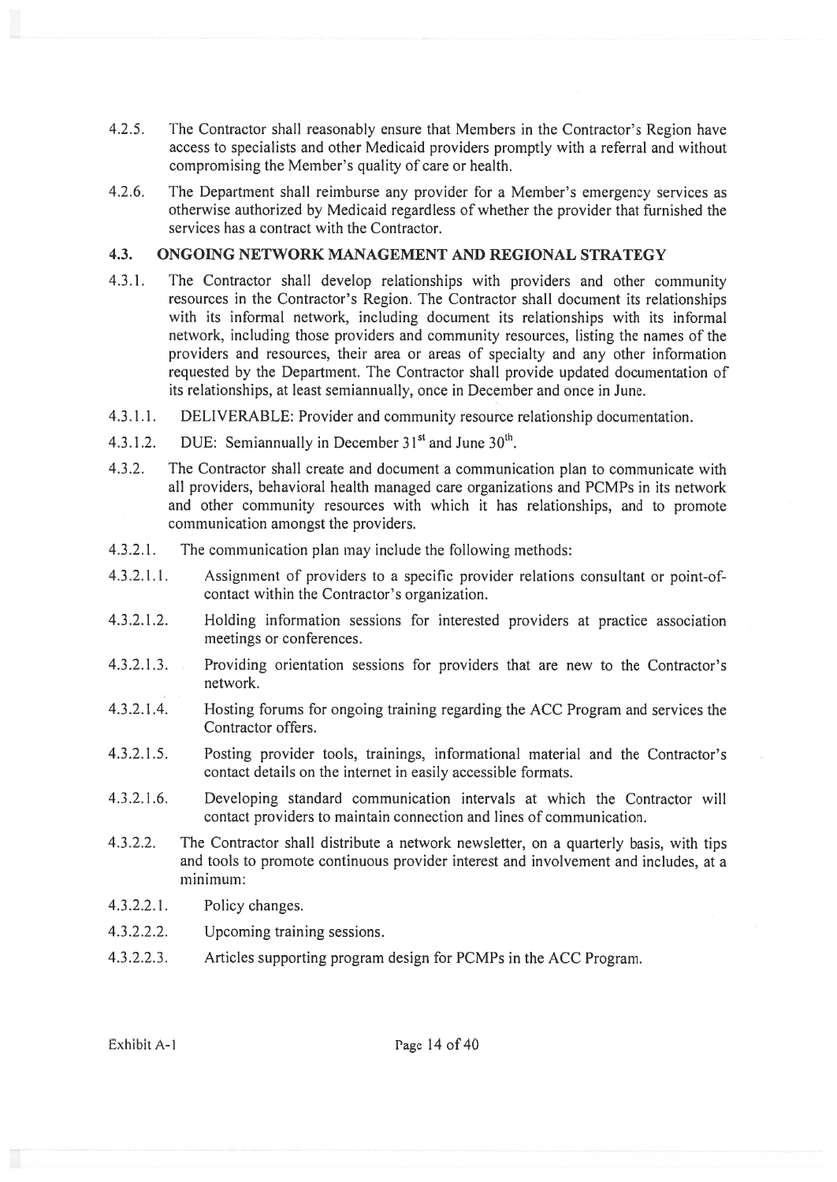4.2.5. The Contractor shall reasonably ensure that Members in the Contractor's Region have access to specialists and other Medicaid providers promptly with a referral and without compromising the Member's quality of care or health.

4.2.6. The Department shall reimburse any provider for a Member's emergency services as otherwise authorized by Medicaid regardless of whether the provider that furnished the services has a contract with the Contractor.

### 4.3. ONGOING NETWORK MANAGEMENT AND REGIONAL STRATEGY

4.3.1. The Contractor shall develop relationships with providers and other community resources in the Contractor's Region. The Contractor shall document its relationships with its informal network, including document its relationships with its informal network, including those providers and community resources, listing the names of the providers and resources, their area or areas of specialty and any other information requested by the Department. The Contractor shall provide updated documentation of its relationships, at least semiannually, once in December and once in June.

4.3.1.1. DELIVERABLE: Provider and community resource relationship documentation.

4.3.1.2. DUE: Semiannually in December 31st and June 30th.

4.3.2. The Contractor shall create and document a communication plan to communicate with all providers, behavioral health managed care organizations and PCMPs in its network and other community resources with which it has relationships, and to promote communication amongst the providers.

4.3.2.1. The communication plan may include the following methods:

4.3.2.1.1. Assignment of providers to a specific provider relations consultant or point-of-contact within the Contractor's organization.

4.3.2.1.2. Holding information sessions for interested providers at practice association meetings or conferences.

4.3.2.1.3. Providing orientation sessions for providers that are new to the Contractor's network.

4.3.2.1.4. Hosting forums for ongoing training regarding the ACC Program and services the Contractor offers.

4.3.2.1.5. Posting provider tools, trainings, informational material and the Contractor's contact details on the internet in easily accessible formats.

4.3.2.1.6. Developing standard communication intervals at which the Contractor will contact providers to maintain connection and lines of communication.

4.3.2.2. The Contractor shall distribute a network newsletter, on a quarterly basis, with tips and tools to promote continuous provider interest and involvement and includes, at a minimum:

4.3.2.2.1. Policy changes.

4.3.2.2.2. Upcoming training sessions.

4.3.2.2.3. Articles supporting program design for PCMPs in the ACC Program.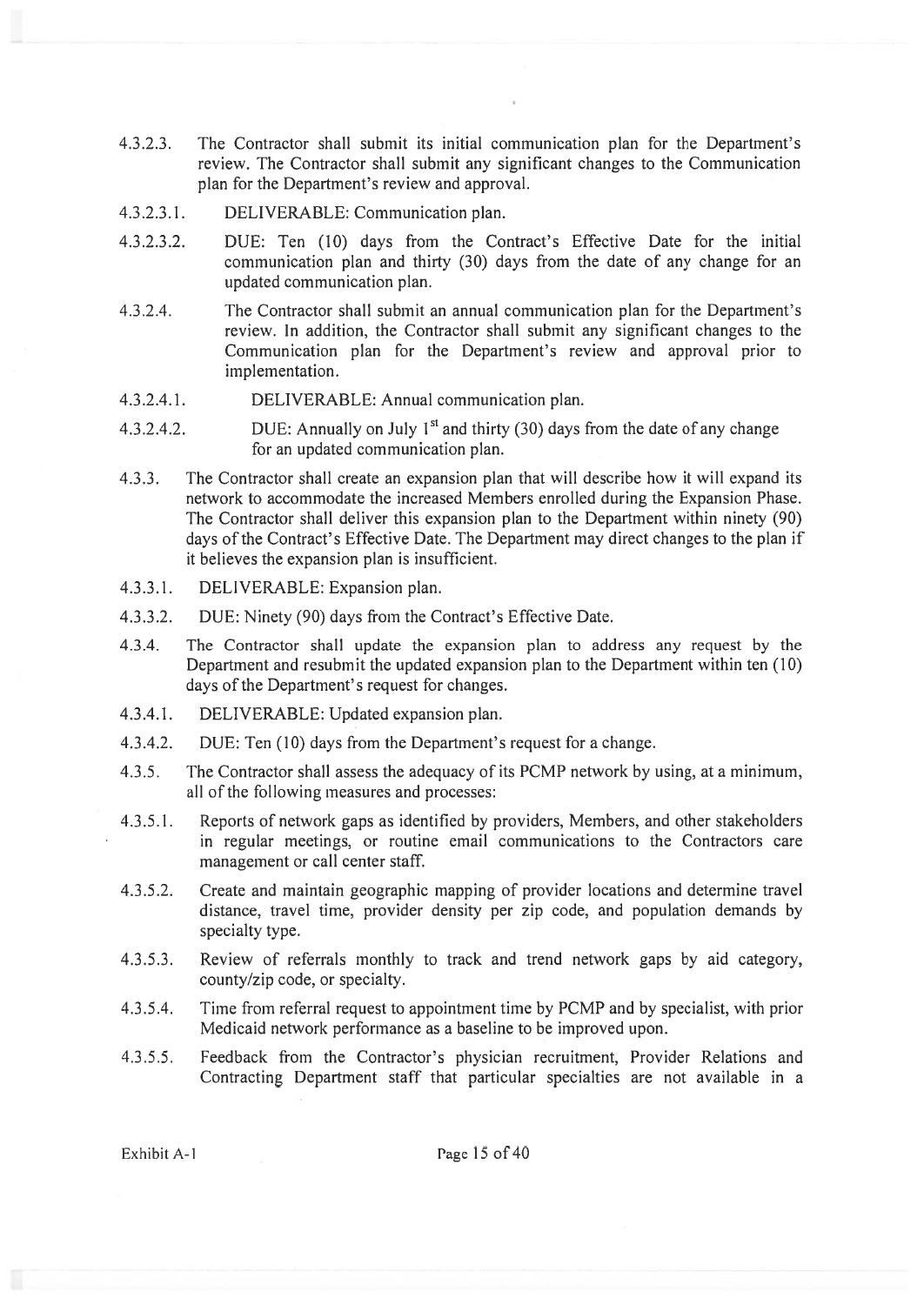4.3.2.3. The Contractor shall submit its initial communication plan for the Department's review. The Contractor shall submit any significant changes to the Communication plan for the Department's review and approval.

4.3.2.3.1. DELIVERABLE: Communication plan.

4.3.2.3.2. DUE: Ten (10) days from the Contract's Effective Date for the initial communication plan and thirty (30) days from the date of any change for an updated communication plan.

4.3.2.4. The Contractor shall submit an annual communication plan for the Department's review. In addition, the Contractor shall submit any significant changes to the Communication plan for the Department's review and approval prior to implementation.

4.3.2.4.1. DELIVERABLE: Annual communication plan.

4.3.2.4.2. DUE: Annually on July 1st and thirty (30) days from the date of any change for an updated communication plan.

4.3.3. The Contractor shall create an expansion plan that will describe how it will expand its network to accommodate the increased Members enrolled during the Expansion Phase. The Contractor shall deliver this expansion plan to the Department within ninety (90) days of the Contract's Effective Date. The Department may direct changes to the plan if it believes the expansion plan is insufficient.

4.3.3.1. DELIVERABLE: Expansion plan.

4.3.3.2. DUE: Ninety (90) days from the Contract's Effective Date.

4.3.4. The Contractor shall update the expansion plan to address any request by the Department and resubmit the updated expansion plan to the Department within ten (10) days of the Department's request for changes.

4.3.4.1. DELIVERABLE: Updated expansion plan.

4.3.4.2. DUE: Ten (10) days from the Department's request for a change.

4.3.5. The Contractor shall assess the adequacy of its PCMP network by using, at a minimum, all of the following measures and processes:

4.3.5.1. Reports of network gaps as identified by providers, Members, and other stakeholders in regular meetings, or routine email communications to the Contractors care management or call center staff.

4.3.5.2. Create and maintain geographic mapping of provider locations and determine travel distance, travel time, provider density per zip code, and population demands by specialty type.

4.3.5.3. Review of referrals monthly to track and trend network gaps by aid category, county/zip code, or specialty.

4.3.5.4. Time from referral request to appointment time by PCMP and by specialist, with prior Medicaid network performance as a baseline to be improved upon.

4.3.5.5. Feedback from the Contractor's physician recruitment, Provider Relations and Contracting Department staff that particular specialties are not available in a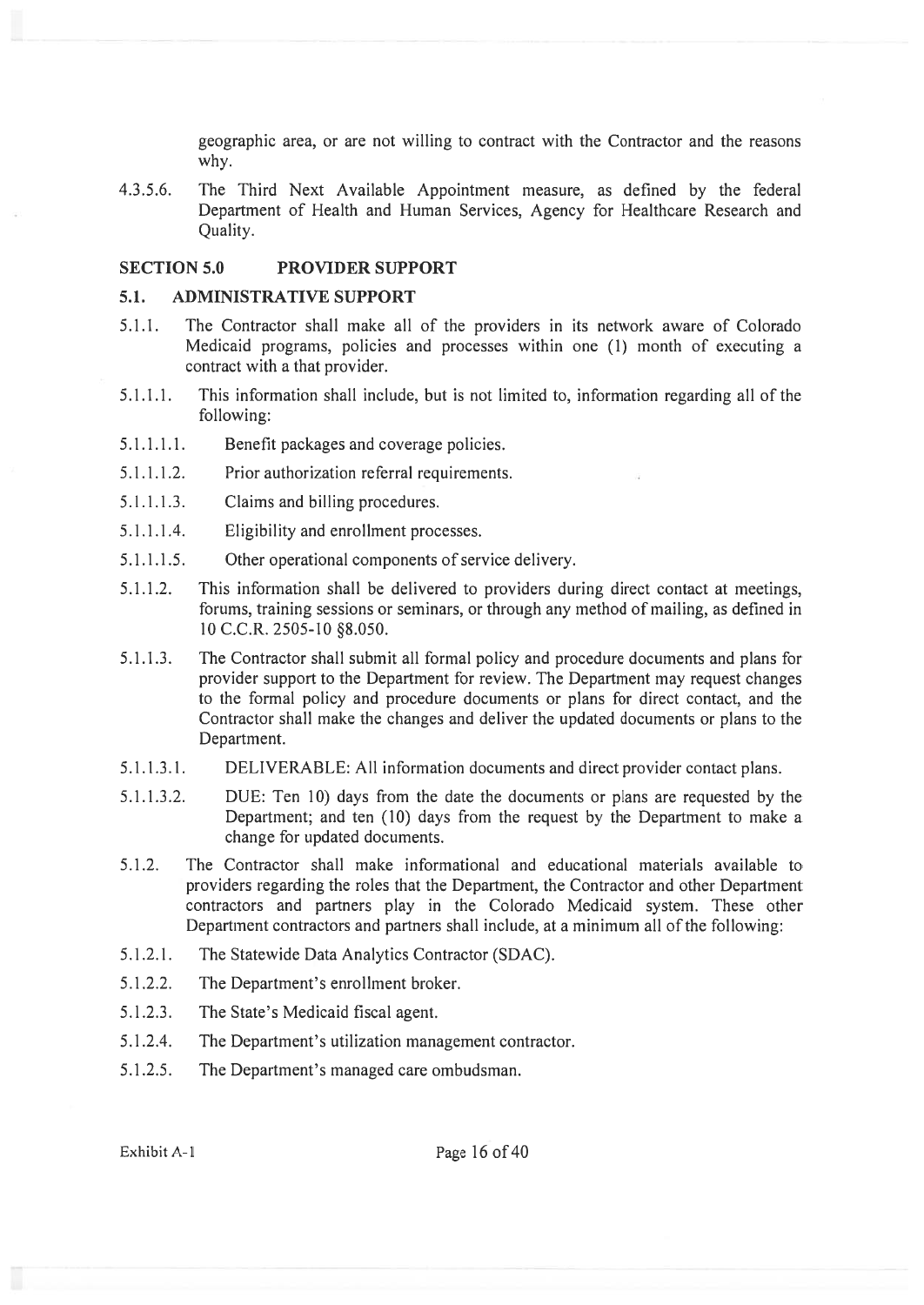geographic area, or are not willing to contract with the Contractor and the reasons why.

4.3.5.6. The Third Next Available Appointment measure, as defined by the federal Department of Health and Human Services, Agency for Healthcare Research and Quality.

## SECTION 5.0 PROVIDER SUPPORT

### 5.1. ADMINISTRATIVE SUPPORT

5.1.1. The Contractor shall make all of the providers in its network aware of Colorado Medicaid programs, policies and processes within one (1) month of executing a contract with a that provider.

5.1.1.1. This information shall include, but is not limited to, information regarding all of the following:

5.1.1.1.1. Benefit packages and coverage policies.

5.1.1.1.2. Prior authorization referral requirements.

5.1.1.1.3. Claims and billing procedures.

5.1.1.1.4. Eligibility and enrollment processes.

5.1.1.1.5. Other operational components of service delivery.

5.1.1.2. This information shall be delivered to providers during direct contact at meetings, forums, training sessions or seminars, or through any method of mailing, as defined in 10 C.C.R. 2505-10 §8.050.

5.1.1.3. The Contractor shall submit all formal policy and procedure documents and plans for provider support to the Department for review. The Department may request changes to the formal policy and procedure documents or plans for direct contact, and the Contractor shall make the changes and deliver the updated documents or plans to the Department.

5.1.1.3.1. DELIVERABLE: All information documents and direct provider contact plans.

5.1.1.3.2. DUE: Ten 10) days from the date the documents or plans are requested by the Department; and ten (10) days from the request by the Department to make a change for updated documents.

5.1.2. The Contractor shall make informational and educational materials available to providers regarding the roles that the Department, the Contractor and other Department contractors and partners play in the Colorado Medicaid system. These other Department contractors and partners shall include, at a minimum all of the following:

5.1.2.1. The Statewide Data Analytics Contractor (SDAC).

5.1.2.2. The Department's enrollment broker.

5.1.2.3. The State's Medicaid fiscal agent.

5.1.2.4. The Department's utilization management contractor.

5.1.2.5. The Department's managed care ombudsman.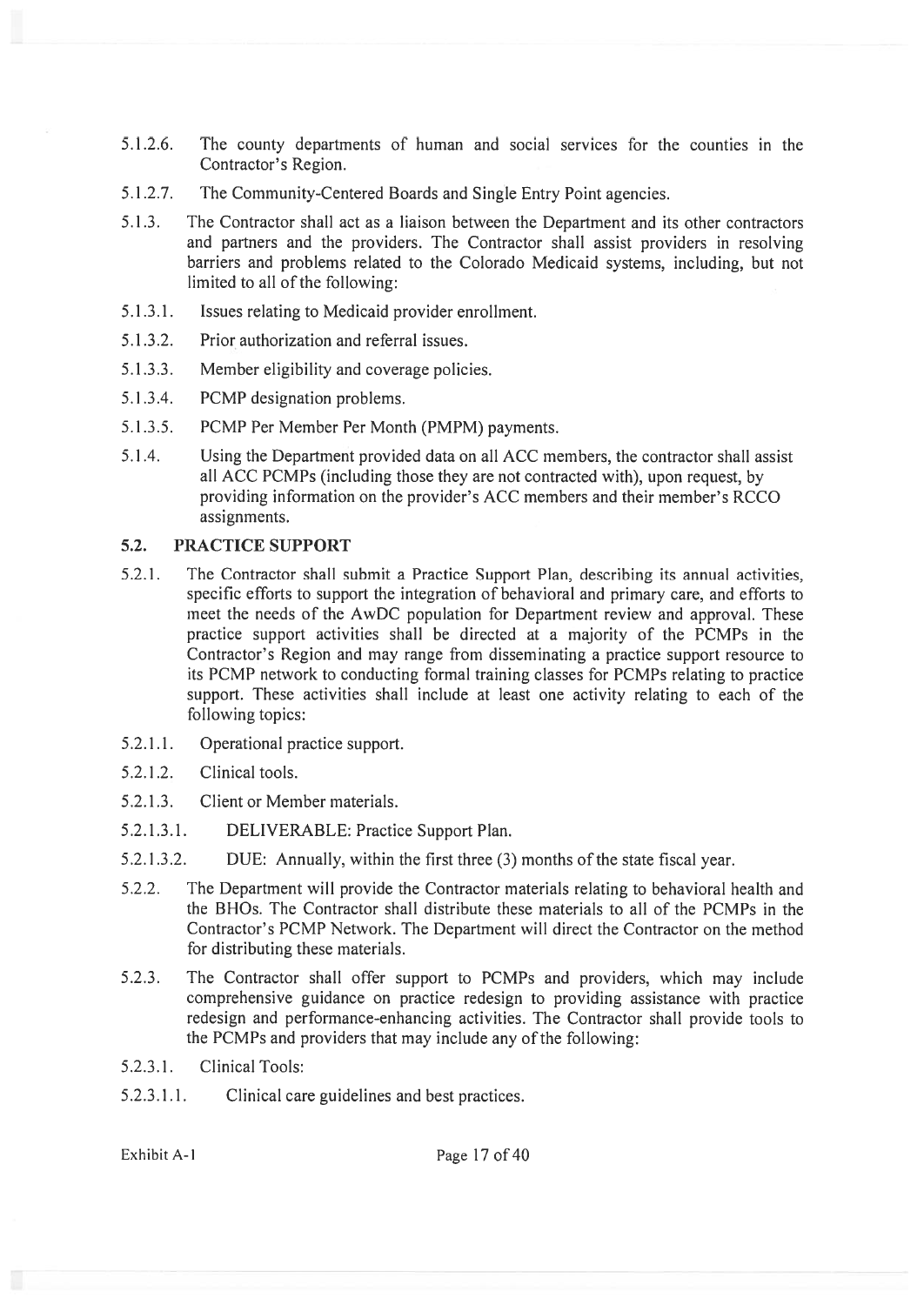5.1.2.6. The county departments of human and social services for the counties in the Contractor's Region.

5.1.2.7. The Community-Centered Boards and Single Entry Point agencies.

5.1.3. The Contractor shall act as a liaison between the Department and its other contractors and partners and the providers. The Contractor shall assist providers in resolving barriers and problems related to the Colorado Medicaid systems, including, but not limited to all of the following:

5.1.3.1. Issues relating to Medicaid provider enrollment.

5.1.3.2. Prior authorization and referral issues.

5.1.3.3. Member eligibility and coverage policies.

5.1.3.4. PCMP designation problems.

5.1.3.5. PCMP Per Member Per Month (PMPM) payments.

5.1.4. Using the Department provided data on all ACC members, the contractor shall assist all ACC PCMPs (including those they are not contracted with), upon request, by providing information on the provider's ACC members and their member's RCCO assignments.

## 5.2. PRACTICE SUPPORT

5.2.1. The Contractor shall submit a Practice Support Plan, describing its annual activities, specific efforts to support the integration of behavioral and primary care, and efforts to meet the needs of the AwDC population for Department review and approval. These practice support activities shall be directed at a majority of the PCMPs in the Contractor's Region and may range from disseminating a practice support resource to its PCMP network to conducting formal training classes for PCMPs relating to practice support. These activities shall include at least one activity relating to each of the following topics:

5.2.1.1. Operational practice support.

5.2.1.2. Clinical tools.

5.2.1.3. Client or Member materials.

5.2.1.3.1. DELIVERABLE: Practice Support Plan.

5.2.1.3.2. DUE: Annually, within the first three (3) months of the state fiscal year.

5.2.2. The Department will provide the Contractor materials relating to behavioral health and the BHOs. The Contractor shall distribute these materials to all of the PCMPs in the Contractor's PCMP Network. The Department will direct the Contractor on the method for distributing these materials.

5.2.3. The Contractor shall offer support to PCMPs and providers, which may include comprehensive guidance on practice redesign to providing assistance with practice redesign and performance-enhancing activities. The Contractor shall provide tools to the PCMPs and providers that may include any of the following:

5.2.3.1. Clinical Tools:

5.2.3.1.1. Clinical care guidelines and best practices.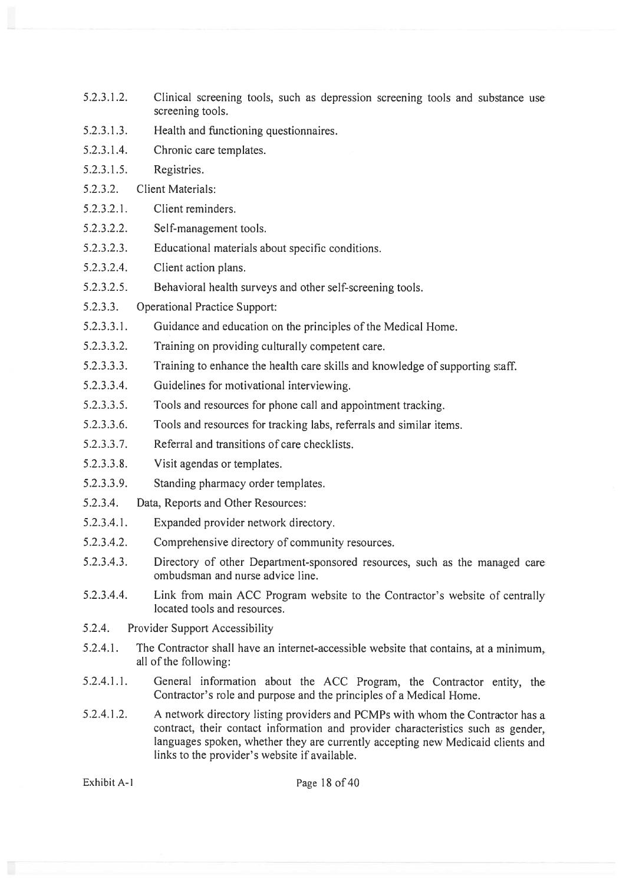5.2.3.1.2. Clinical screening tools, such as depression screening tools and substance use screening tools.

5.2.3.1.3. Health and functioning questionnaires.

5.2.3.1.4. Chronic care templates.

5.2.3.1.5. Registries.

5.2.3.2. Client Materials:

5.2.3.2.1. Client reminders.

5.2.3.2.2. Self-management tools.

5.2.3.2.3. Educational materials about specific conditions.

5.2.3.2.4. Client action plans.

5.2.3.2.5. Behavioral health surveys and other self-screening tools.

5.2.3.3. Operational Practice Support:

5.2.3.3.1. Guidance and education on the principles of the Medical Home.

5.2.3.3.2. Training on providing culturally competent care.

5.2.3.3.3. Training to enhance the health care skills and knowledge of supporting staff.

5.2.3.3.4. Guidelines for motivational interviewing.

5.2.3.3.5. Tools and resources for phone call and appointment tracking.

5.2.3.3.6. Tools and resources for tracking labs, referrals and similar items.

5.2.3.3.7. Referral and transitions of care checklists.

5.2.3.3.8. Visit agendas or templates.

5.2.3.3.9. Standing pharmacy order templates.

5.2.3.4. Data, Reports and Other Resources:

5.2.3.4.1. Expanded provider network directory.

5.2.3.4.2. Comprehensive directory of community resources.

5.2.3.4.3. Directory of other Department-sponsored resources, such as the managed care ombudsman and nurse advice line.

5.2.3.4.4. Link from main ACC Program website to the Contractor's website of centrally located tools and resources.

5.2.4. Provider Support Accessibility

5.2.4.1. The Contractor shall have an internet-accessible website that contains, at a minimum, all of the following:

5.2.4.1.1. General information about the ACC Program, the Contractor entity, the Contractor's role and purpose and the principles of a Medical Home.

5.2.4.1.2. A network directory listing providers and PCMPs with whom the Contractor has a contract, their contact information and provider characteristics such as gender, languages spoken, whether they are currently accepting new Medicaid clients and links to the provider's website if available.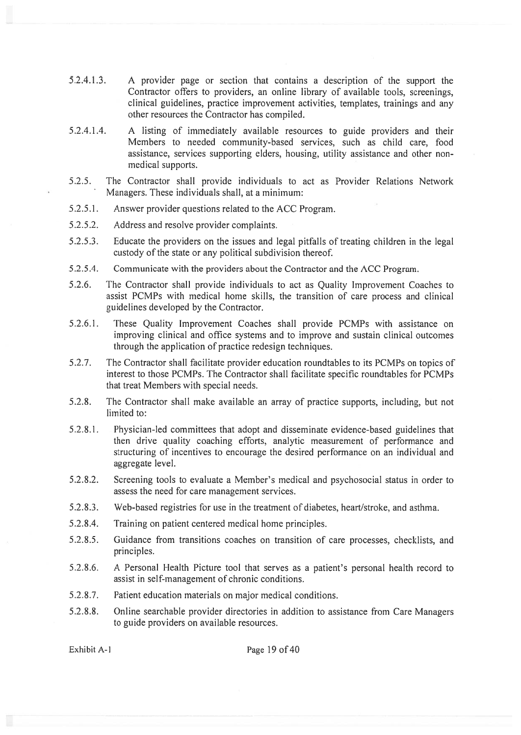5.2.4.1.3. A provider page or section that contains a description of the support the Contractor offers to providers, an online library of available tools, screenings, clinical guidelines, practice improvement activities, templates, trainings and any other resources the Contractor has compiled.

5.2.4.1.4. A listing of immediately available resources to guide providers and their Members to needed community-based services, such as child care, food assistance, services supporting elders, housing, utility assistance and other non-medical supports.

5.2.5. The Contractor shall provide individuals to act as Provider Relations Network Managers. These individuals shall, at a minimum:

5.2.5.1. Answer provider questions related to the ACC Program.

5.2.5.2. Address and resolve provider complaints.

5.2.5.3. Educate the providers on the issues and legal pitfalls of treating children in the legal custody of the state or any political subdivision thereof.

5.2.5.4. Communicate with the providers about the Contractor and the ACC Program.

5.2.6. The Contractor shall provide individuals to act as Quality Improvement Coaches to assist PCMPs with medical home skills, the transition of care process and clinical guidelines developed by the Contractor.

5.2.6.1. These Quality Improvement Coaches shall provide PCMPs with assistance on improving clinical and office systems and to improve and sustain clinical outcomes through the application of practice redesign techniques.

5.2.7. The Contractor shall facilitate provider education roundtables to its PCMPs on topics of interest to those PCMPs. The Contractor shall facilitate specific roundtables for PCMPs that treat Members with special needs.

5.2.8. The Contractor shall make available an array of practice supports, including, but not limited to:

5.2.8.1. Physician-led committees that adopt and disseminate evidence-based guidelines that then drive quality coaching efforts, analytic measurement of performance and structuring of incentives to encourage the desired performance on an individual and aggregate level.

5.2.8.2. Screening tools to evaluate a Member's medical and psychosocial status in order to assess the need for care management services.

5.2.8.3. Web-based registries for use in the treatment of diabetes, heart/stroke, and asthma.

5.2.8.4. Training on patient centered medical home principles.

5.2.8.5. Guidance from transitions coaches on transition of care processes, checklists, and principles.

5.2.8.6. A Personal Health Picture tool that serves as a patient's personal health record to assist in self-management of chronic conditions.

5.2.8.7. Patient education materials on major medical conditions.

5.2.8.8. Online searchable provider directories in addition to assistance from Care Managers to guide providers on available resources.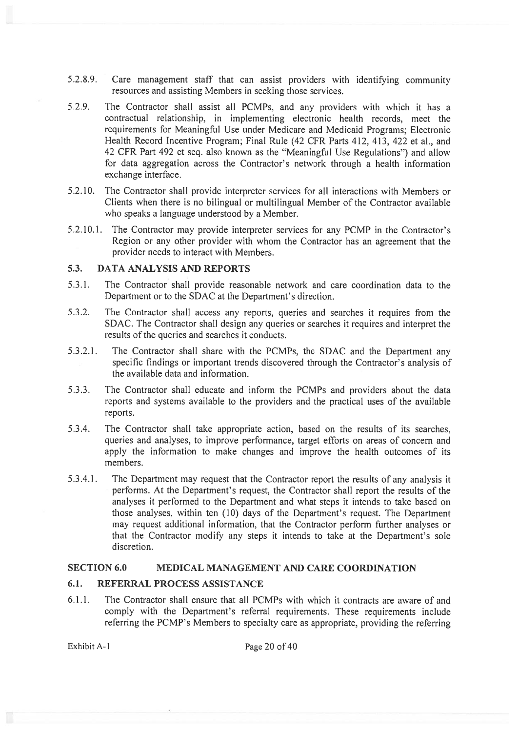5.2.8.9. Care management staff that can assist providers with identifying community resources and assisting Members in seeking those services.

5.2.9. The Contractor shall assist all PCMPs, and any providers with which it has a contractual relationship, in implementing electronic health records, meet the requirements for Meaningful Use under Medicare and Medicaid Programs; Electronic Health Record Incentive Program; Final Rule (42 CFR Parts 412, 413, 422 et al., and 42 CFR Part 492 et seq. also known as the "Meaningful Use Regulations") and allow for data aggregation across the Contractor's network through a health information exchange interface.

5.2.10. The Contractor shall provide interpreter services for all interactions with Members or Clients when there is no bilingual or multilingual Member of the Contractor available who speaks a language understood by a Member.

5.2.10.1. The Contractor may provide interpreter services for any PCMP in the Contractor's Region or any other provider with whom the Contractor has an agreement that the provider needs to interact with Members.

## 5.3. DATA ANALYSIS AND REPORTS

5.3.1. The Contractor shall provide reasonable network and care coordination data to the Department or to the SDAC at the Department's direction.

5.3.2. The Contractor shall access any reports, queries and searches it requires from the SDAC. The Contractor shall design any queries or searches it requires and interpret the results of the queries and searches it conducts.

5.3.2.1. The Contractor shall share with the PCMPs, the SDAC and the Department any specific findings or important trends discovered through the Contractor's analysis of the available data and information.

5.3.3. The Contractor shall educate and inform the PCMPs and providers about the data reports and systems available to the providers and the practical uses of the available reports.

5.3.4. The Contractor shall take appropriate action, based on the results of its searches, queries and analyses, to improve performance, target efforts on areas of concern and apply the information to make changes and improve the health outcomes of its members.

5.3.4.1. The Department may request that the Contractor report the results of any analysis it performs. At the Department's request, the Contractor shall report the results of the analyses it performed to the Department and what steps it intends to take based on those analyses, within ten (10) days of the Department's request. The Department may request additional information, that the Contractor perform further analyses or that the Contractor modify any steps it intends to take at the Department's sole discretion.

# SECTION 6.0 MEDICAL MANAGEMENT AND CARE COORDINATION

## 6.1. REFERRAL PROCESS ASSISTANCE

6.1.1. The Contractor shall ensure that all PCMPs with which it contracts are aware of and comply with the Department's referral requirements. These requirements include referring the PCMP's Members to specialty care as appropriate, providing the referring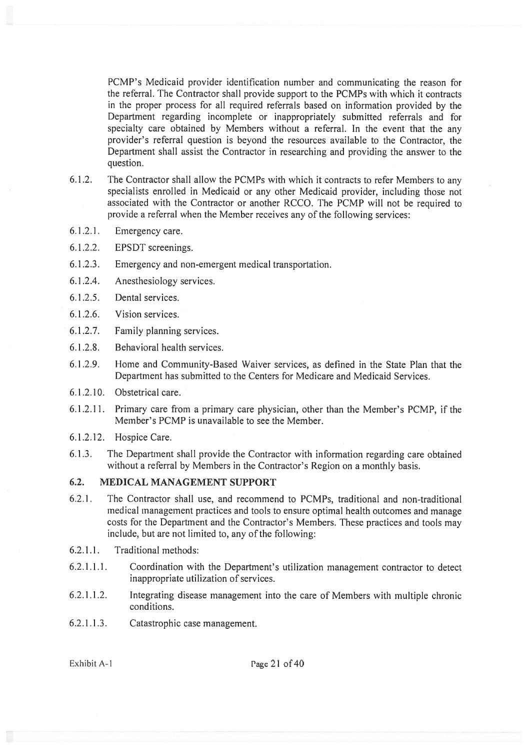PCMP's Medicaid provider identification number and communicating the reason for the referral. The Contractor shall provide support to the PCMPs with which it contracts in the proper process for all required referrals based on information provided by the Department regarding incomplete or inappropriately submitted referrals and for specialty care obtained by Members without a referral. In the event that the any provider's referral question is beyond the resources available to the Contractor, the Department shall assist the Contractor in researching and providing the answer to the question.

6.1.2. The Contractor shall allow the PCMPs with which it contracts to refer Members to any specialists enrolled in Medicaid or any other Medicaid provider, including those not associated with the Contractor or another RCCO. The PCMP will not be required to provide a referral when the Member receives any of the following services:

6.1.2.1. Emergency care.

6.1.2.2. EPSDT screenings.

6.1.2.3. Emergency and non-emergent medical transportation.

6.1.2.4. Anesthesiology services.

6.1.2.5. Dental services.

6.1.2.6. Vision services.

6.1.2.7. Family planning services.

6.1.2.8. Behavioral health services.

6.1.2.9. Home and Community-Based Waiver services, as defined in the State Plan that the Department has submitted to the Centers for Medicare and Medicaid Services.

6.1.2.10. Obstetrical care.

6.1.2.11. Primary care from a primary care physician, other than the Member's PCMP, if the Member's PCMP is unavailable to see the Member.

6.1.2.12. Hospice Care.

6.1.3. The Department shall provide the Contractor with information regarding care obtained without a referral by Members in the Contractor's Region on a monthly basis.

### 6.2. MEDICAL MANAGEMENT SUPPORT

6.2.1. The Contractor shall use, and recommend to PCMPs, traditional and non-traditional medical management practices and tools to ensure optimal health outcomes and manage costs for the Department and the Contractor's Members. These practices and tools may include, but are not limited to, any of the following:

6.2.1.1. Traditional methods:

6.2.1.1.1. Coordination with the Department's utilization management contractor to detect inappropriate utilization of services.

6.2.1.1.2. Integrating disease management into the care of Members with multiple chronic conditions.

6.2.1.1.3. Catastrophic case management.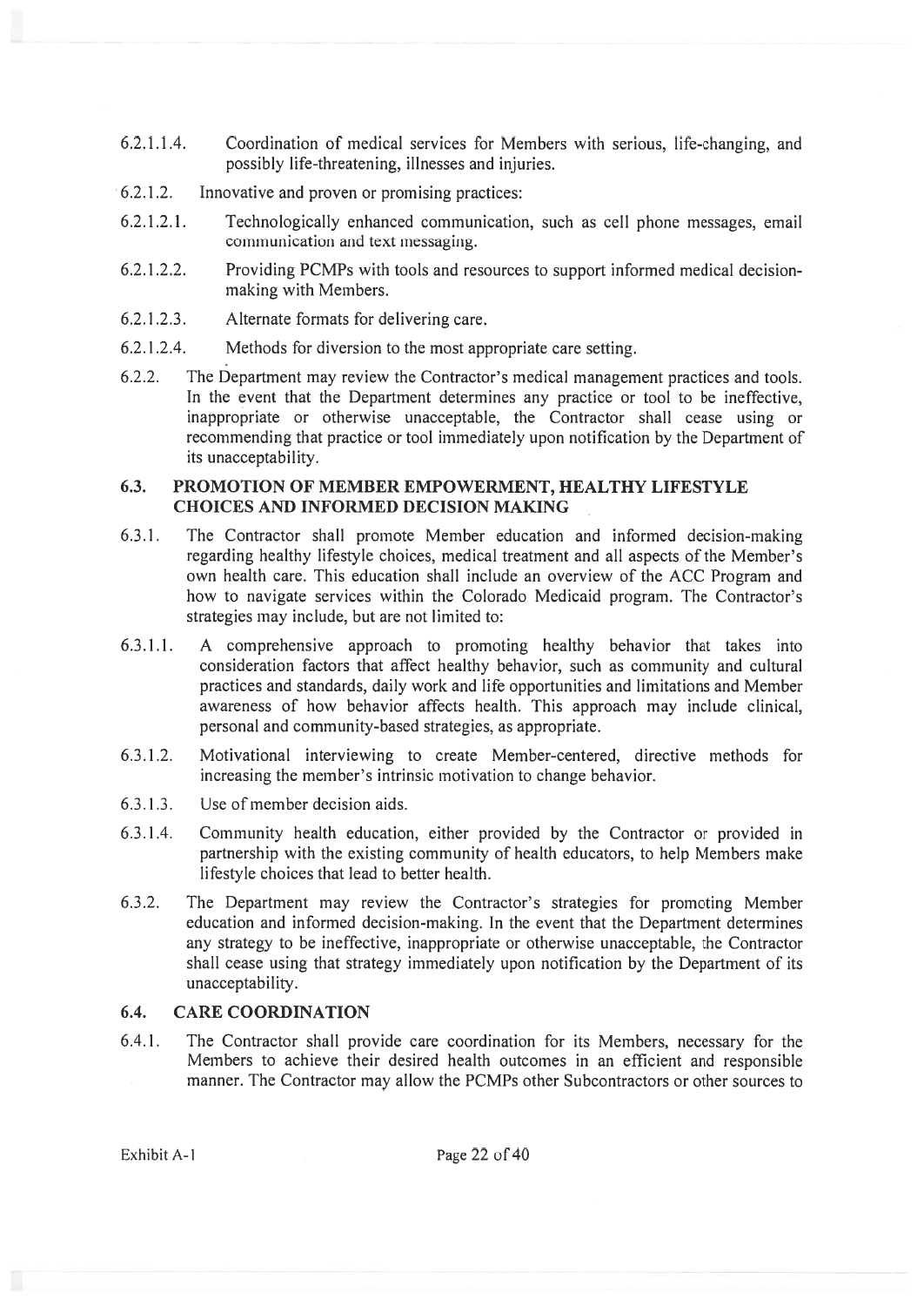6.2.1.1.4. Coordination of medical services for Members with serious, life-changing, and possibly life-threatening, illnesses and injuries.

6.2.1.2. Innovative and proven or promising practices:

6.2.1.2.1. Technologically enhanced communication, such as cell phone messages, email communication and text messaging.

6.2.1.2.2. Providing PCMPs with tools and resources to support informed medical decision-making with Members.

6.2.1.2.3. Alternate formats for delivering care.

6.2.1.2.4. Methods for diversion to the most appropriate care setting.

6.2.2. The Department may review the Contractor's medical management practices and tools. In the event that the Department determines any practice or tool to be ineffective, inappropriate or otherwise unacceptable, the Contractor shall cease using or recommending that practice or tool immediately upon notification by the Department of its unacceptability.

### 6.3. PROMOTION OF MEMBER EMPOWERMENT, HEALTHY LIFESTYLE CHOICES AND INFORMED DECISION MAKING

6.3.1. The Contractor shall promote Member education and informed decision-making regarding healthy lifestyle choices, medical treatment and all aspects of the Member's own health care. This education shall include an overview of the ACC Program and how to navigate services within the Colorado Medicaid program. The Contractor's strategies may include, but are not limited to:

6.3.1.1. A comprehensive approach to promoting healthy behavior that takes into consideration factors that affect healthy behavior, such as community and cultural practices and standards, daily work and life opportunities and limitations and Member awareness of how behavior affects health. This approach may include clinical, personal and community-based strategies, as appropriate.

6.3.1.2. Motivational interviewing to create Member-centered, directive methods for increasing the member's intrinsic motivation to change behavior.

6.3.1.3. Use of member decision aids.

6.3.1.4. Community health education, either provided by the Contractor or provided in partnership with the existing community of health educators, to help Members make lifestyle choices that lead to better health.

6.3.2. The Department may review the Contractor's strategies for promoting Member education and informed decision-making. In the event that the Department determines any strategy to be ineffective, inappropriate or otherwise unacceptable, the Contractor shall cease using that strategy immediately upon notification by the Department of its unacceptability.

### 6.4. CARE COORDINATION

6.4.1. The Contractor shall provide care coordination for its Members, necessary for the Members to achieve their desired health outcomes in an efficient and responsible manner. The Contractor may allow the PCMPs other Subcontractors or other sources to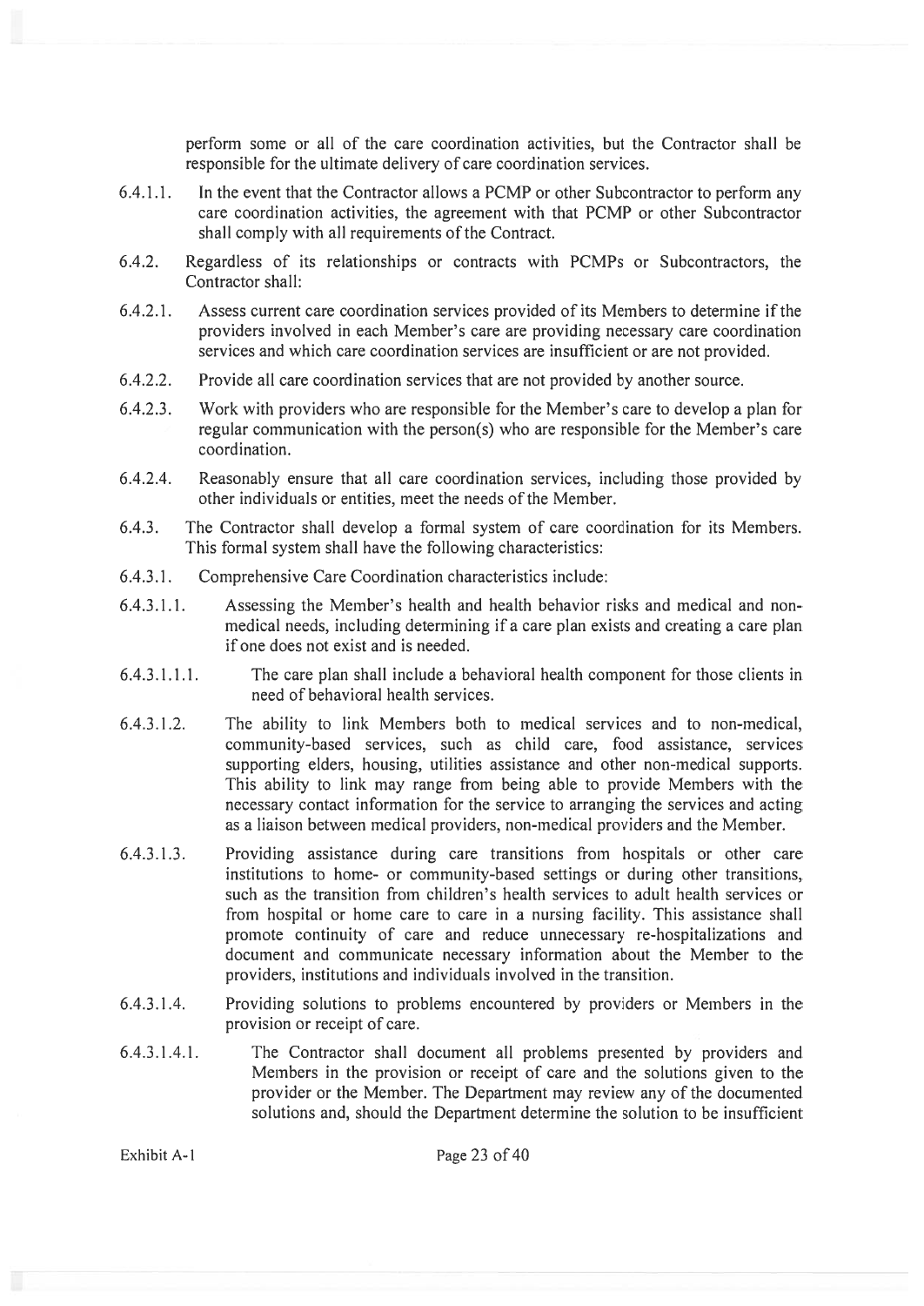perform some or all of the care coordination activities, but the Contractor shall be responsible for the ultimate delivery of care coordination services.

6.4.1.1. In the event that the Contractor allows a PCMP or other Subcontractor to perform any care coordination activities, the agreement with that PCMP or other Subcontractor shall comply with all requirements of the Contract.

6.4.2. Regardless of its relationships or contracts with PCMPs or Subcontractors, the Contractor shall:

6.4.2.1. Assess current care coordination services provided of its Members to determine if the providers involved in each Member's care are providing necessary care coordination services and which care coordination services are insufficient or are not provided.

6.4.2.2. Provide all care coordination services that are not provided by another source.

6.4.2.3. Work with providers who are responsible for the Member's care to develop a plan for regular communication with the person(s) who are responsible for the Member's care coordination.

6.4.2.4. Reasonably ensure that all care coordination services, including those provided by other individuals or entities, meet the needs of the Member.

6.4.3. The Contractor shall develop a formal system of care coordination for its Members. This formal system shall have the following characteristics:

6.4.3.1. Comprehensive Care Coordination characteristics include:

6.4.3.1.1. Assessing the Member's health and health behavior risks and medical and non-medical needs, including determining if a care plan exists and creating a care plan if one does not exist and is needed.

6.4.3.1.1.1. The care plan shall include a behavioral health component for those clients in need of behavioral health services.

6.4.3.1.2. The ability to link Members both to medical services and to non-medical, community-based services, such as child care, food assistance, services supporting elders, housing, utilities assistance and other non-medical supports. This ability to link may range from being able to provide Members with the necessary contact information for the service to arranging the services and acting as a liaison between medical providers, non-medical providers and the Member.

6.4.3.1.3. Providing assistance during care transitions from hospitals or other care institutions to home- or community-based settings or during other transitions, such as the transition from children's health services to adult health services or from hospital or home care to care in a nursing facility. This assistance shall promote continuity of care and reduce unnecessary re-hospitalizations and document and communicate necessary information about the Member to the providers, institutions and individuals involved in the transition.

6.4.3.1.4. Providing solutions to problems encountered by providers or Members in the provision or receipt of care.

6.4.3.1.4.1. The Contractor shall document all problems presented by providers and Members in the provision or receipt of care and the solutions given to the provider or the Member. The Department may review any of the documented solutions and, should the Department determine the solution to be insufficient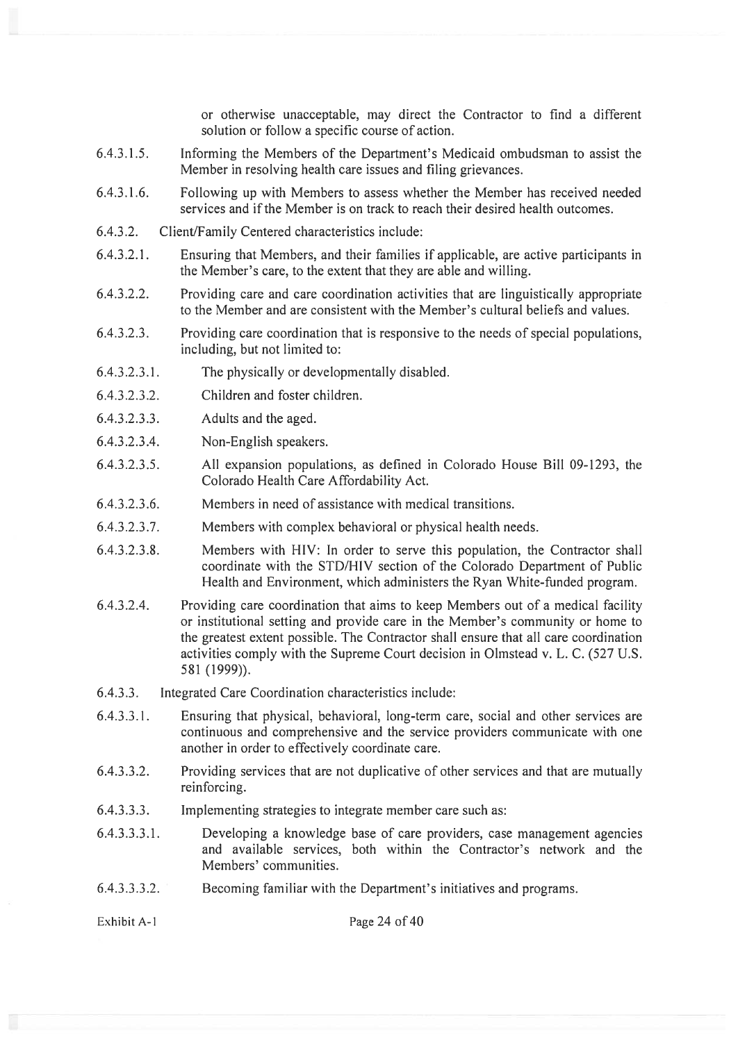or otherwise unacceptable, may direct the Contractor to find a different solution or follow a specific course of action.

6.4.3.1.5. Informing the Members of the Department's Medicaid ombudsman to assist the Member in resolving health care issues and filing grievances.

6.4.3.1.6. Following up with Members to assess whether the Member has received needed services and if the Member is on track to reach their desired health outcomes.

6.4.3.2. Client/Family Centered characteristics include:

6.4.3.2.1. Ensuring that Members, and their families if applicable, are active participants in the Member's care, to the extent that they are able and willing.

6.4.3.2.2. Providing care and care coordination activities that are linguistically appropriate to the Member and are consistent with the Member's cultural beliefs and values.

6.4.3.2.3. Providing care coordination that is responsive to the needs of special populations, including, but not limited to:

6.4.3.2.3.1. The physically or developmentally disabled.

6.4.3.2.3.2. Children and foster children.

6.4.3.2.3.3. Adults and the aged.

6.4.3.2.3.4. Non-English speakers.

6.4.3.2.3.5. All expansion populations, as defined in Colorado House Bill 09-1293, the Colorado Health Care Affordability Act.

6.4.3.2.3.6. Members in need of assistance with medical transitions.

6.4.3.2.3.7. Members with complex behavioral or physical health needs.

6.4.3.2.3.8. Members with HIV: In order to serve this population, the Contractor shall coordinate with the STD/HIV section of the Colorado Department of Public Health and Environment, which administers the Ryan White-funded program.

6.4.3.2.4. Providing care coordination that aims to keep Members out of a medical facility or institutional setting and provide care in the Member's community or home to the greatest extent possible. The Contractor shall ensure that all care coordination activities comply with the Supreme Court decision in Olmstead v. L. C. (527 U.S. 581 (1999)).

6.4.3.3. Integrated Care Coordination characteristics include:

6.4.3.3.1. Ensuring that physical, behavioral, long-term care, social and other services are continuous and comprehensive and the service providers communicate with one another in order to effectively coordinate care.

6.4.3.3.2. Providing services that are not duplicative of other services and that are mutually reinforcing.

6.4.3.3.3. Implementing strategies to integrate member care such as:

6.4.3.3.3.1. Developing a knowledge base of care providers, case management agencies and available services, both within the Contractor's network and the Members' communities.

6.4.3.3.3.2. Becoming familiar with the Department's initiatives and programs.

Exhibit A-1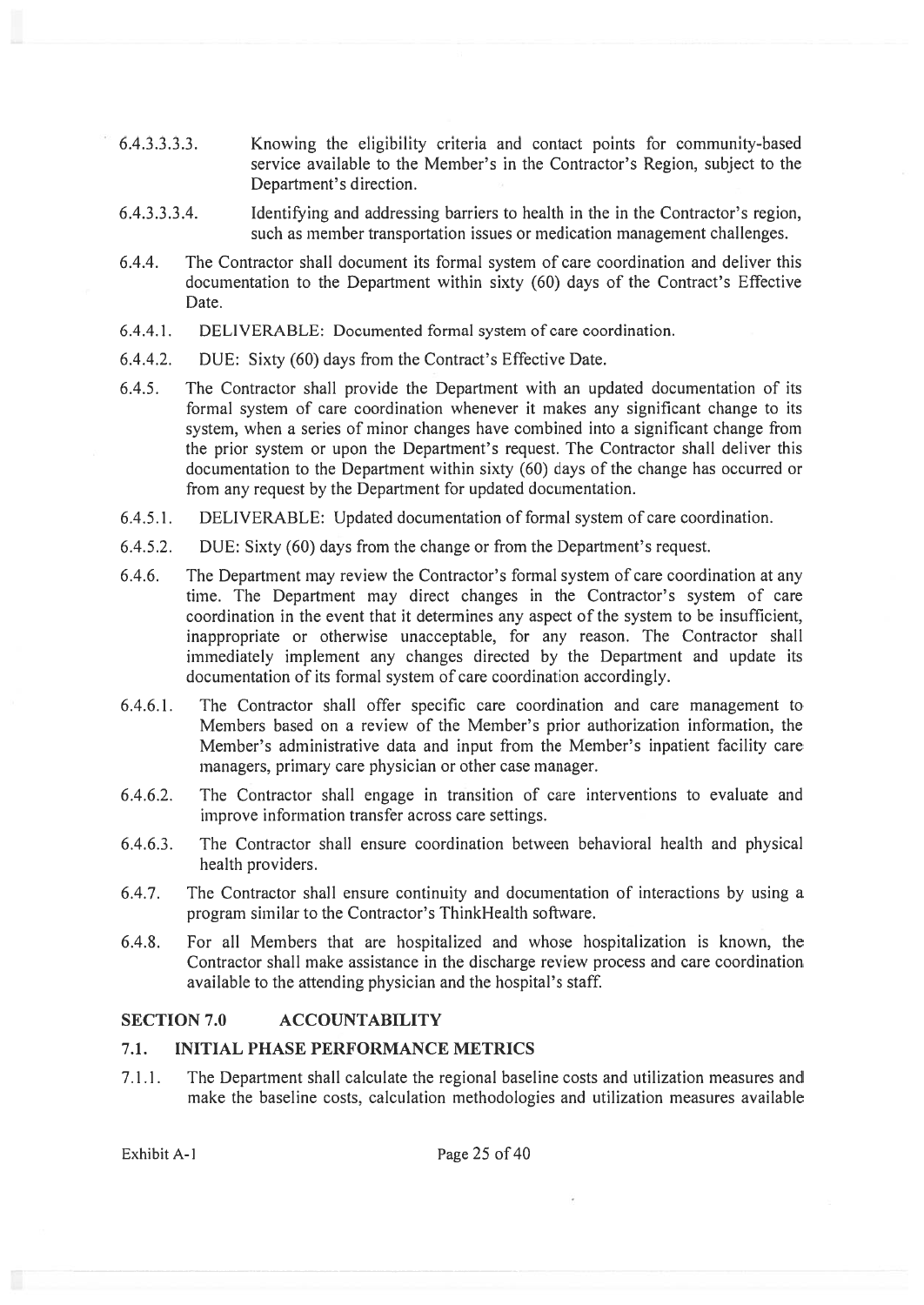6.4.3.3.3.3. Knowing the eligibility criteria and contact points for community-based service available to the Member's in the Contractor's Region, subject to the Department's direction.

6.4.3.3.3.4. Identifying and addressing barriers to health in the in the Contractor's region, such as member transportation issues or medication management challenges.

6.4.4. The Contractor shall document its formal system of care coordination and deliver this documentation to the Department within sixty (60) days of the Contract's Effective Date.

6.4.4.1. DELIVERABLE: Documented formal system of care coordination.

6.4.4.2. DUE: Sixty (60) days from the Contract's Effective Date.

6.4.5. The Contractor shall provide the Department with an updated documentation of its formal system of care coordination whenever it makes any significant change to its system, when a series of minor changes have combined into a significant change from the prior system or upon the Department's request. The Contractor shall deliver this documentation to the Department within sixty (60) days of the change has occurred or from any request by the Department for updated documentation.

6.4.5.1. DELIVERABLE: Updated documentation of formal system of care coordination.

6.4.5.2. DUE: Sixty (60) days from the change or from the Department's request.

6.4.6. The Department may review the Contractor's formal system of care coordination at any time. The Department may direct changes in the Contractor's system of care coordination in the event that it determines any aspect of the system to be insufficient, inappropriate or otherwise unacceptable, for any reason. The Contractor shall immediately implement any changes directed by the Department and update its documentation of its formal system of care coordination accordingly.

6.4.6.1. The Contractor shall offer specific care coordination and care management to Members based on a review of the Member's prior authorization information, the Member's administrative data and input from the Member's inpatient facility care managers, primary care physician or other case manager.

6.4.6.2. The Contractor shall engage in transition of care interventions to evaluate and improve information transfer across care settings.

6.4.6.3. The Contractor shall ensure coordination between behavioral health and physical health providers.

6.4.7. The Contractor shall ensure continuity and documentation of interactions by using a program similar to the Contractor's ThinkHealth software.

6.4.8. For all Members that are hospitalized and whose hospitalization is known, the Contractor shall make assistance in the discharge review process and care coordination available to the attending physician and the hospital's staff.

## SECTION 7.0 ACCOUNTABILITY

### 7.1. INITIAL PHASE PERFORMANCE METRICS

7.1.1. The Department shall calculate the regional baseline costs and utilization measures and make the baseline costs, calculation methodologies and utilization measures available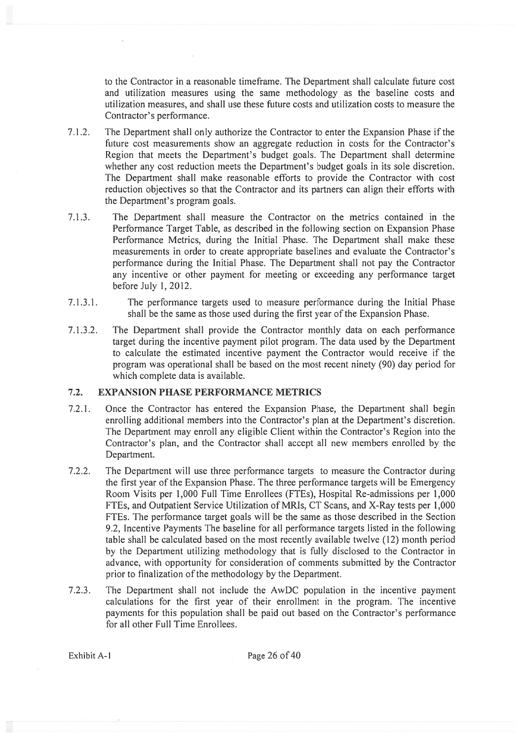to the Contractor in a reasonable timeframe. The Department shall calculate future cost and utilization measures using the same methodology as the baseline costs and utilization measures, and shall use these future costs and utilization costs to measure the Contractor's performance.

7.1.2. The Department shall only authorize the Contractor to enter the Expansion Phase if the future cost measurements show an aggregate reduction in costs for the Contractor's Region that meets the Department's budget goals. The Department shall determine whether any cost reduction meets the Department's budget goals in its sole discretion. The Department shall make reasonable efforts to provide the Contractor with cost reduction objectives so that the Contractor and its partners can align their efforts with the Department's program goals.

7.1.3. The Department shall measure the Contractor on the metrics contained in the Performance Target Table, as described in the following section on Expansion Phase Performance Metrics, during the Initial Phase. The Department shall make these measurements in order to create appropriate baselines and evaluate the Contractor's performance during the Initial Phase. The Department shall not pay the Contractor any incentive or other payment for meeting or exceeding any performance target before July 1, 2012.

7.1.3.1. The performance targets used to measure performance during the Initial Phase shall be the same as those used during the first year of the Expansion Phase.

7.1.3.2. The Department shall provide the Contractor monthly data on each performance target during the incentive payment pilot program. The data used by the Department to calculate the estimated incentive payment the Contractor would receive if the program was operational shall be based on the most recent ninety (90) day period for which complete data is available.

## 7.2. EXPANSION PHASE PERFORMANCE METRICS

7.2.1. Once the Contractor has entered the Expansion Phase, the Department shall begin enrolling additional members into the Contractor's plan at the Department's discretion. The Department may enroll any eligible Client within the Contractor's Region into the Contractor's plan, and the Contractor shall accept all new members enrolled by the Department.

7.2.2. The Department will use three performance targets to measure the Contractor during the first year of the Expansion Phase. The three performance targets will be Emergency Room Visits per 1,000 Full Time Enrollees (FTEs), Hospital Re-admissions per 1,000 FTEs, and Outpatient Service Utilization of MRIs, CT Scans, and X-Ray tests per 1,000 FTEs. The performance target goals will be the same as those described in the Section 9.2, Incentive Payments The baseline for all performance targets listed in the following table shall be calculated based on the most recently available twelve (12) month period by the Department utilizing methodology that is fully disclosed to the Contractor in advance, with opportunity for consideration of comments submitted by the Contractor prior to finalization of the methodology by the Department.

7.2.3. The Department shall not include the AwDC population in the incentive payment calculations for the first year of their enrollment in the program. The incentive payments for this population shall be paid out based on the Contractor's performance for all other Full Time Enrollees.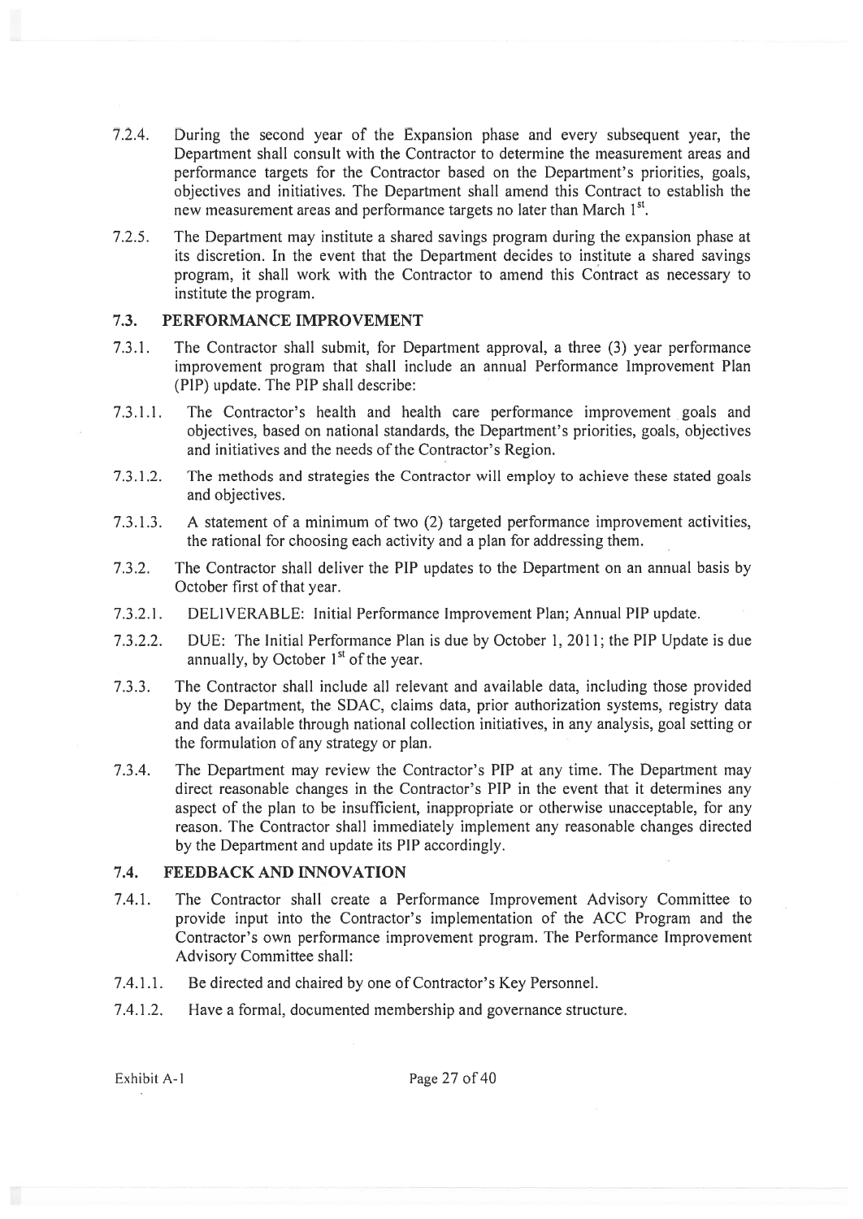7.2.4. During the second year of the Expansion phase and every subsequent year, the Department shall consult with the Contractor to determine the measurement areas and performance targets for the Contractor based on the Department's priorities, goals, objectives and initiatives. The Department shall amend this Contract to establish the new measurement areas and performance targets no later than March 1st.

7.2.5. The Department may institute a shared savings program during the expansion phase at its discretion. In the event that the Department decides to institute a shared savings program, it shall work with the Contractor to amend this Contract as necessary to institute the program.

### 7.3. PERFORMANCE IMPROVEMENT

7.3.1. The Contractor shall submit, for Department approval, a three (3) year performance improvement program that shall include an annual Performance Improvement Plan (PIP) update. The PIP shall describe:

7.3.1.1. The Contractor's health and health care performance improvement goals and objectives, based on national standards, the Department's priorities, goals, objectives and initiatives and the needs of the Contractor's Region.

7.3.1.2. The methods and strategies the Contractor will employ to achieve these stated goals and objectives.

7.3.1.3. A statement of a minimum of two (2) targeted performance improvement activities, the rational for choosing each activity and a plan for addressing them.

7.3.2. The Contractor shall deliver the PIP updates to the Department on an annual basis by October first of that year.

7.3.2.1. DELIVERABLE: Initial Performance Improvement Plan; Annual PIP update.

7.3.2.2. DUE: The Initial Performance Plan is due by October 1, 2011; the PIP Update is due annually, by October 1st of the year.

7.3.3. The Contractor shall include all relevant and available data, including those provided by the Department, the SDAC, claims data, prior authorization systems, registry data and data available through national collection initiatives, in any analysis, goal setting or the formulation of any strategy or plan.

7.3.4. The Department may review the Contractor's PIP at any time. The Department may direct reasonable changes in the Contractor's PIP in the event that it determines any aspect of the plan to be insufficient, inappropriate or otherwise unacceptable, for any reason. The Contractor shall immediately implement any reasonable changes directed by the Department and update its PIP accordingly.

### 7.4. FEEDBACK AND INNOVATION

7.4.1. The Contractor shall create a Performance Improvement Advisory Committee to provide input into the Contractor's implementation of the ACC Program and the Contractor's own performance improvement program. The Performance Improvement Advisory Committee shall:

7.4.1.1. Be directed and chaired by one of Contractor's Key Personnel.

7.4.1.2. Have a formal, documented membership and governance structure.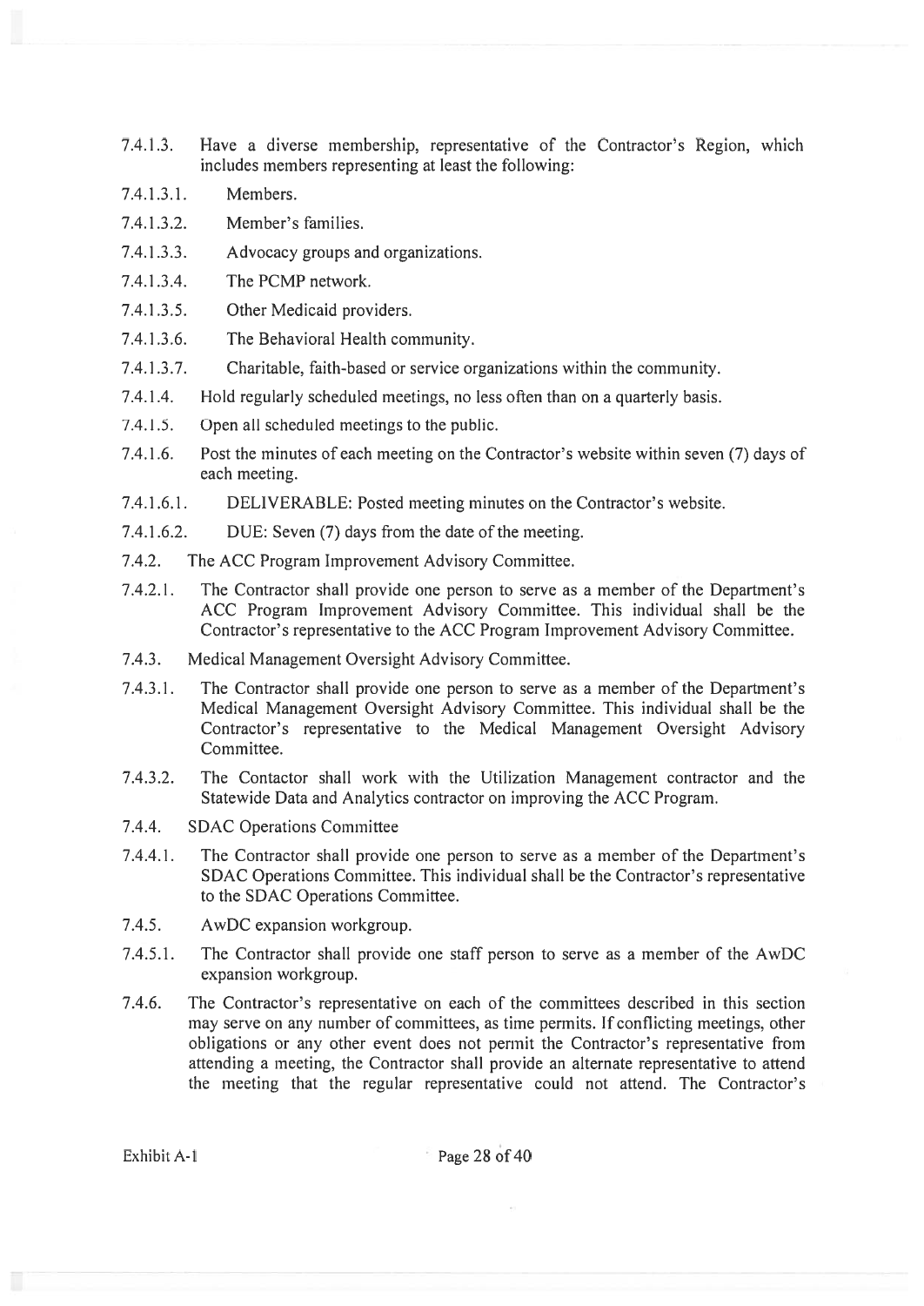7.4.1.3. Have a diverse membership, representative of the Contractor's Region, which includes members representing at least the following:

7.4.1.3.1. Members.

7.4.1.3.2. Member's families.

7.4.1.3.3. Advocacy groups and organizations.

7.4.1.3.4. The PCMP network.

7.4.1.3.5. Other Medicaid providers.

7.4.1.3.6. The Behavioral Health community.

7.4.1.3.7. Charitable, faith-based or service organizations within the community.

7.4.1.4. Hold regularly scheduled meetings, no less often than on a quarterly basis.

7.4.1.5. Open all scheduled meetings to the public.

7.4.1.6. Post the minutes of each meeting on the Contractor's website within seven (7) days of each meeting.

7.4.1.6.1. DELIVERABLE: Posted meeting minutes on the Contractor's website.

7.4.1.6.2. DUE: Seven (7) days from the date of the meeting.

7.4.2. The ACC Program Improvement Advisory Committee.

7.4.2.1. The Contractor shall provide one person to serve as a member of the Department's ACC Program Improvement Advisory Committee. This individual shall be the Contractor's representative to the ACC Program Improvement Advisory Committee.

7.4.3. Medical Management Oversight Advisory Committee.

7.4.3.1. The Contractor shall provide one person to serve as a member of the Department's Medical Management Oversight Advisory Committee. This individual shall be the Contractor's representative to the Medical Management Oversight Advisory Committee.

7.4.3.2. The Contactor shall work with the Utilization Management contractor and the Statewide Data and Analytics contractor on improving the ACC Program.

7.4.4. SDAC Operations Committee

7.4.4.1. The Contractor shall provide one person to serve as a member of the Department's SDAC Operations Committee. This individual shall be the Contractor's representative to the SDAC Operations Committee.

7.4.5. AwDC expansion workgroup.

7.4.5.1. The Contractor shall provide one staff person to serve as a member of the AwDC expansion workgroup.

7.4.6. The Contractor's representative on each of the committees described in this section may serve on any number of committees, as time permits. If conflicting meetings, other obligations or any other event does not permit the Contractor's representative from attending a meeting, the Contractor shall provide an alternate representative to attend the meeting that the regular representative could not attend. The Contractor's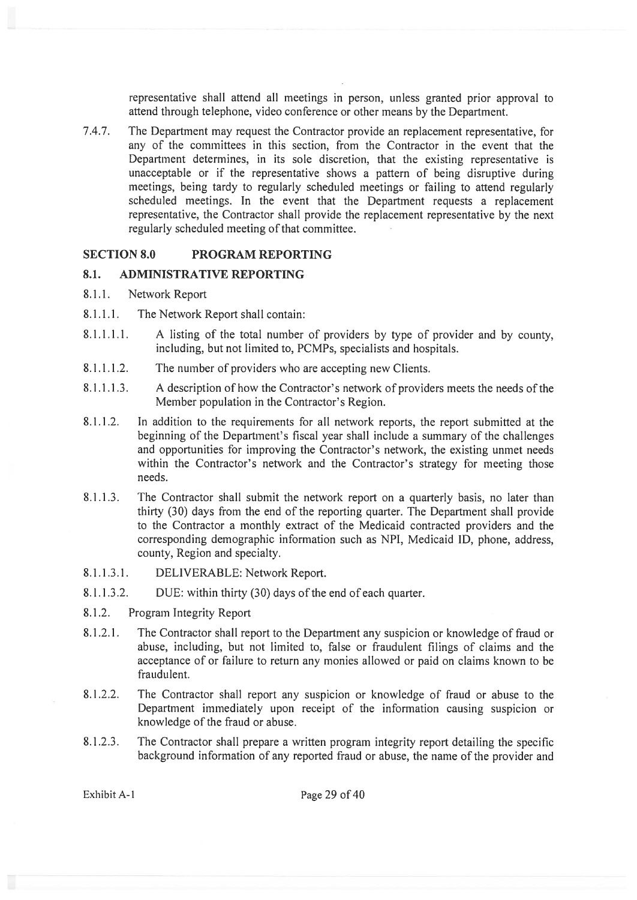representative shall attend all meetings in person, unless granted prior approval to attend through telephone, video conference or other means by the Department.

7.4.7. The Department may request the Contractor provide an replacement representative, for any of the committees in this section, from the Contractor in the event that the Department determines, in its sole discretion, that the existing representative is unacceptable or if the representative shows a pattern of being disruptive during meetings, being tardy to regularly scheduled meetings or failing to attend regularly scheduled meetings. In the event that the Department requests a replacement representative, the Contractor shall provide the replacement representative by the next regularly scheduled meeting of that committee.

## SECTION 8.0 PROGRAM REPORTING

### 8.1. ADMINISTRATIVE REPORTING

8.1.1. Network Report

8.1.1.1. The Network Report shall contain:

8.1.1.1.1. A listing of the total number of providers by type of provider and by county, including, but not limited to, PCMPs, specialists and hospitals.

8.1.1.1.2. The number of providers who are accepting new Clients.

8.1.1.1.3. A description of how the Contractor's network of providers meets the needs of the Member population in the Contractor's Region.

8.1.1.2. In addition to the requirements for all network reports, the report submitted at the beginning of the Department's fiscal year shall include a summary of the challenges and opportunities for improving the Contractor's network, the existing unmet needs within the Contractor's network and the Contractor's strategy for meeting those needs.

8.1.1.3. The Contractor shall submit the network report on a quarterly basis, no later than thirty (30) days from the end of the reporting quarter. The Department shall provide to the Contractor a monthly extract of the Medicaid contracted providers and the corresponding demographic information such as NPI, Medicaid ID, phone, address, county, Region and specialty.

8.1.1.3.1. DELIVERABLE: Network Report.

8.1.1.3.2. DUE: within thirty (30) days of the end of each quarter.

8.1.2. Program Integrity Report

8.1.2.1. The Contractor shall report to the Department any suspicion or knowledge of fraud or abuse, including, but not limited to, false or fraudulent filings of claims and the acceptance of or failure to return any monies allowed or paid on claims known to be fraudulent.

8.1.2.2. The Contractor shall report any suspicion or knowledge of fraud or abuse to the Department immediately upon receipt of the information causing suspicion or knowledge of the fraud or abuse.

8.1.2.3. The Contractor shall prepare a written program integrity report detailing the specific background information of any reported fraud or abuse, the name of the provider and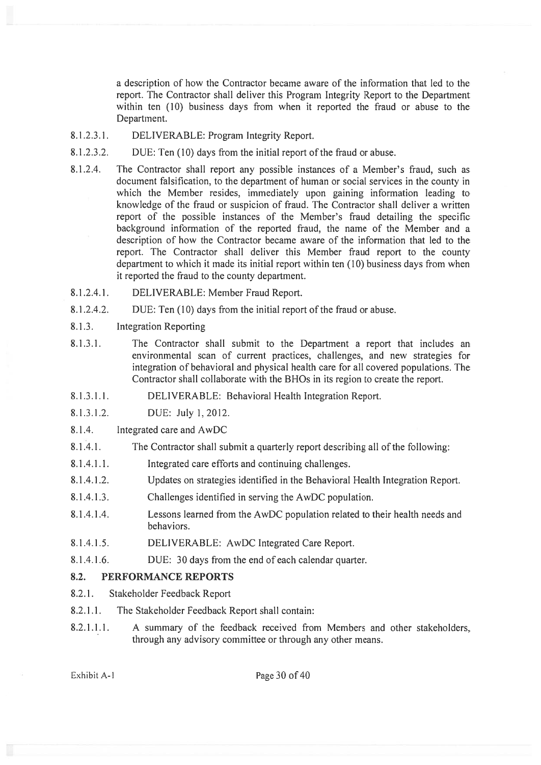a description of how the Contractor became aware of the information that led to the report. The Contractor shall deliver this Program Integrity Report to the Department within ten (10) business days from when it reported the fraud or abuse to the Department.

8.1.2.3.1. DELIVERABLE: Program Integrity Report.

8.1.2.3.2. DUE: Ten (10) days from the initial report of the fraud or abuse.

8.1.2.4. The Contractor shall report any possible instances of a Member's fraud, such as document falsification, to the department of human or social services in the county in which the Member resides, immediately upon gaining information leading to knowledge of the fraud or suspicion of fraud. The Contractor shall deliver a written report of the possible instances of the Member's fraud detailing the specific background information of the reported fraud, the name of the Member and a description of how the Contractor became aware of the information that led to the report. The Contractor shall deliver this Member fraud report to the county department to which it made its initial report within ten (10) business days from when it reported the fraud to the county department.

8.1.2.4.1. DELIVERABLE: Member Fraud Report.

8.1.2.4.2. DUE: Ten (10) days from the initial report of the fraud or abuse.

8.1.3. Integration Reporting

8.1.3.1. The Contractor shall submit to the Department a report that includes an environmental scan of current practices, challenges, and new strategies for integration of behavioral and physical health care for all covered populations. The Contractor shall collaborate with the BHOs in its region to create the report.

8.1.3.1.1. DELIVERABLE: Behavioral Health Integration Report.

8.1.3.1.2. DUE: July 1, 2012.

8.1.4. Integrated care and AwDC

8.1.4.1. The Contractor shall submit a quarterly report describing all of the following:

8.1.4.1.1. Integrated care efforts and continuing challenges.

8.1.4.1.2. Updates on strategies identified in the Behavioral Health Integration Report.

8.1.4.1.3. Challenges identified in serving the AwDC population.

8.1.4.1.4. Lessons learned from the AwDC population related to their health needs and behaviors.

8.1.4.1.5. DELIVERABLE: AwDC Integrated Care Report.

8.1.4.1.6. DUE: 30 days from the end of each calendar quarter.

## 8.2. PERFORMANCE REPORTS

8.2.1. Stakeholder Feedback Report

8.2.1.1. The Stakeholder Feedback Report shall contain:

8.2.1.1.1. A summary of the feedback received from Members and other stakeholders, through any advisory committee or through any other means.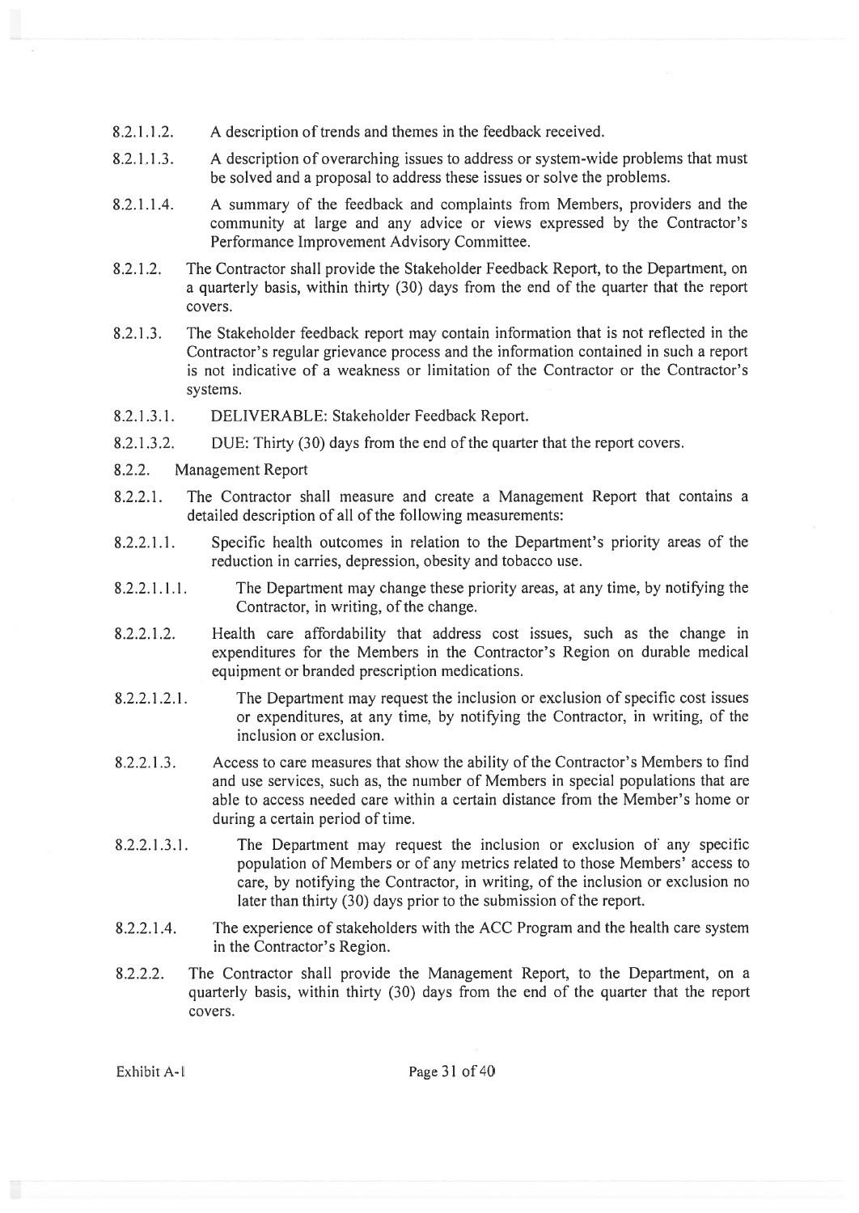8.2.1.1.2. A description of trends and themes in the feedback received.

8.2.1.1.3. A description of overarching issues to address or system-wide problems that must be solved and a proposal to address these issues or solve the problems.

8.2.1.1.4. A summary of the feedback and complaints from Members, providers and the community at large and any advice or views expressed by the Contractor's Performance Improvement Advisory Committee.

8.2.1.2. The Contractor shall provide the Stakeholder Feedback Report, to the Department, on a quarterly basis, within thirty (30) days from the end of the quarter that the report covers.

8.2.1.3. The Stakeholder feedback report may contain information that is not reflected in the Contractor's regular grievance process and the information contained in such a report is not indicative of a weakness or limitation of the Contractor or the Contractor's systems.

8.2.1.3.1. DELIVERABLE: Stakeholder Feedback Report.

8.2.1.3.2. DUE: Thirty (30) days from the end of the quarter that the report covers.

8.2.2. Management Report

8.2.2.1. The Contractor shall measure and create a Management Report that contains a detailed description of all of the following measurements:

8.2.2.1.1. Specific health outcomes in relation to the Department's priority areas of the reduction in carries, depression, obesity and tobacco use.

8.2.2.1.1.1. The Department may change these priority areas, at any time, by notifying the Contractor, in writing, of the change.

8.2.2.1.2. Health care affordability that address cost issues, such as the change in expenditures for the Members in the Contractor's Region on durable medical equipment or branded prescription medications.

8.2.2.1.2.1. The Department may request the inclusion or exclusion of specific cost issues or expenditures, at any time, by notifying the Contractor, in writing, of the inclusion or exclusion.

8.2.2.1.3. Access to care measures that show the ability of the Contractor's Members to find and use services, such as, the number of Members in special populations that are able to access needed care within a certain distance from the Member's home or during a certain period of time.

8.2.2.1.3.1. The Department may request the inclusion or exclusion of any specific population of Members or of any metrics related to those Members' access to care, by notifying the Contractor, in writing, of the inclusion or exclusion no later than thirty (30) days prior to the submission of the report.

8.2.2.1.4. The experience of stakeholders with the ACC Program and the health care system in the Contractor's Region.

8.2.2.2. The Contractor shall provide the Management Report, to the Department, on a quarterly basis, within thirty (30) days from the end of the quarter that the report covers.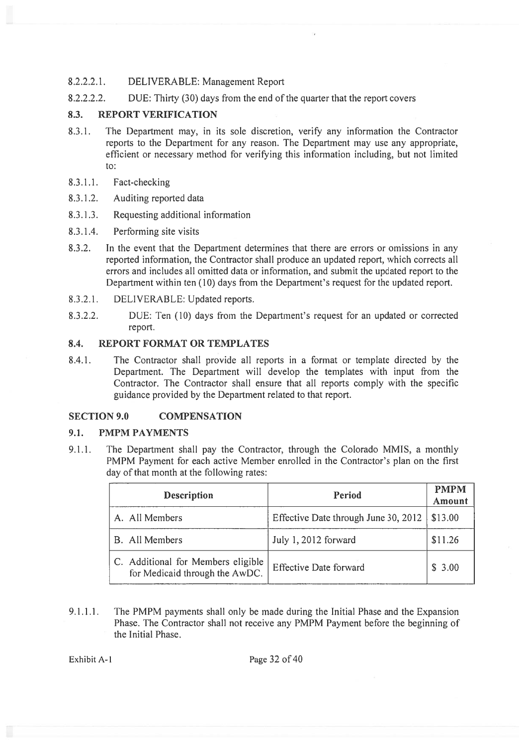8.2.2.2.1. DELIVERABLE: Management Report

8.2.2.2.2. DUE: Thirty (30) days from the end of the quarter that the report covers

### 8.3. REPORT VERIFICATION

8.3.1. The Department may, in its sole discretion, verify any information the Contractor reports to the Department for any reason. The Department may use any appropriate, efficient or necessary method for verifying this information including, but not limited to:

8.3.1.1. Fact-checking

8.3.1.2. Auditing reported data

8.3.1.3. Requesting additional information

8.3.1.4. Performing site visits

8.3.2. In the event that the Department determines that there are errors or omissions in any reported information, the Contractor shall produce an updated report, which corrects all errors and includes all omitted data or information, and submit the updated report to the Department within ten (10) days from the Department's request for the updated report.

8.3.2.1. DELIVERABLE: Updated reports.

8.3.2.2. DUE: Ten (10) days from the Department's request for an updated or corrected report.

### 8.4. REPORT FORMAT OR TEMPLATES

8.4.1. The Contractor shall provide all reports in a format or template directed by the Department. The Department will develop the templates with input from the Contractor. The Contractor shall ensure that all reports comply with the specific guidance provided by the Department related to that report.

## SECTION 9.0 COMPENSATION

### 9.1. PMPM PAYMENTS

9.1.1. The Department shall pay the Contractor, through the Colorado MMIS, a monthly PMPM Payment for each active Member enrolled in the Contractor's plan on the first day of that month at the following rates:

| Description | Period | PMPM Amount |
|---|---|---|
| A. All Members | Effective Date through June 30, 2012 | $13.00 |
| B. All Members | July 1, 2012 forward | $11.26 |
| C. Additional for Members eligible for Medicaid through the AwDC. | Effective Date forward | $ 3.00 |

9.1.1.1. The PMPM payments shall only be made during the Initial Phase and the Expansion Phase. The Contractor shall not receive any PMPM Payment before the beginning of the Initial Phase.

Exhibit A-1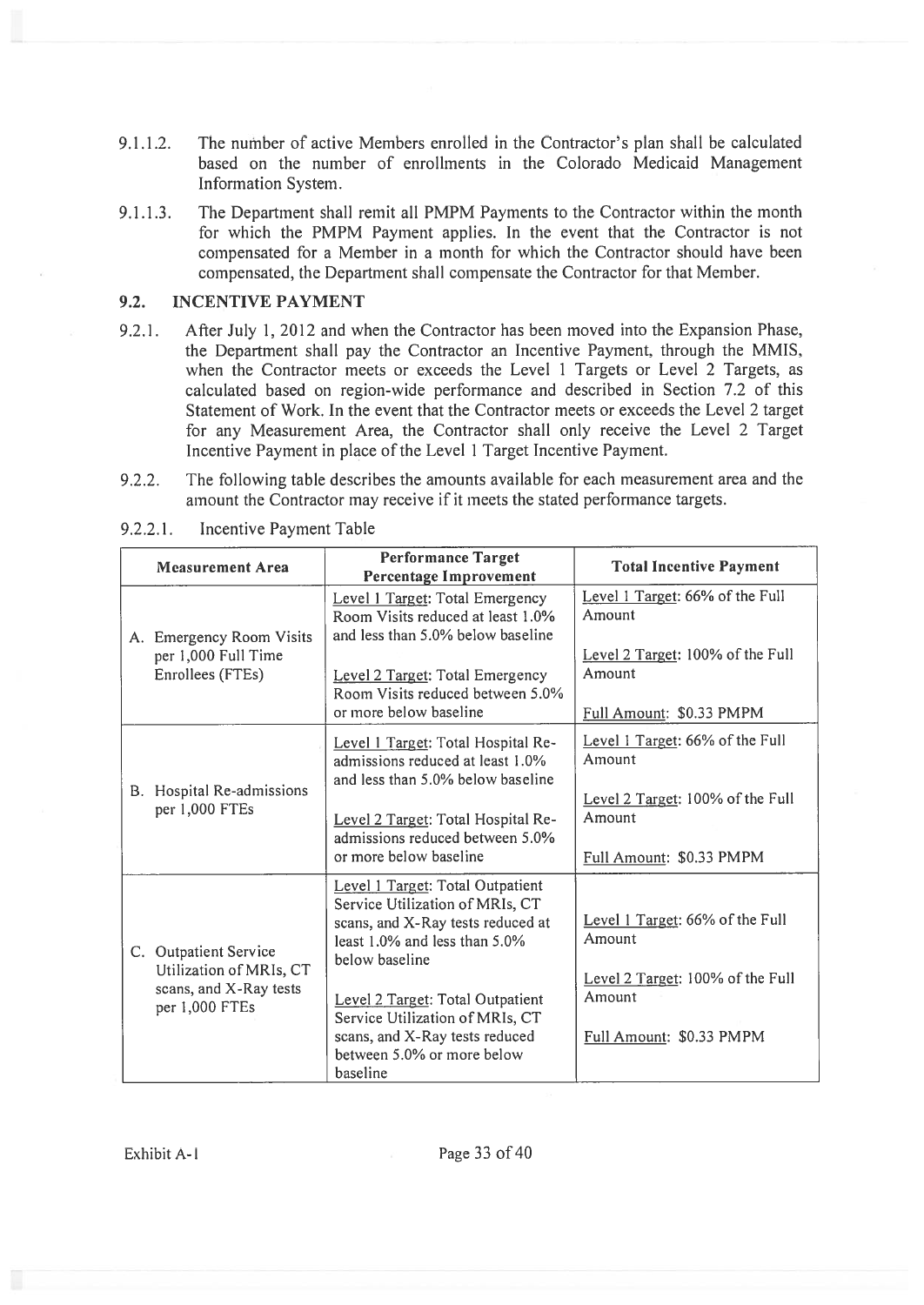9.1.1.2. The number of active Members enrolled in the Contractor's plan shall be calculated based on the number of enrollments in the Colorado Medicaid Management Information System.

9.1.1.3. The Department shall remit all PMPM Payments to the Contractor within the month for which the PMPM Payment applies. In the event that the Contractor is not compensated for a Member in a month for which the Contractor should have been compensated, the Department shall compensate the Contractor for that Member.

## 9.2. INCENTIVE PAYMENT

9.2.1. After July 1, 2012 and when the Contractor has been moved into the Expansion Phase, the Department shall pay the Contractor an Incentive Payment, through the MMIS, when the Contractor meets or exceeds the Level 1 Targets or Level 2 Targets, as calculated based on region-wide performance and described in Section 7.2 of this Statement of Work. In the event that the Contractor meets or exceeds the Level 2 target for any Measurement Area, the Contractor shall only receive the Level 2 Target Incentive Payment in place of the Level 1 Target Incentive Payment.

9.2.2. The following table describes the amounts available for each measurement area and the amount the Contractor may receive if it meets the stated performance targets.

9.2.2.1. Incentive Payment Table

| Measurement Area | Performance Target Percentage Improvement | Total Incentive Payment |
|---|---|---|
| A. Emergency Room Visits per 1,000 Full Time Enrollees (FTEs) | Level 1 Target: Total Emergency Room Visits reduced at least 1.0% and less than 5.0% below baseline<br><br>Level 2 Target: Total Emergency Room Visits reduced between 5.0% or more below baseline | Level 1 Target: 66% of the Full Amount<br><br>Level 2 Target: 100% of the Full Amount<br><br>Full Amount: $0.33 PMPM |
| B. Hospital Re-admissions per 1,000 FTEs | Level 1 Target: Total Hospital Re-admissions reduced at least 1.0% and less than 5.0% below baseline<br><br>Level 2 Target: Total Hospital Re-admissions reduced between 5.0% or more below baseline | Level 1 Target: 66% of the Full Amount<br><br>Level 2 Target: 100% of the Full Amount<br><br>Full Amount: $0.33 PMPM |
| C. Outpatient Service Utilization of MRIs, CT scans, and X-Ray tests per 1,000 FTEs | Level 1 Target: Total Outpatient Service Utilization of MRIs, CT scans, and X-Ray tests reduced at least 1.0% and less than 5.0% below baseline<br><br>Level 2 Target: Total Outpatient Service Utilization of MRIs, CT scans, and X-Ray tests reduced between 5.0% or more below baseline | Level 1 Target: 66% of the Full Amount<br><br>Level 2 Target: 100% of the Full Amount<br><br>Full Amount: $0.33 PMPM |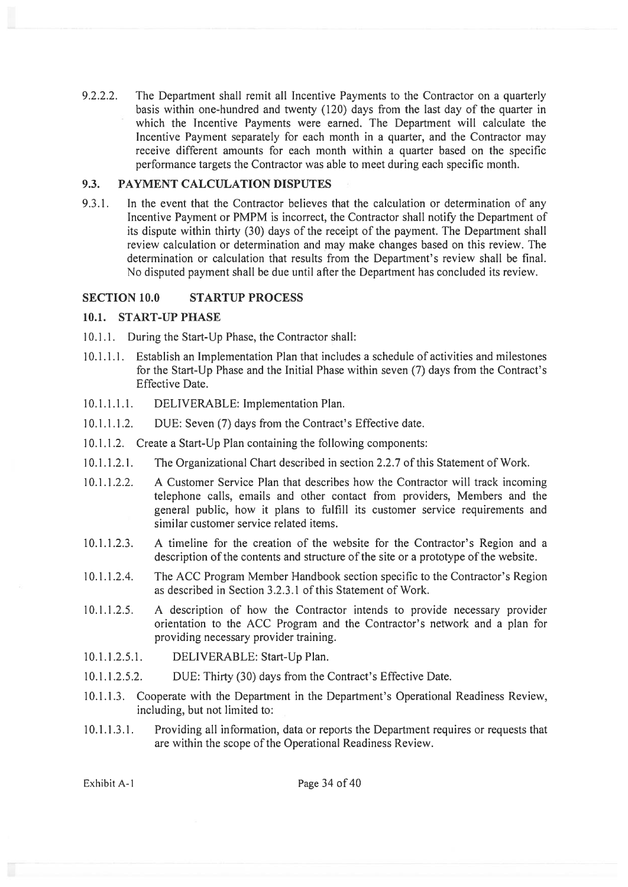9.2.2.2. The Department shall remit all Incentive Payments to the Contractor on a quarterly basis within one-hundred and twenty (120) days from the last day of the quarter in which the Incentive Payments were earned. The Department will calculate the Incentive Payment separately for each month in a quarter, and the Contractor may receive different amounts for each month within a quarter based on the specific performance targets the Contractor was able to meet during each specific month.

### 9.3. PAYMENT CALCULATION DISPUTES

9.3.1. In the event that the Contractor believes that the calculation or determination of any Incentive Payment or PMPM is incorrect, the Contractor shall notify the Department of its dispute within thirty (30) days of the receipt of the payment. The Department shall review calculation or determination and may make changes based on this review. The determination or calculation that results from the Department's review shall be final. No disputed payment shall be due until after the Department has concluded its review.

## SECTION 10.0 STARTUP PROCESS

### 10.1. START-UP PHASE

10.1.1. During the Start-Up Phase, the Contractor shall:

10.1.1.1. Establish an Implementation Plan that includes a schedule of activities and milestones for the Start-Up Phase and the Initial Phase within seven (7) days from the Contract's Effective Date.

10.1.1.1.1. DELIVERABLE: Implementation Plan.

10.1.1.1.2. DUE: Seven (7) days from the Contract's Effective date.

10.1.1.2. Create a Start-Up Plan containing the following components:

10.1.1.2.1. The Organizational Chart described in section 2.2.7 of this Statement of Work.

10.1.1.2.2. A Customer Service Plan that describes how the Contractor will track incoming telephone calls, emails and other contact from providers, Members and the general public, how it plans to fulfill its customer service requirements and similar customer service related items.

10.1.1.2.3. A timeline for the creation of the website for the Contractor's Region and a description of the contents and structure of the site or a prototype of the website.

10.1.1.2.4. The ACC Program Member Handbook section specific to the Contractor's Region as described in Section 3.2.3.1 of this Statement of Work.

10.1.1.2.5. A description of how the Contractor intends to provide necessary provider orientation to the ACC Program and the Contractor's network and a plan for providing necessary provider training.

10.1.1.2.5.1. DELIVERABLE: Start-Up Plan.

10.1.1.2.5.2. DUE: Thirty (30) days from the Contract's Effective Date.

10.1.1.3. Cooperate with the Department in the Department's Operational Readiness Review, including, but not limited to:

10.1.1.3.1. Providing all information, data or reports the Department requires or requests that are within the scope of the Operational Readiness Review.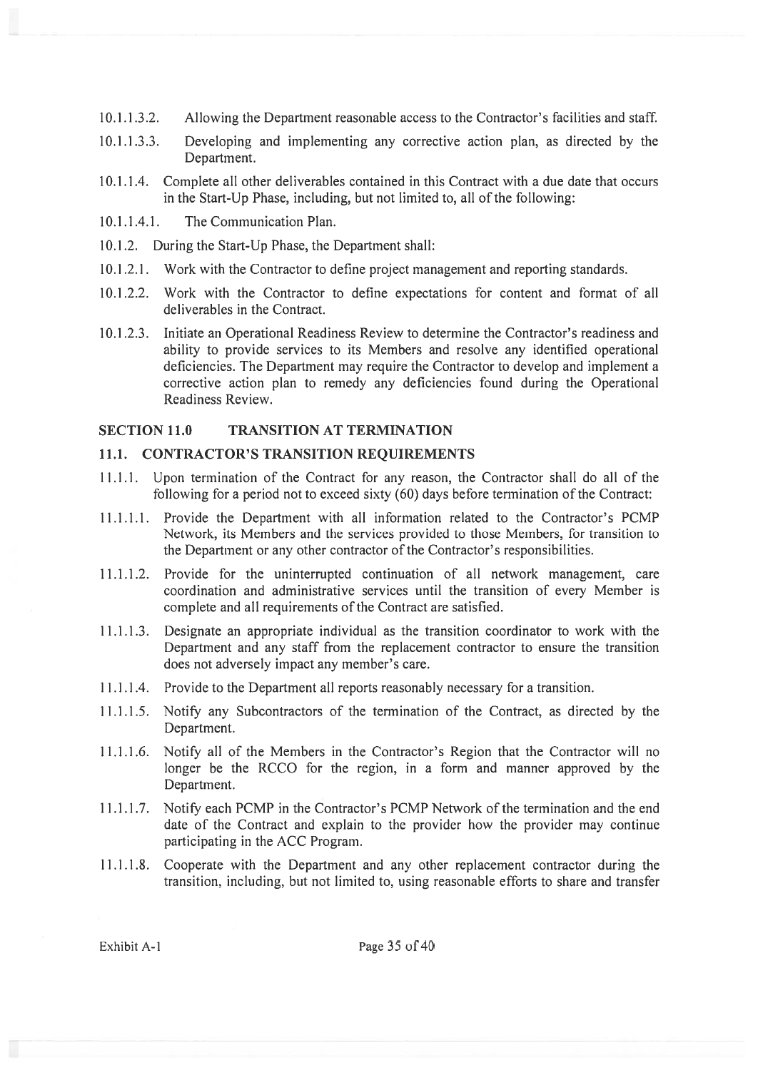10.1.1.3.2. Allowing the Department reasonable access to the Contractor's facilities and staff.

10.1.1.3.3. Developing and implementing any corrective action plan, as directed by the Department.

10.1.1.4. Complete all other deliverables contained in this Contract with a due date that occurs in the Start-Up Phase, including, but not limited to, all of the following:

10.1.1.4.1. The Communication Plan.

10.1.2. During the Start-Up Phase, the Department shall:

10.1.2.1. Work with the Contractor to define project management and reporting standards.

10.1.2.2. Work with the Contractor to define expectations for content and format of all deliverables in the Contract.

10.1.2.3. Initiate an Operational Readiness Review to determine the Contractor's readiness and ability to provide services to its Members and resolve any identified operational deficiencies. The Department may require the Contractor to develop and implement a corrective action plan to remedy any deficiencies found during the Operational Readiness Review.

## SECTION 11.0 TRANSITION AT TERMINATION

### 11.1. CONTRACTOR'S TRANSITION REQUIREMENTS

11.1.1. Upon termination of the Contract for any reason, the Contractor shall do all of the following for a period not to exceed sixty (60) days before termination of the Contract:

11.1.1.1. Provide the Department with all information related to the Contractor's PCMP Network, its Members and the services provided to those Members, for transition to the Department or any other contractor of the Contractor's responsibilities.

11.1.1.2. Provide for the uninterrupted continuation of all network management, care coordination and administrative services until the transition of every Member is complete and all requirements of the Contract are satisfied.

11.1.1.3. Designate an appropriate individual as the transition coordinator to work with the Department and any staff from the replacement contractor to ensure the transition does not adversely impact any member's care.

11.1.1.4. Provide to the Department all reports reasonably necessary for a transition.

11.1.1.5. Notify any Subcontractors of the termination of the Contract, as directed by the Department.

11.1.1.6. Notify all of the Members in the Contractor's Region that the Contractor will no longer be the RCCO for the region, in a form and manner approved by the Department.

11.1.1.7. Notify each PCMP in the Contractor's PCMP Network of the termination and the end date of the Contract and explain to the provider how the provider may continue participating in the ACC Program.

11.1.1.8. Cooperate with the Department and any other replacement contractor during the transition, including, but not limited to, using reasonable efforts to share and transfer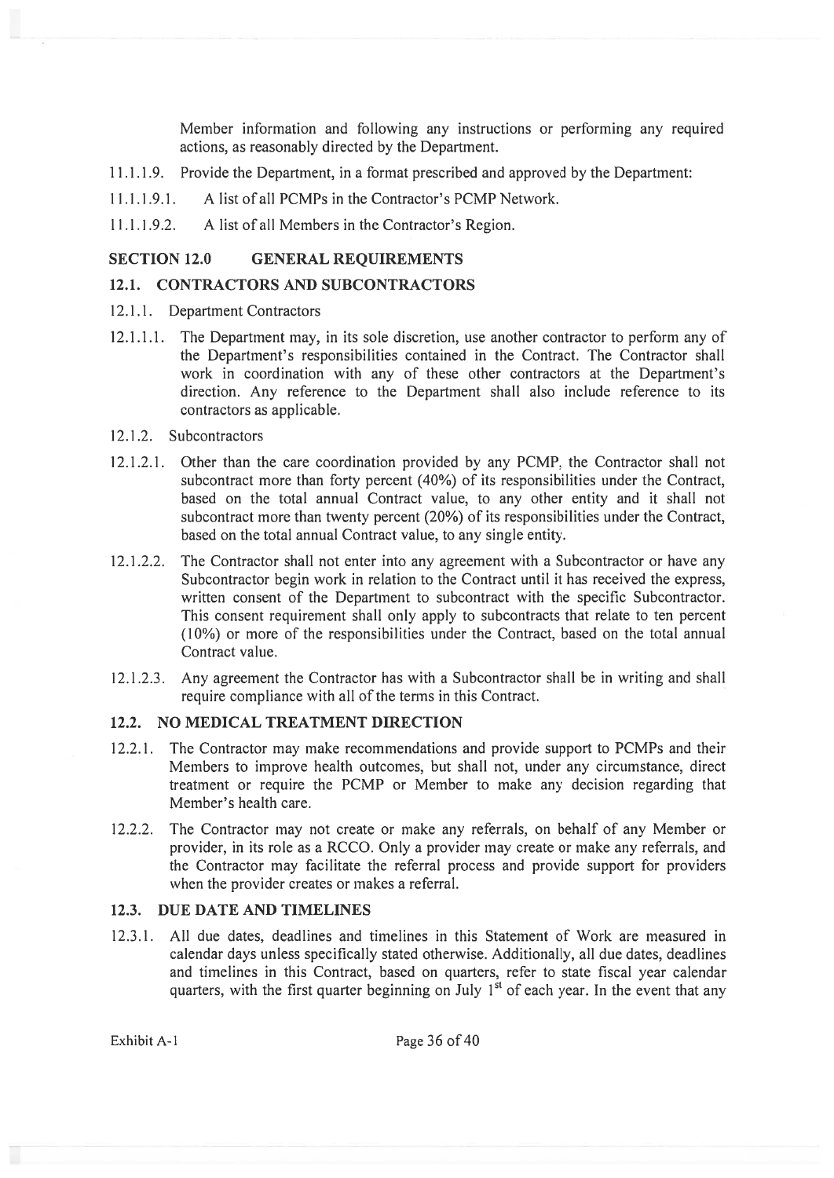Member information and following any instructions or performing any required actions, as reasonably directed by the Department.

11.1.1.9. Provide the Department, in a format prescribed and approved by the Department:

11.1.1.9.1. A list of all PCMPs in the Contractor's PCMP Network.

11.1.1.9.2. A list of all Members in the Contractor's Region.

## SECTION 12.0 GENERAL REQUIREMENTS

### 12.1. CONTRACTORS AND SUBCONTRACTORS

12.1.1. Department Contractors

12.1.1.1. The Department may, in its sole discretion, use another contractor to perform any of the Department's responsibilities contained in the Contract. The Contractor shall work in coordination with any of these other contractors at the Department's direction. Any reference to the Department shall also include reference to its contractors as applicable.

12.1.2. Subcontractors

12.1.2.1. Other than the care coordination provided by any PCMP, the Contractor shall not subcontract more than forty percent (40%) of its responsibilities under the Contract, based on the total annual Contract value, to any other entity and it shall not subcontract more than twenty percent (20%) of its responsibilities under the Contract, based on the total annual Contract value, to any single entity.

12.1.2.2. The Contractor shall not enter into any agreement with a Subcontractor or have any Subcontractor begin work in relation to the Contract until it has received the express, written consent of the Department to subcontract with the specific Subcontractor. This consent requirement shall only apply to subcontracts that relate to ten percent (10%) or more of the responsibilities under the Contract, based on the total annual Contract value.

12.1.2.3. Any agreement the Contractor has with a Subcontractor shall be in writing and shall require compliance with all of the terms in this Contract.

### 12.2. NO MEDICAL TREATMENT DIRECTION

12.2.1. The Contractor may make recommendations and provide support to PCMPs and their Members to improve health outcomes, but shall not, under any circumstance, direct treatment or require the PCMP or Member to make any decision regarding that Member's health care.

12.2.2. The Contractor may not create or make any referrals, on behalf of any Member or provider, in its role as a RCCO. Only a provider may create or make any referrals, and the Contractor may facilitate the referral process and provide support for providers when the provider creates or makes a referral.

### 12.3. DUE DATE AND TIMELINES

12.3.1. All due dates, deadlines and timelines in this Statement of Work are measured in calendar days unless specifically stated otherwise. Additionally, all due dates, deadlines and timelines in this Contract, based on quarters, refer to state fiscal year calendar quarters, with the first quarter beginning on July 1st of each year. In the event that any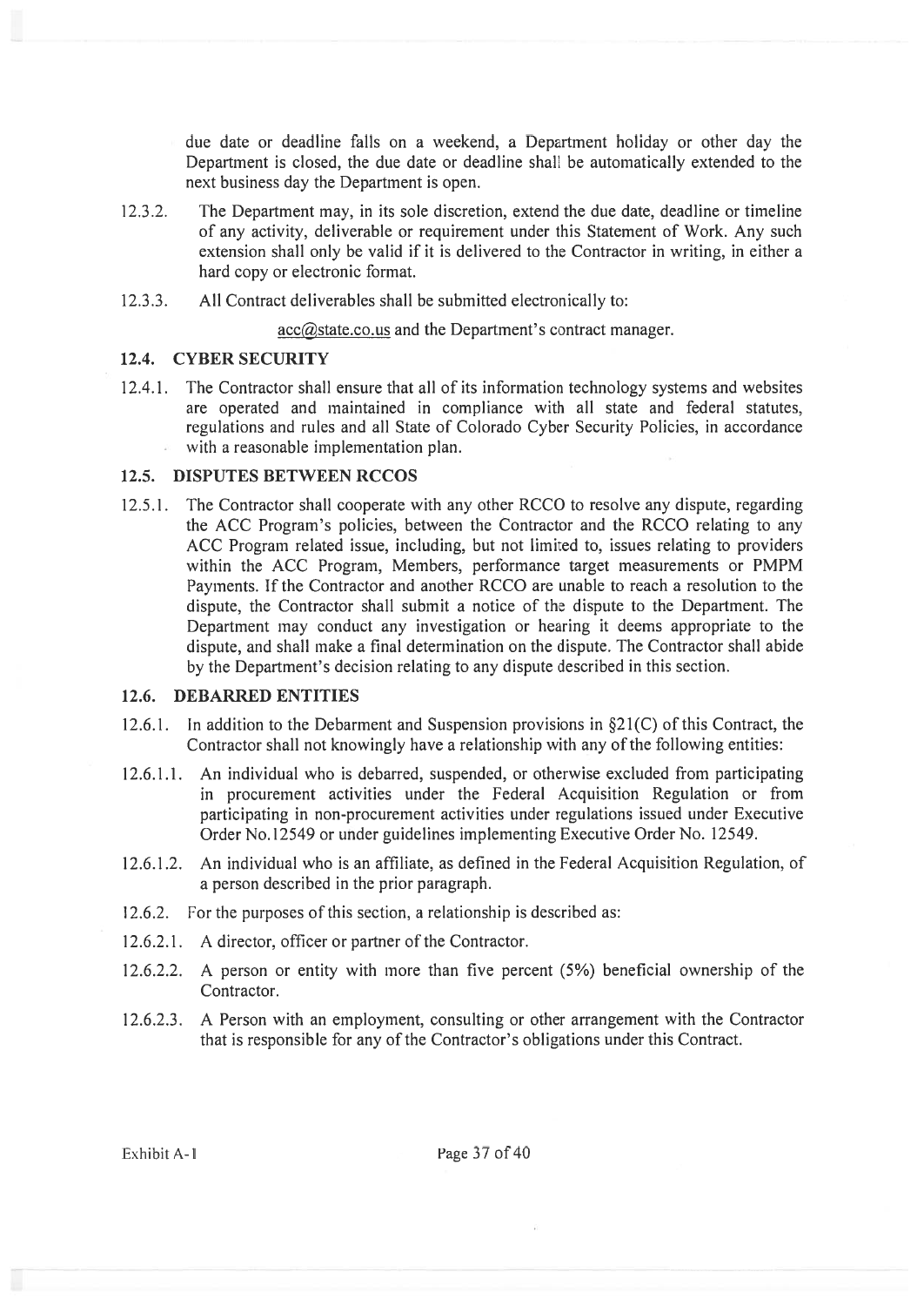due date or deadline falls on a weekend, a Department holiday or other day the Department is closed, the due date or deadline shall be automatically extended to the next business day the Department is open.

12.3.2. The Department may, in its sole discretion, extend the due date, deadline or timeline of any activity, deliverable or requirement under this Statement of Work. Any such extension shall only be valid if it is delivered to the Contractor in writing, in either a hard copy or electronic format.

12.3.3. All Contract deliverables shall be submitted electronically to:

acc@state.co.us and the Department's contract manager.

### 12.4. CYBER SECURITY

12.4.1. The Contractor shall ensure that all of its information technology systems and websites are operated and maintained in compliance with all state and federal statutes, regulations and rules and all State of Colorado Cyber Security Policies, in accordance with a reasonable implementation plan.

### 12.5. DISPUTES BETWEEN RCCOS

12.5.1. The Contractor shall cooperate with any other RCCO to resolve any dispute, regarding the ACC Program's policies, between the Contractor and the RCCO relating to any ACC Program related issue, including, but not limited to, issues relating to providers within the ACC Program, Members, performance target measurements or PMPM Payments. If the Contractor and another RCCO are unable to reach a resolution to the dispute, the Contractor shall submit a notice of the dispute to the Department. The Department may conduct any investigation or hearing it deems appropriate to the dispute, and shall make a final determination on the dispute. The Contractor shall abide by the Department's decision relating to any dispute described in this section.

### 12.6. DEBARRED ENTITIES

12.6.1. In addition to the Debarment and Suspension provisions in §21(C) of this Contract, the Contractor shall not knowingly have a relationship with any of the following entities:

12.6.1.1. An individual who is debarred, suspended, or otherwise excluded from participating in procurement activities under the Federal Acquisition Regulation or from participating in non-procurement activities under regulations issued under Executive Order No.12549 or under guidelines implementing Executive Order No. 12549.

12.6.1.2. An individual who is an affiliate, as defined in the Federal Acquisition Regulation, of a person described in the prior paragraph.

12.6.2. For the purposes of this section, a relationship is described as:

12.6.2.1. A director, officer or partner of the Contractor.

12.6.2.2. A person or entity with more than five percent (5%) beneficial ownership of the Contractor.

12.6.2.3. A Person with an employment, consulting or other arrangement with the Contractor that is responsible for any of the Contractor's obligations under this Contract.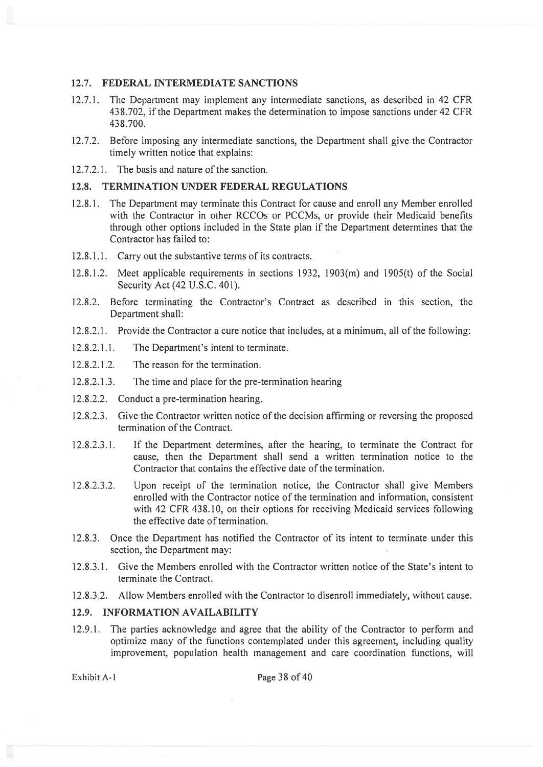## 12.7. FEDERAL INTERMEDIATE SANCTIONS

12.7.1. The Department may implement any intermediate sanctions, as described in 42 CFR 438.702, if the Department makes the determination to impose sanctions under 42 CFR 438.700.

12.7.2. Before imposing any intermediate sanctions, the Department shall give the Contractor timely written notice that explains:

12.7.2.1. The basis and nature of the sanction.

## 12.8. TERMINATION UNDER FEDERAL REGULATIONS

12.8.1. The Department may terminate this Contract for cause and enroll any Member enrolled with the Contractor in other RCCOs or PCCMs, or provide their Medicaid benefits through other options included in the State plan if the Department determines that the Contractor has failed to:

12.8.1.1. Carry out the substantive terms of its contracts.

12.8.1.2. Meet applicable requirements in sections 1932, 1903(m) and 1905(t) of the Social Security Act (42 U.S.C. 401).

12.8.2. Before terminating the Contractor's Contract as described in this section, the Department shall:

12.8.2.1. Provide the Contractor a cure notice that includes, at a minimum, all of the following:

12.8.2.1.1. The Department's intent to terminate.

12.8.2.1.2. The reason for the termination.

12.8.2.1.3. The time and place for the pre-termination hearing

12.8.2.2. Conduct a pre-termination hearing.

12.8.2.3. Give the Contractor written notice of the decision affirming or reversing the proposed termination of the Contract.

12.8.2.3.1. If the Department determines, after the hearing, to terminate the Contract for cause, then the Department shall send a written termination notice to the Contractor that contains the effective date of the termination.

12.8.2.3.2. Upon receipt of the termination notice, the Contractor shall give Members enrolled with the Contractor notice of the termination and information, consistent with 42 CFR 438.10, on their options for receiving Medicaid services following the effective date of termination.

12.8.3. Once the Department has notified the Contractor of its intent to terminate under this section, the Department may:

12.8.3.1. Give the Members enrolled with the Contractor written notice of the State's intent to terminate the Contract.

12.8.3.2. Allow Members enrolled with the Contractor to disenroll immediately, without cause.

## 12.9. INFORMATION AVAILABILITY

12.9.1. The parties acknowledge and agree that the ability of the Contractor to perform and optimize many of the functions contemplated under this agreement, including quality improvement, population health management and care coordination functions, will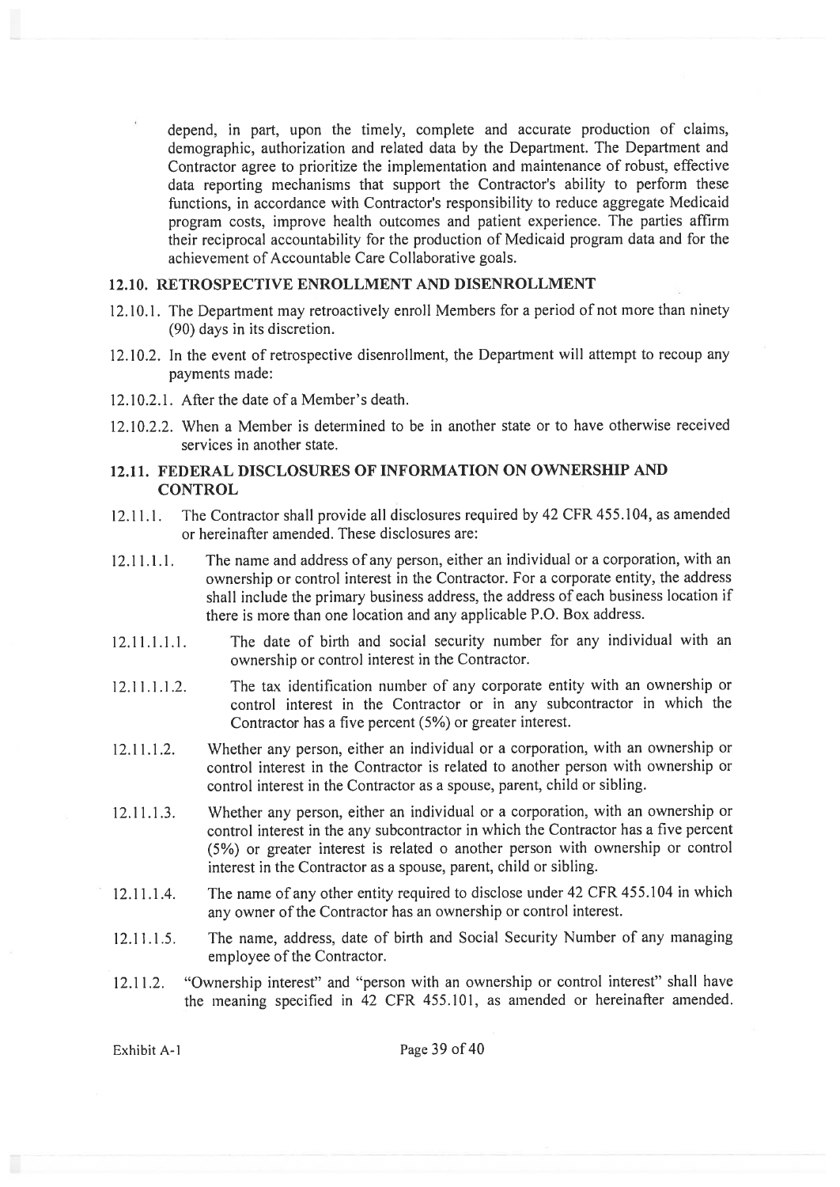depend, in part, upon the timely, complete and accurate production of claims, demographic, authorization and related data by the Department. The Department and Contractor agree to prioritize the implementation and maintenance of robust, effective data reporting mechanisms that support the Contractor's ability to perform these functions, in accordance with Contractor's responsibility to reduce aggregate Medicaid program costs, improve health outcomes and patient experience. The parties affirm their reciprocal accountability for the production of Medicaid program data and for the achievement of Accountable Care Collaborative goals.

### 12.10. RETROSPECTIVE ENROLLMENT AND DISENROLLMENT

12.10.1. The Department may retroactively enroll Members for a period of not more than ninety (90) days in its discretion.

12.10.2. In the event of retrospective disenrollment, the Department will attempt to recoup any payments made:

12.10.2.1. After the date of a Member's death.

12.10.2.2. When a Member is determined to be in another state or to have otherwise received services in another state.

### 12.11. FEDERAL DISCLOSURES OF INFORMATION ON OWNERSHIP AND CONTROL

12.11.1. The Contractor shall provide all disclosures required by 42 CFR 455.104, as amended or hereinafter amended. These disclosures are:

12.11.1.1. The name and address of any person, either an individual or a corporation, with an ownership or control interest in the Contractor. For a corporate entity, the address shall include the primary business address, the address of each business location if there is more than one location and any applicable P.O. Box address.

12.11.1.1.1. The date of birth and social security number for any individual with an ownership or control interest in the Contractor.

12.11.1.1.2. The tax identification number of any corporate entity with an ownership or control interest in the Contractor or in any subcontractor in which the Contractor has a five percent (5%) or greater interest.

12.11.1.2. Whether any person, either an individual or a corporation, with an ownership or control interest in the Contractor is related to another person with ownership or control interest in the Contractor as a spouse, parent, child or sibling.

12.11.1.3. Whether any person, either an individual or a corporation, with an ownership or control interest in the any subcontractor in which the Contractor has a five percent (5%) or greater interest is related o another person with ownership or control interest in the Contractor as a spouse, parent, child or sibling.

12.11.1.4. The name of any other entity required to disclose under 42 CFR 455.104 in which any owner of the Contractor has an ownership or control interest.

12.11.1.5. The name, address, date of birth and Social Security Number of any managing employee of the Contractor.

12.11.2. "Ownership interest" and "person with an ownership or control interest" shall have the meaning specified in 42 CFR 455.101, as amended or hereinafter amended.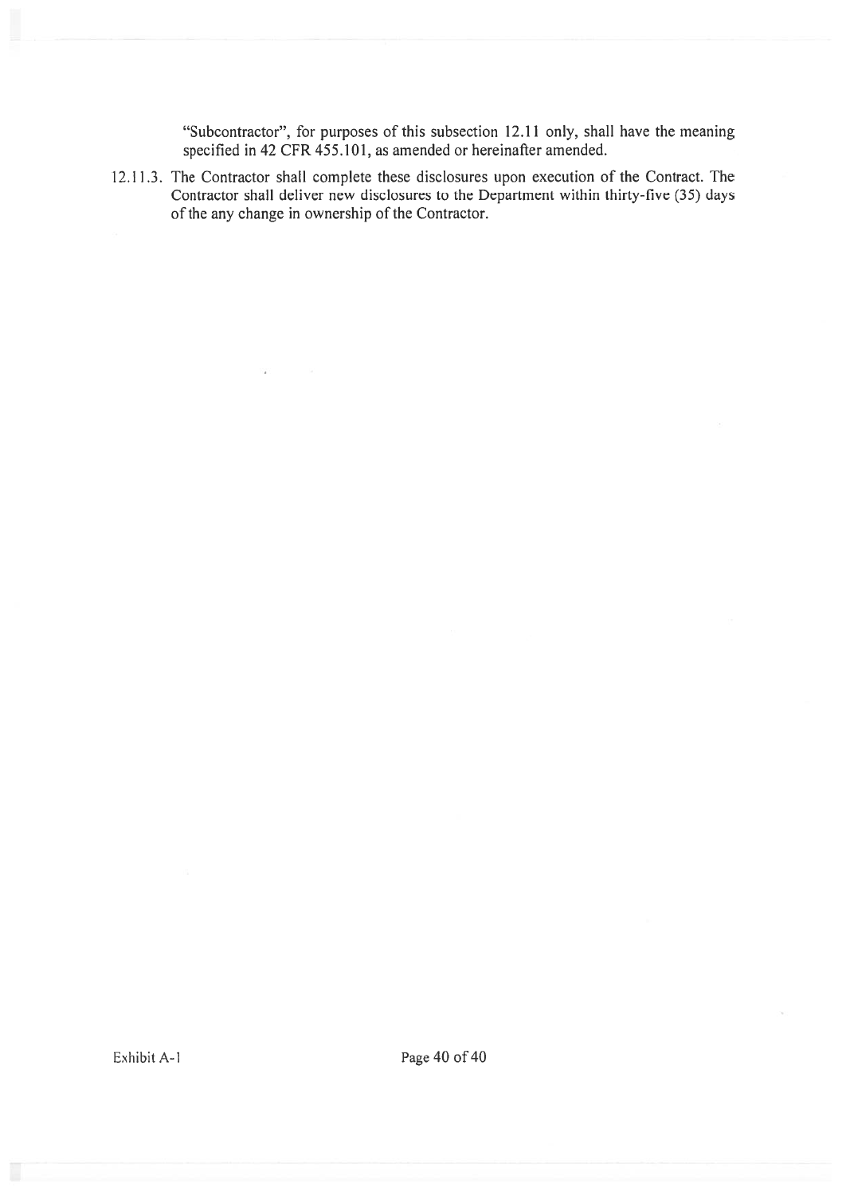"Subcontractor", for purposes of this subsection 12.11 only, shall have the meaning specified in 42 CFR 455.101, as amended or hereinafter amended.

12.11.3. The Contractor shall complete these disclosures upon execution of the Contract. The Contractor shall deliver new disclosures to the Department within thirty-five (35) days of the any change in ownership of the Contractor.